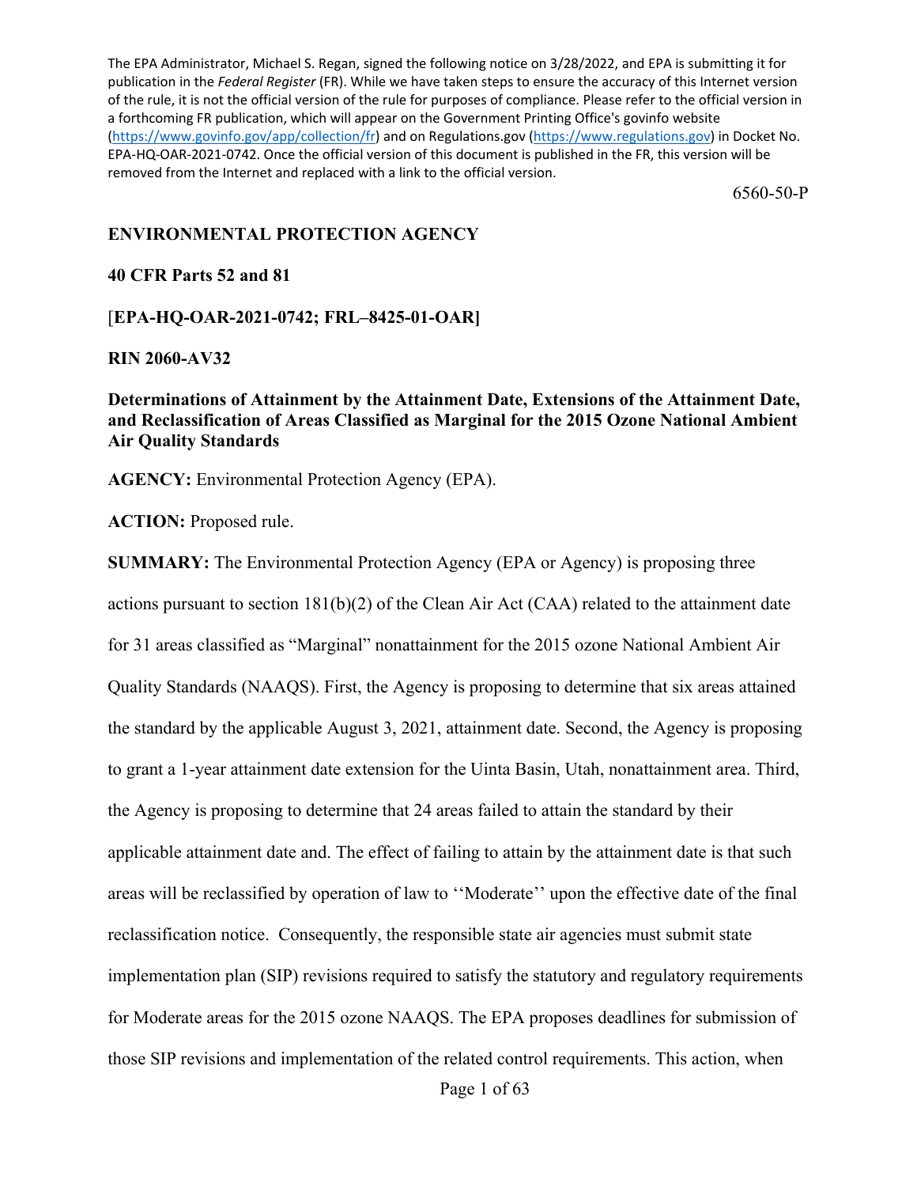The EPA Administrator, Michael S. Regan, signed the following notice on 3/28/2022, and EPA is submitting it for publication in the *Federal Register* (FR). While we have taken steps to ensure the accuracy of this Internet version of the rule, it is not the official version of the rule for purposes of compliance. Please refer to the official version in a forthcoming FR publication, which will appear on the Government Printing Office's govinfo website (https://www.govinfo.gov/app/collection/fr) and on Regulations.gov (https://www.regulations.gov) in Docket No. EPA-HQ-OAR-2021-0742. Once the official version of this document is published in the FR, this version will be removed from the Internet and replaced with a link to the official version.

6560-50-P

**ENVIRONMENTAL PROTECTION AGENCY**

**40 CFR Parts 52 and 81**

[**EPA-HQ-OAR-2021-0742; FRL–8425-01-OAR]**

**RIN 2060-AV32**

**Determinations of Attainment by the Attainment Date, Extensions of the Attainment Date, and Reclassification of Areas Classified as Marginal for the 2015 Ozone National Ambient Air Quality Standards**

**AGENCY:** Environmental Protection Agency (EPA).

**ACTION:** Proposed rule.

**SUMMARY:** The Environmental Protection Agency (EPA or Agency) is proposing three actions pursuant to section 181(b)(2) of the Clean Air Act (CAA) related to the attainment date for 31 areas classified as "Marginal" nonattainment for the 2015 ozone National Ambient Air Quality Standards (NAAQS). First, the Agency is proposing to determine that six areas attained the standard by the applicable August 3, 2021, attainment date. Second, the Agency is proposing to grant a 1-year attainment date extension for the Uinta Basin, Utah, nonattainment area. Third, the Agency is proposing to determine that 24 areas failed to attain the standard by their applicable attainment date and. The effect of failing to attain by the attainment date is that such areas will be reclassified by operation of law to ''Moderate'' upon the effective date of the final reclassification notice. Consequently, the responsible state air agencies must submit state implementation plan (SIP) revisions required to satisfy the statutory and regulatory requirements for Moderate areas for the 2015 ozone NAAQS. The EPA proposes deadlines for submission of those SIP revisions and implementation of the related control requirements. This action, when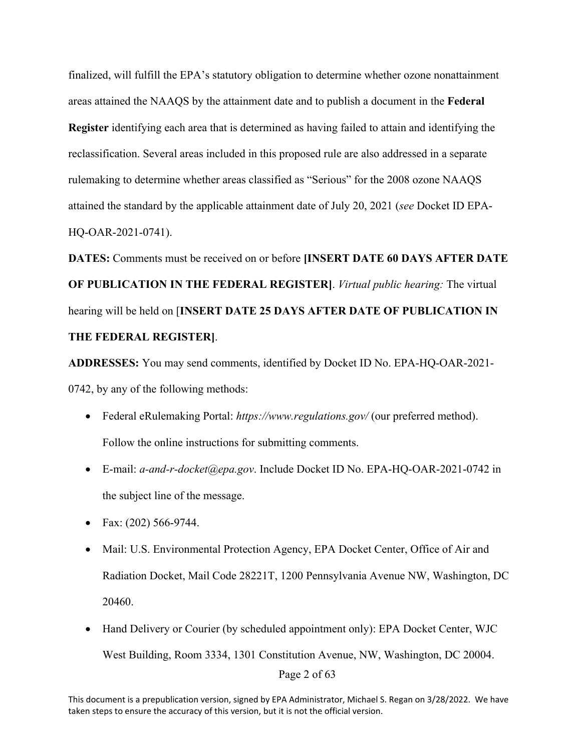finalized, will fulfill the EPA's statutory obligation to determine whether ozone nonattainment areas attained the NAAQS by the attainment date and to publish a document in the **Federal Register** identifying each area that is determined as having failed to attain and identifying the reclassification. Several areas included in this proposed rule are also addressed in a separate rulemaking to determine whether areas classified as "Serious" for the 2008 ozone NAAQS attained the standard by the applicable attainment date of July 20, 2021 (*see* Docket ID EPA-HQ-OAR-2021-0741).

**DATES:** Comments must be received on or before **[INSERT DATE 60 DAYS AFTER DATE OF PUBLICATION IN THE FEDERAL REGISTER]**. *Virtual public hearing:* The virtual hearing will be held on [**INSERT DATE 25 DAYS AFTER DATE OF PUBLICATION IN THE FEDERAL REGISTER]**.

**ADDRESSES:** You may send comments, identified by Docket ID No. EPA-HQ-OAR-2021-0742, by any of the following methods:

- Federal eRulemaking Portal: *https://www.regulations.gov/* (our preferred method). Follow the online instructions for submitting comments.
- E-mail: *a-and-r-docket@epa.gov*. Include Docket ID No. EPA-HQ-OAR-2021-0742 in the subject line of the message.
- Fax: (202) 566-9744.
- Mail: U.S. Environmental Protection Agency, EPA Docket Center, Office of Air and Radiation Docket, Mail Code 28221T, 1200 Pennsylvania Avenue NW, Washington, DC 20460.
- Hand Delivery or Courier (by scheduled appointment only): EPA Docket Center, WJC West Building, Room 3334, 1301 Constitution Avenue, NW, Washington, DC 20004.

This document is a prepublication version, signed by EPA Administrator, Michael S. Regan on 3/28/2022. We have taken steps to ensure the accuracy of this version, but it is not the official version.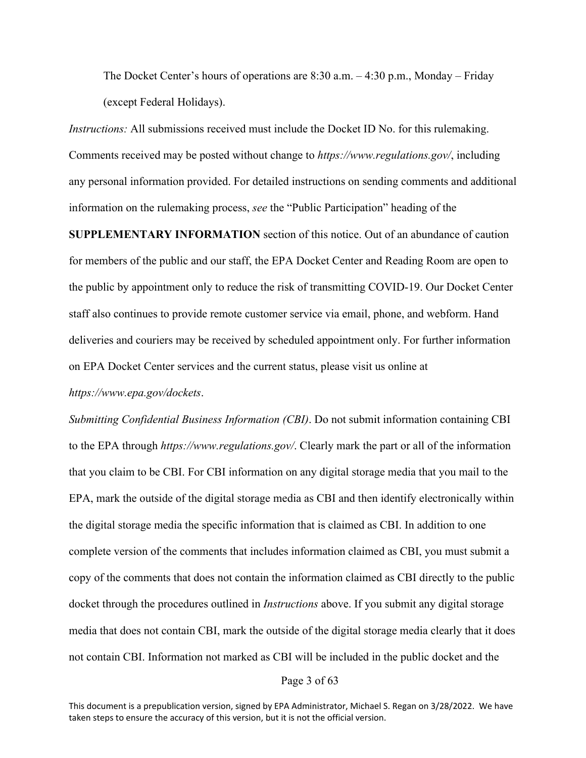The Docker Center's hours of operations are 8:30 a.m. – 4:30 p.m., Monday – Friday (except Federal Holidays).

*Instructions:* All submissions received must include the Docket ID No. for this rulemaking. Comments received may be posted without change to *https://www.regulations.gov/*, including any personal information provided. For detailed instructions on sending comments and additional information on the rulemaking process, *see* the "Public Participation" heading of the **SUPPLEMENTARY INFORMATION** section of this notice. Out of an abundance of caution for members of the public and our staff, the EPA Docket Center and Reading Room are open to the public by appointment only to reduce the risk of transmitting COVID-19. Our Docket Center staff also continues to provide remote customer service via email, phone, and webform. Hand deliveries and couriers may be received by scheduled appointment only. For further information on EPA Docket Center services and the current status, please visit us online at *https://www.epa.gov/dockets*.

*Submitting Confidential Business Information (CBI)*. Do not submit information containing CBI to the EPA through *https://www.regulations.gov/*. Clearly mark the part or all of the information that you claim to be CBI. For CBI information on any digital storage media that you mail to the EPA, mark the outside of the digital storage media as CBI and then identify electronically within the digital storage media the specific information that is claimed as CBI. In addition to one complete version of the comments that includes information claimed as CBI, you must submit a copy of the comments that does not contain the information claimed as CBI directly to the public docket through the procedures outlined in *Instructions* above. If you submit any digital storage media that does not contain CBI, mark the outside of the digital storage media clearly that it does not contain CBI. Information not marked as CBI will be included in the public docket and the

This document is a prepublication version, signed by EPA Administrator, Michael S. Regan on 3/28/2022. We have taken steps to ensure the accuracy of this version, but it is not the official version.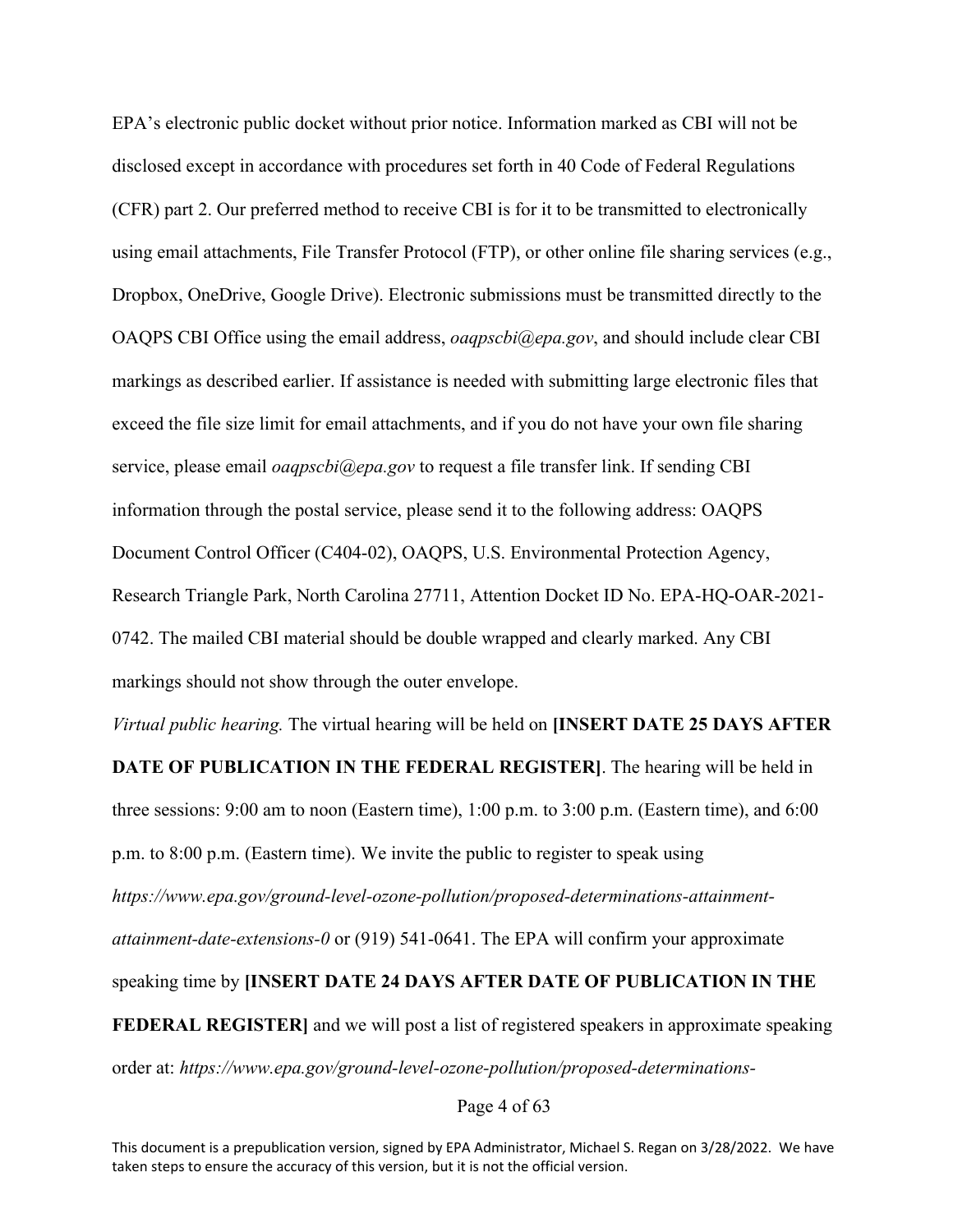EPA's electronic public docket without prior notice. Information marked as CBI will not be disclosed except in accordance with procedures set forth in 40 Code of Federal Regulations (CFR) part 2. Our preferred method to receive CBI is for it to be transmitted to electronically using email attachments, File Transfer Protocol (FTP), or other online file sharing services (e.g., Dropbox, OneDrive, Google Drive). Electronic submissions must be transmitted directly to the OAQPS CBI Office using the email address, *oaqpscbi@epa.gov*, and should include clear CBI markings as described earlier. If assistance is needed with submitting large electronic files that exceed the file size limit for email attachments, and if you do not have your own file sharing service, please email *oaqpscbi@epa.gov* to request a file transfer link. If sending CBI information through the postal service, please send it to the following address: OAQPS Document Control Officer (C404-02), OAQPS, U.S. Environmental Protection Agency, Research Triangle Park, North Carolina 27711, Attention Docket ID No. EPA-HQ-OAR-2021-0742. The mailed CBI material should be double wrapped and clearly marked. Any CBI markings should not show through the outer envelope.

*Virtual public hearing.* The virtual hearing will be held on **[INSERT DATE 25 DAYS AFTER DATE OF PUBLICATION IN THE FEDERAL REGISTER]**. The hearing will be held in three sessions: 9:00 am to noon (Eastern time), 1:00 p.m. to 3:00 p.m. (Eastern time), and 6:00 p.m. to 8:00 p.m. (Eastern time). We invite the public to register to speak using *https://www.epa.gov/ground-level-ozone-pollution/proposed-determinations-attainment-attainment-date-extensions-0* or (919) 541-0641. The EPA will confirm your approximate speaking time by **[INSERT DATE 24 DAYS AFTER DATE OF PUBLICATION IN THE FEDERAL REGISTER]** and we will post a list of registered speakers in approximate speaking order at: *https://www.epa.gov/ground-level-ozone-pollution/proposed-determinations-*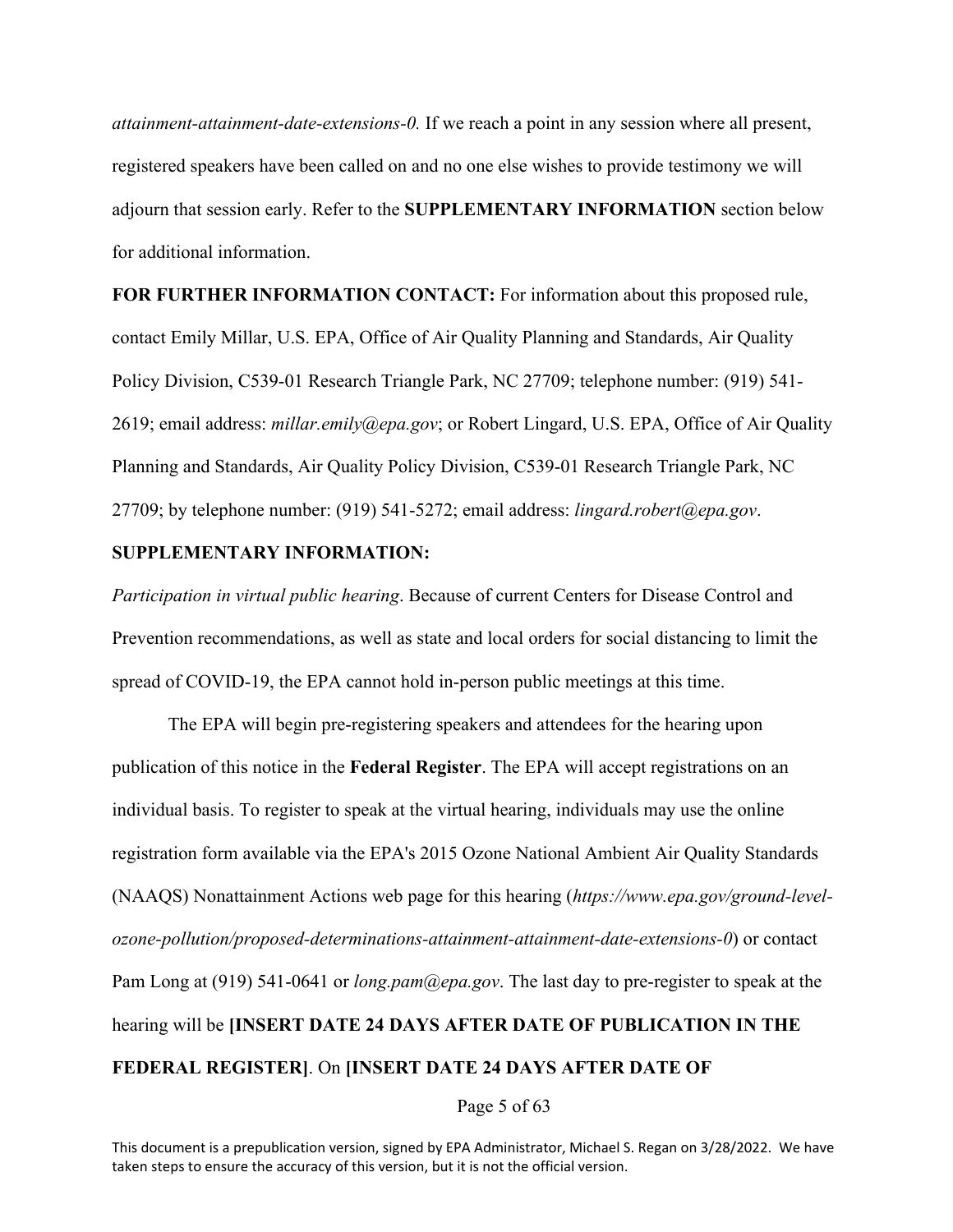*attainment-attainment-date-extensions-0.* If we reach a point in any session where all present, registered speakers have been called on and no one else wishes to provide testimony we will adjourn that session early. Refer to the **SUPPLEMENTARY INFORMATION** section below for additional information.

**FOR FURTHER INFORMATION CONTACT:** For information about this proposed rule, contact Emily Millar, U.S. EPA, Office of Air Quality Planning and Standards, Air Quality Policy Division, C539-01 Research Triangle Park, NC 27709; telephone number: (919) 541-2619; email address: *millar.emily@epa.gov*; or Robert Lingard, U.S. EPA, Office of Air Quality Planning and Standards, Air Quality Policy Division, C539-01 Research Triangle Park, NC 27709; by telephone number: (919) 541-5272; email address: *lingard.robert@epa.gov*.

**SUPPLEMENTARY INFORMATION:**

*Participation in virtual public hearing*. Because of current Centers for Disease Control and Prevention recommendations, as well as state and local orders for social distancing to limit the spread of COVID-19, the EPA cannot hold in-person public meetings at this time.

The EPA will begin pre-registering speakers and attendees for the hearing upon publication of this notice in the **Federal Register**. The EPA will accept registrations on an individual basis. To register to speak at the virtual hearing, individuals may use the online registration form available via the EPA's 2015 Ozone National Ambient Air Quality Standards (NAAQS) Nonattainment Actions web page for this hearing (*https://www.epa.gov/ground-level-ozone-pollution/proposed-determinations-attainment-attainment-date-extensions-0*) or contact Pam Long at (919) 541-0641 or *long.pam@epa.gov*. The last day to pre-register to speak at the hearing will be **[INSERT DATE 24 DAYS AFTER DATE OF PUBLICATION IN THE FEDERAL REGISTER]**. On **[INSERT DATE 24 DAYS AFTER DATE OF**

This document is a prepublication version, signed by EPA Administrator, Michael S. Regan on 3/28/2022. We have taken steps to ensure the accuracy of this version, but it is not the official version.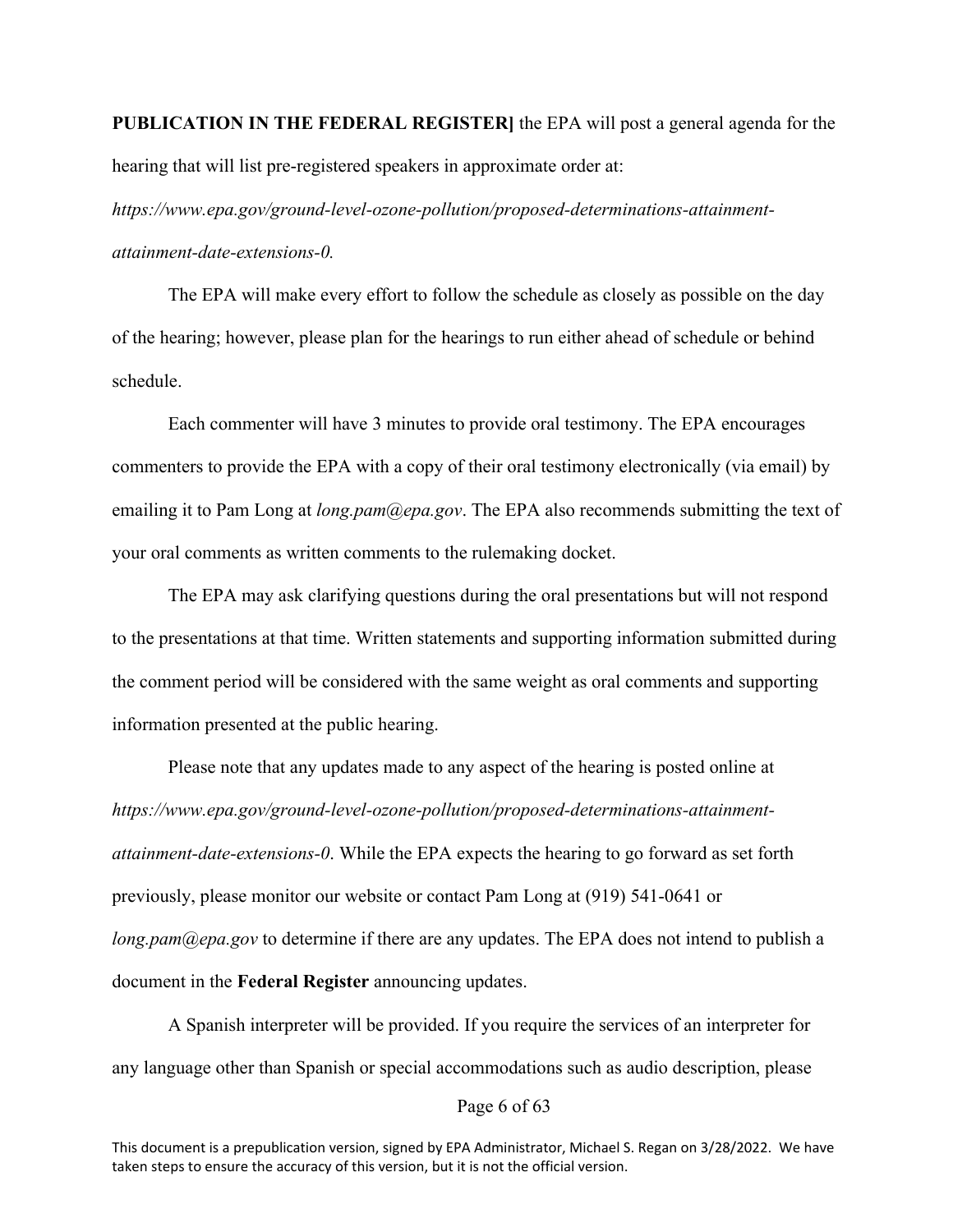**PUBLICATION IN THE FEDERAL REGISTER]** the EPA will post a general agenda for the hearing that will list pre-registered speakers in approximate order at: *https://www.epa.gov/ground-level-ozone-pollution/proposed-determinations-attainment-attainment-date-extensions-0.*

The EPA will make every effort to follow the schedule as closely as possible on the day of the hearing; however, please plan for the hearings to run either ahead of schedule or behind schedule.

Each commenter will have 3 minutes to provide oral testimony. The EPA encourages commenters to provide the EPA with a copy of their oral testimony electronically (via email) by emailing it to Pam Long at *long.pam@epa.gov*. The EPA also recommends submitting the text of your oral comments as written comments to the rulemaking docket.

The EPA may ask clarifying questions during the oral presentations but will not respond to the presentations at that time. Written statements and supporting information submitted during the comment period will be considered with the same weight as oral comments and supporting information presented at the public hearing.

Please note that any updates made to any aspect of the hearing is posted online at *https://www.epa.gov/ground-level-ozone-pollution/proposed-determinations-attainment-attainment-date-extensions-0*. While the EPA expects the hearing to go forward as set forth previously, please monitor our website or contact Pam Long at (919) 541-0641 or *long.pam@epa.gov* to determine if there are any updates. The EPA does not intend to publish a document in the **Federal Register** announcing updates.

A Spanish interpreter will be provided. If you require the services of an interpreter for any language other than Spanish or special accommodations such as audio description, please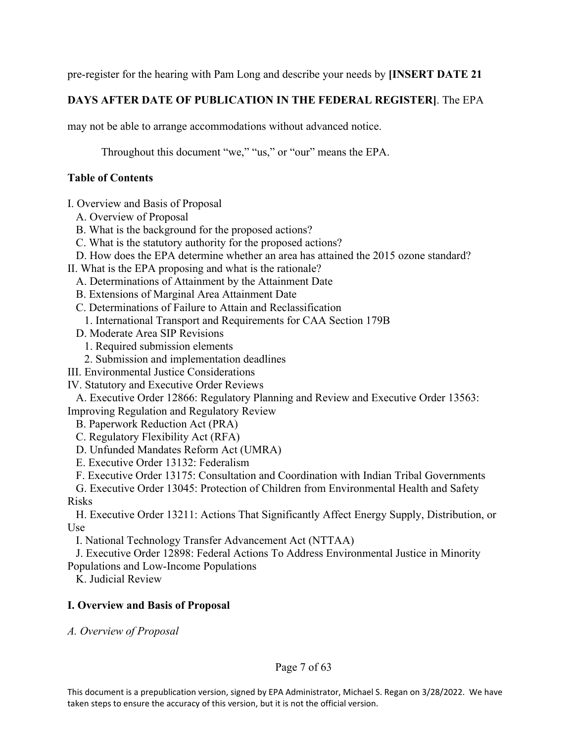pre-register for the hearing with Pam Long and describe your needs by **[INSERT DATE 21 DAYS AFTER DATE OF PUBLICATION IN THE FEDERAL REGISTER]**. The EPA may not be able to arrange accommodations without advanced notice.

Throughout this document "we," "us," or "our" means the EPA.

**Table of Contents**

I. Overview and Basis of Proposal
  A. Overview of Proposal
  B. What is the background for the proposed actions?
  C. What is the statutory authority for the proposed actions?
  D. How does the EPA determine whether an area has attained the 2015 ozone standard?
II. What is the EPA proposing and what is the rationale?
  A. Determinations of Attainment by the Attainment Date
  B. Extensions of Marginal Area Attainment Date
  C. Determinations of Failure to Attain and Reclassification
    1. International Transport and Requirements for CAA Section 179B
  D. Moderate Area SIP Revisions
    1. Required submission elements
    2. Submission and implementation deadlines
III. Environmental Justice Considerations
IV. Statutory and Executive Order Reviews
  A. Executive Order 12866: Regulatory Planning and Review and Executive Order 13563: Improving Regulation and Regulatory Review
  B. Paperwork Reduction Act (PRA)
  C. Regulatory Flexibility Act (RFA)
  D. Unfunded Mandates Reform Act (UMRA)
  E. Executive Order 13132: Federalism
  F. Executive Order 13175: Consultation and Coordination with Indian Tribal Governments
  G. Executive Order 13045: Protection of Children from Environmental Health and Safety Risks
  H. Executive Order 13211: Actions That Significantly Affect Energy Supply, Distribution, or Use
  I. National Technology Transfer Advancement Act (NTTAA)
  J. Executive Order 12898: Federal Actions To Address Environmental Justice in Minority Populations and Low-Income Populations
  K. Judicial Review

## I. Overview and Basis of Proposal

### *A. Overview of Proposal*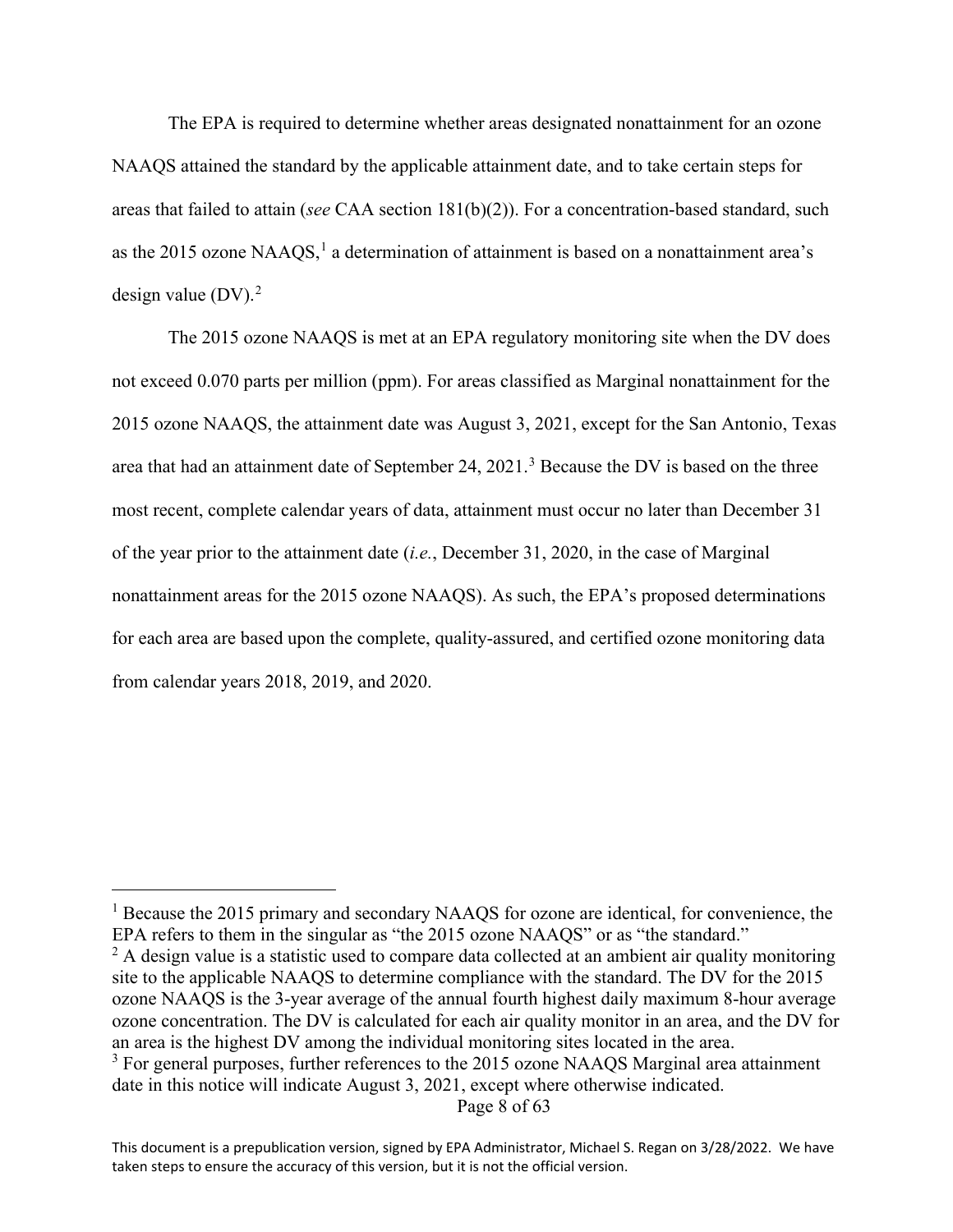The EPA is required to determine whether areas designated nonattainment for an ozone NAAQS attained the standard by the applicable attainment date, and to take certain steps for areas that failed to attain (*see* CAA section 181(b)(2)). For a concentration-based standard, such as the 2015 ozone NAAQS,[1] a determination of attainment is based on a nonattainment area's design value (DV).[2]

The 2015 ozone NAAQS is met at an EPA regulatory monitoring site when the DV does not exceed 0.070 parts per million (ppm). For areas classified as Marginal nonattainment for the 2015 ozone NAAQS, the attainment date was August 3, 2021, except for the San Antonio, Texas area that had an attainment date of September 24, 2021.[3] Because the DV is based on the three most recent, complete calendar years of data, attainment must occur no later than December 31 of the year prior to the attainment date (*i.e.*, December 31, 2020, in the case of Marginal nonattainment areas for the 2015 ozone NAAQS). As such, the EPA's proposed determinations for each area are based upon the complete, quality-assured, and certified ozone monitoring data from calendar years 2018, 2019, and 2020.

---

[1] Because the 2015 primary and secondary NAAQS for ozone are identical, for convenience, the EPA refers to them in the singular as "the 2015 ozone NAAQS" or as "the standard."

[2] A design value is a statistic used to compare data collected at an ambient air quality monitoring site to the applicable NAAQS to determine compliance with the standard. The DV for the 2015 ozone NAAQS is the 3-year average of the annual fourth highest daily maximum 8-hour average ozone concentration. The DV is calculated for each air quality monitor in an area, and the DV for an area is the highest DV among the individual monitoring sites located in the area.

[3] For general purposes, further references to the 2015 ozone NAAQS Marginal area attainment date in this notice will indicate August 3, 2021, except where otherwise indicated.

This document is a prepublication version, signed by EPA Administrator, Michael S. Regan on 3/28/2022. We have taken steps to ensure the accuracy of this version, but it is not the official version.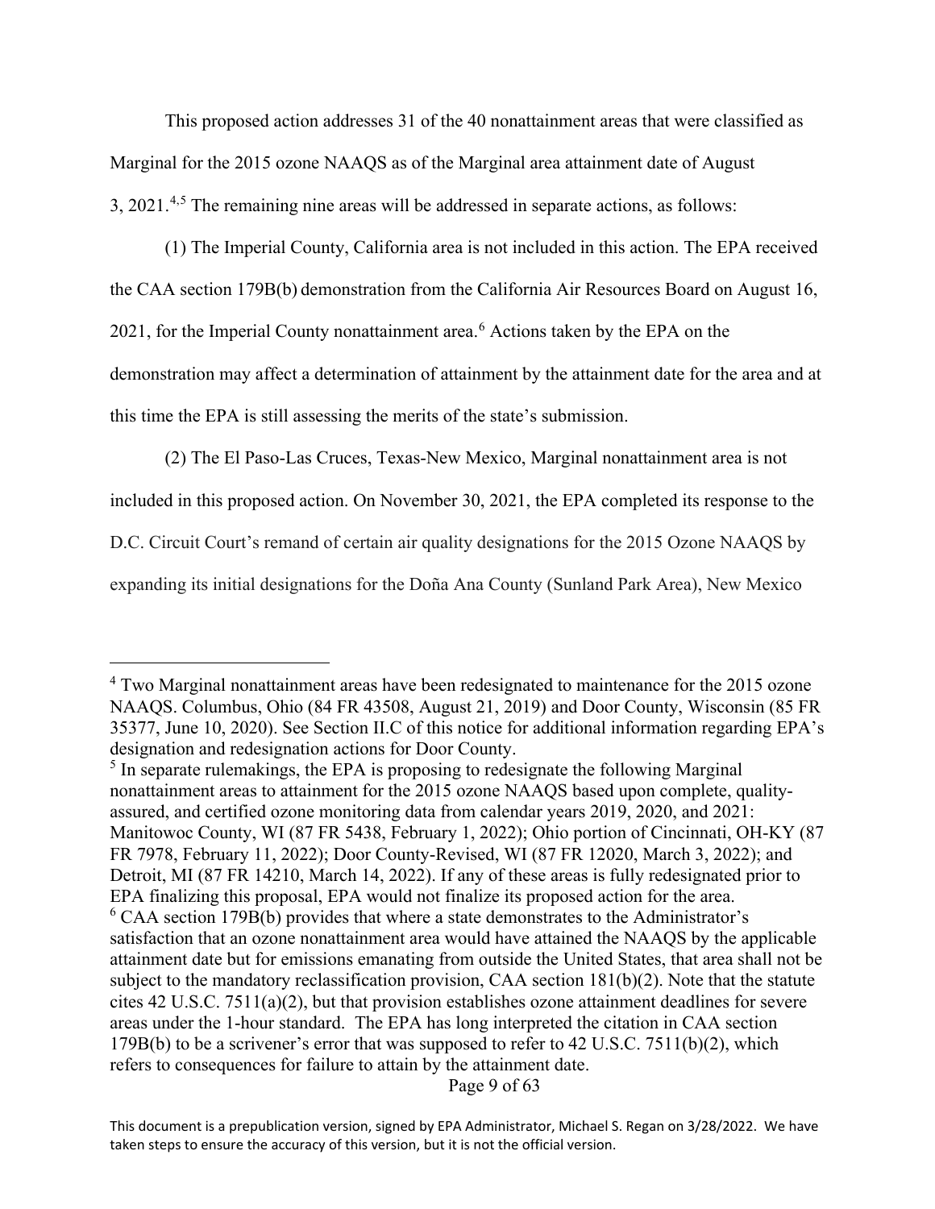This proposed action addresses 31 of the 40 nonattainment areas that were classified as Marginal for the 2015 ozone NAAQS as of the Marginal area attainment date of August 3, 2021.[4,5] The remaining nine areas will be addressed in separate actions, as follows:

(1) The Imperial County, California area is not included in this action. The EPA received the CAA section 179B(b) demonstration from the California Air Resources Board on August 16, 2021, for the Imperial County nonattainment area.[6] Actions taken by the EPA on the demonstration may affect a determination of attainment by the attainment date for the area and at this time the EPA is still assessing the merits of the state's submission.

(2) The El Paso-Las Cruces, Texas-New Mexico, Marginal nonattainment area is not included in this proposed action. On November 30, 2021, the EPA completed its response to the D.C. Circuit Court's remand of certain air quality designations for the 2015 Ozone NAAQS by expanding its initial designations for the Doña Ana County (Sunland Park Area), New Mexico

---

[4] Two Marginal nonattainment areas have been redesignated to maintenance for the 2015 ozone NAAQS. Columbus, Ohio (84 FR 43508, August 21, 2019) and Door County, Wisconsin (85 FR 35377, June 10, 2020). See Section II.C of this notice for additional information regarding EPA's designation and redesignation actions for Door County.

[5] In separate rulemakings, the EPA is proposing to redesignate the following Marginal nonattainment areas to attainment for the 2015 ozone NAAQS based upon complete, quality-assured, and certified ozone monitoring data from calendar years 2019, 2020, and 2021: Manitowoc County, WI (87 FR 5438, February 1, 2022); Ohio portion of Cincinnati, OH-KY (87 FR 7978, February 11, 2022); Door County-Revised, WI (87 FR 12020, March 3, 2022); and Detroit, MI (87 FR 14210, March 14, 2022). If any of these areas is fully redesignated prior to EPA finalizing this proposal, EPA would not finalize its proposed action for the area.

[6] CAA section 179B(b) provides that where a state demonstrates to the Administrator's satisfaction that an ozone nonattainment area would have attained the NAAQS by the applicable attainment date but for emissions emanating from outside the United States, that area shall not be subject to the mandatory reclassification provision, CAA section 181(b)(2). Note that the statute cites 42 U.S.C. 7511(a)(2), but that provision establishes ozone attainment deadlines for severe areas under the 1-hour standard. The EPA has long interpreted the citation in CAA section 179B(b) to be a scrivener's error that was supposed to refer to 42 U.S.C. 7511(b)(2), which refers to consequences for failure to attain by the attainment date.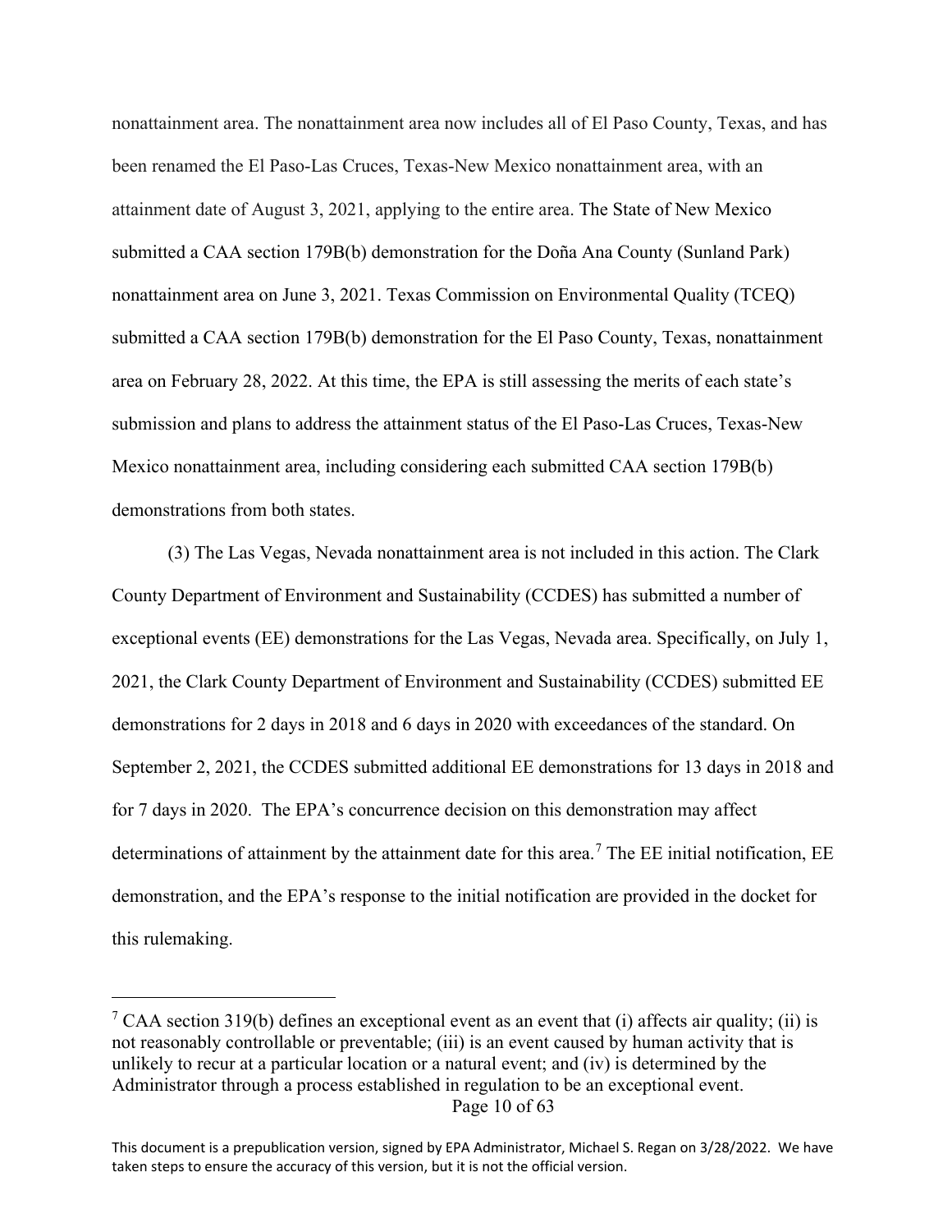nonattainment area. The nonattainment area now includes all of El Paso County, Texas, and has been renamed the El Paso-Las Cruces, Texas-New Mexico nonattainment area, with an attainment date of August 3, 2021, applying to the entire area. The State of New Mexico submitted a CAA section 179B(b) demonstration for the Doña Ana County (Sunland Park) nonattainment area on June 3, 2021. Texas Commission on Environmental Quality (TCEQ) submitted a CAA section 179B(b) demonstration for the El Paso County, Texas, nonattainment area on February 28, 2022. At this time, the EPA is still assessing the merits of each state's submission and plans to address the attainment status of the El Paso-Las Cruces, Texas-New Mexico nonattainment area, including considering each submitted CAA section 179B(b) demonstrations from both states.

(3) The Las Vegas, Nevada nonattainment area is not included in this action. The Clark County Department of Environment and Sustainability (CCDES) has submitted a number of exceptional events (EE) demonstrations for the Las Vegas, Nevada area. Specifically, on July 1, 2021, the Clark County Department of Environment and Sustainability (CCDES) submitted EE demonstrations for 2 days in 2018 and 6 days in 2020 with exceedances of the standard. On September 2, 2021, the CCDES submitted additional EE demonstrations for 13 days in 2018 and for 7 days in 2020. The EPA's concurrence decision on this demonstration may affect determinations of attainment by the attainment date for this area.[7] The EE initial notification, EE demonstration, and the EPA's response to the initial notification are provided in the docket for this rulemaking.

---

[7] CAA section 319(b) defines an exceptional event as an event that (i) affects air quality; (ii) is not reasonably controllable or preventable; (iii) is an event caused by human activity that is unlikely to recur at a particular location or a natural event; and (iv) is determined by the Administrator through a process established in regulation to be an exceptional event.

This document is a prepublication version, signed by EPA Administrator, Michael S. Regan on 3/28/2022. We have taken steps to ensure the accuracy of this version, but it is not the official version.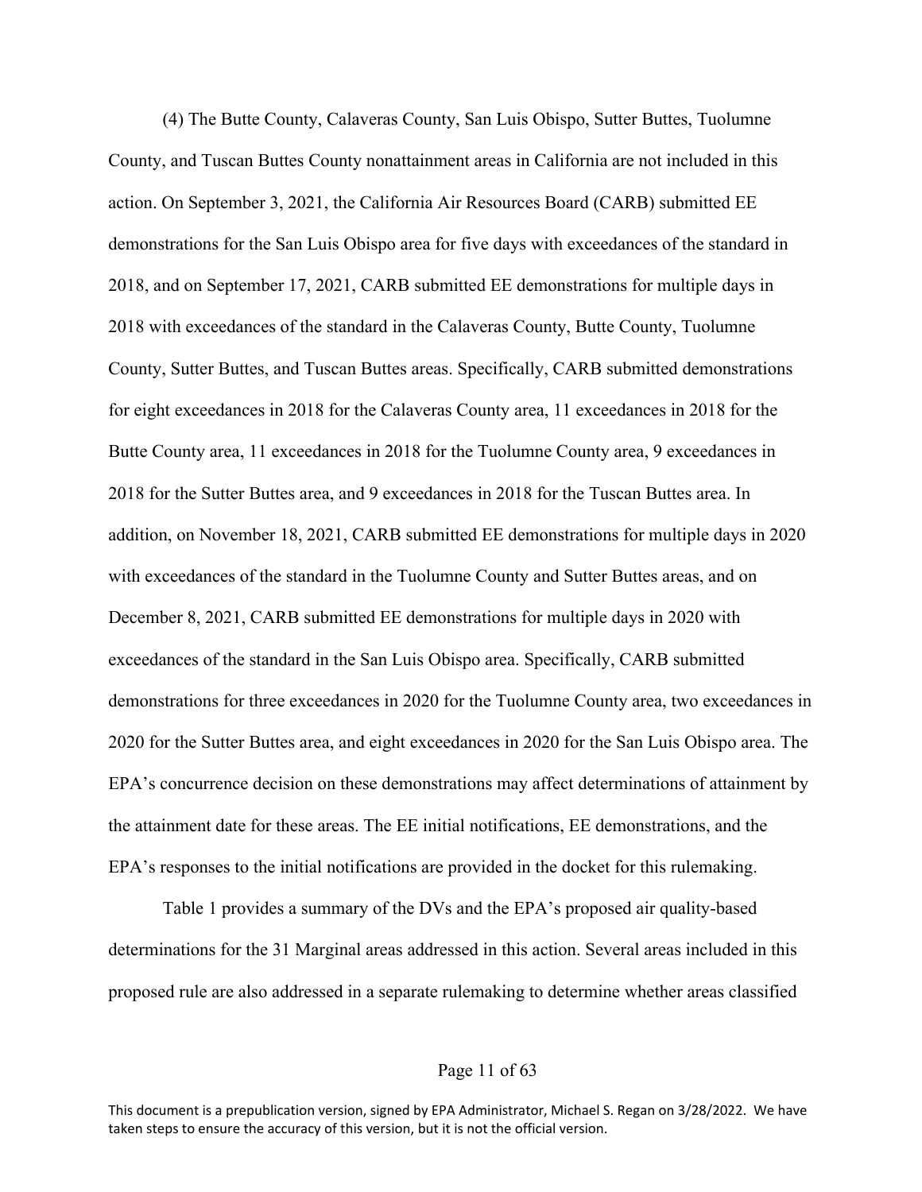(4) The Butte County, Calaveras County, San Luis Obispo, Sutter Buttes, Tuolumne County, and Tuscan Buttes County nonattainment areas in California are not included in this action. On September 3, 2021, the California Air Resources Board (CARB) submitted EE demonstrations for the San Luis Obispo area for five days with exceedances of the standard in 2018, and on September 17, 2021, CARB submitted EE demonstrations for multiple days in 2018 with exceedances of the standard in the Calaveras County, Butte County, Tuolumne County, Sutter Buttes, and Tuscan Buttes areas. Specifically, CARB submitted demonstrations for eight exceedances in 2018 for the Calaveras County area, 11 exceedances in 2018 for the Butte County area, 11 exceedances in 2018 for the Tuolumne County area, 9 exceedances in 2018 for the Sutter Buttes area, and 9 exceedances in 2018 for the Tuscan Buttes area. In addition, on November 18, 2021, CARB submitted EE demonstrations for multiple days in 2020 with exceedances of the standard in the Tuolumne County and Sutter Buttes areas, and on December 8, 2021, CARB submitted EE demonstrations for multiple days in 2020 with exceedances of the standard in the San Luis Obispo area. Specifically, CARB submitted demonstrations for three exceedances in 2020 for the Tuolumne County area, two exceedances in 2020 for the Sutter Buttes area, and eight exceedances in 2020 for the San Luis Obispo area. The EPA's concurrence decision on these demonstrations may affect determinations of attainment by the attainment date for these areas. The EE initial notifications, EE demonstrations, and the EPA's responses to the initial notifications are provided in the docket for this rulemaking.

Table 1 provides a summary of the DVs and the EPA's proposed air quality-based determinations for the 31 Marginal areas addressed in this action. Several areas included in this proposed rule are also addressed in a separate rulemaking to determine whether areas classified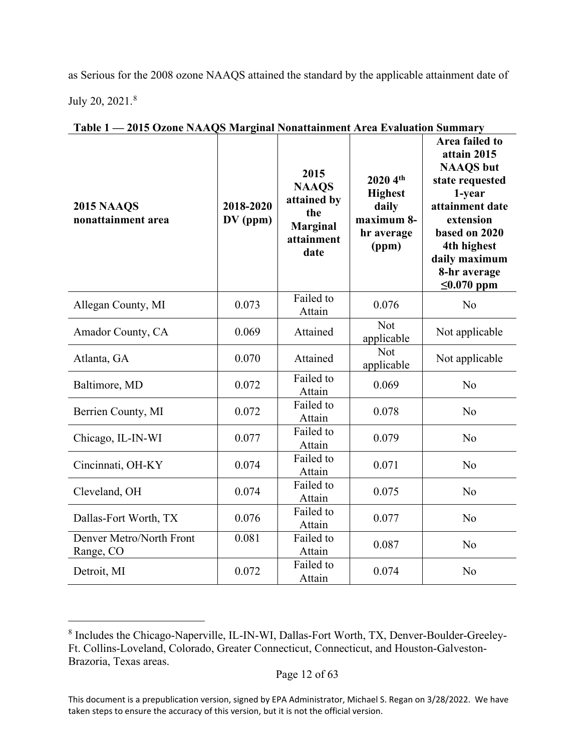as Serious for the 2008 ozone NAAQS attained the standard by the applicable attainment date of July 20, 2021.[8]

**Table 1 — 2015 Ozone NAAQS Marginal Nonattainment Area Evaluation Summary**

| 2015 NAAQS nonattainment area | 2018-2020 DV (ppm) | 2015 NAAQS attained by the Marginal attainment date | 2020 4th Highest daily maximum 8-hr average (ppm) | Area failed to attain 2015 NAAQS but state requested 1-year attainment date extension based on 2020 4th highest daily maximum 8-hr average ≤0.070 ppm |
|---|---|---|---|---|
| Allegan County, MI | 0.073 | Failed to Attain | 0.076 | No |
| Amador County, CA | 0.069 | Attained | Not applicable | Not applicable |
| Atlanta, GA | 0.070 | Attained | Not applicable | Not applicable |
| Baltimore, MD | 0.072 | Failed to Attain | 0.069 | No |
| Berrien County, MI | 0.072 | Failed to Attain | 0.078 | No |
| Chicago, IL-IN-WI | 0.077 | Failed to Attain | 0.079 | No |
| Cincinnati, OH-KY | 0.074 | Failed to Attain | 0.071 | No |
| Cleveland, OH | 0.074 | Failed to Attain | 0.075 | No |
| Dallas-Fort Worth, TX | 0.076 | Failed to Attain | 0.077 | No |
| Denver Metro/North Front Range, CO | 0.081 | Failed to Attain | 0.087 | No |
| Detroit, MI | 0.072 | Failed to Attain | 0.074 | No |

[8] Includes the Chicago-Naperville, IL-IN-WI, Dallas-Fort Worth, TX, Denver-Boulder-Greeley-Ft. Collins-Loveland, Colorado, Greater Connecticut, Connecticut, and Houston-Galveston-Brazoria, Texas areas.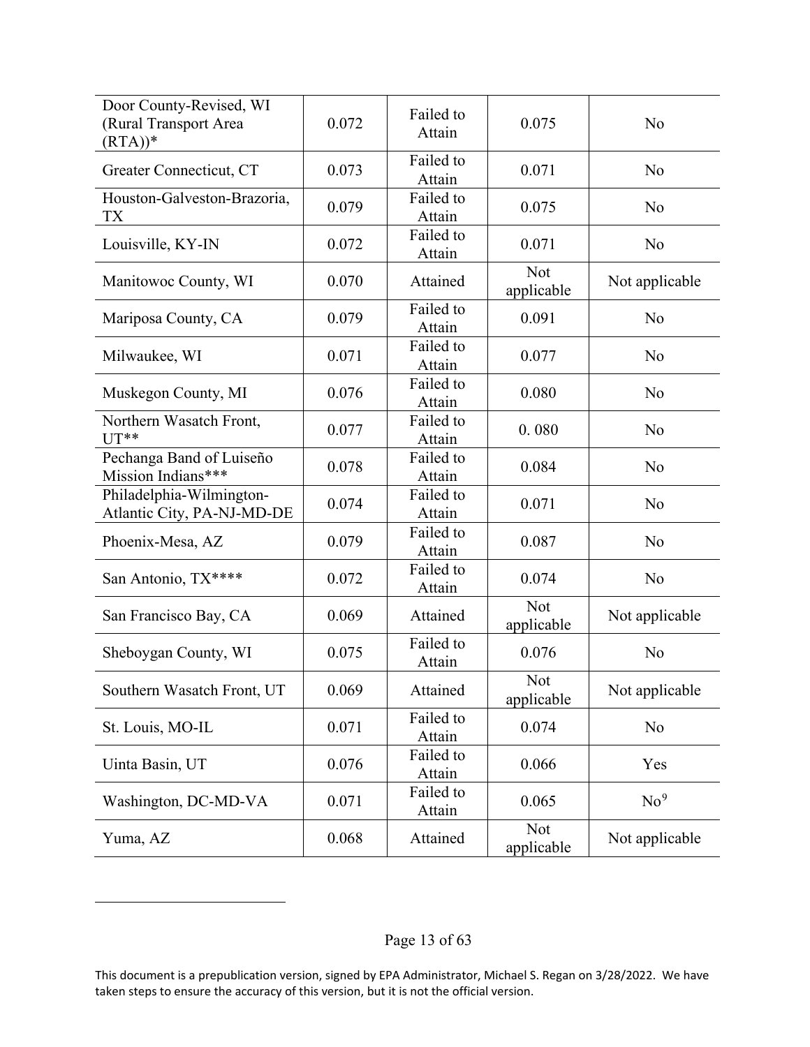| | | | | |
|---|---|---|---|---|
| Door County-Revised, WI (Rural Transport Area (RTA))* | 0.072 | Failed to Attain | 0.075 | No |
| Greater Connecticut, CT | 0.073 | Failed to Attain | 0.071 | No |
| Houston-Galveston-Brazoria, TX | 0.079 | Failed to Attain | 0.075 | No |
| Louisville, KY-IN | 0.072 | Failed to Attain | 0.071 | No |
| Manitowoc County, WI | 0.070 | Attained | Not applicable | Not applicable |
| Mariposa County, CA | 0.079 | Failed to Attain | 0.091 | No |
| Milwaukee, WI | 0.071 | Failed to Attain | 0.077 | No |
| Muskegon County, MI | 0.076 | Failed to Attain | 0.080 | No |
| Northern Wasatch Front, UT** | 0.077 | Failed to Attain | 0. 080 | No |
| Pechanga Band of Luiseño Mission Indians*** | 0.078 | Failed to Attain | 0.084 | No |
| Philadelphia-Wilmington-Atlantic City, PA-NJ-MD-DE | 0.074 | Failed to Attain | 0.071 | No |
| Phoenix-Mesa, AZ | 0.079 | Failed to Attain | 0.087 | No |
| San Antonio, TX**** | 0.072 | Failed to Attain | 0.074 | No |
| San Francisco Bay, CA | 0.069 | Attained | Not applicable | Not applicable |
| Sheboygan County, WI | 0.075 | Failed to Attain | 0.076 | No |
| Southern Wasatch Front, UT | 0.069 | Attained | Not applicable | Not applicable |
| St. Louis, MO-IL | 0.071 | Failed to Attain | 0.074 | No |
| Uinta Basin, UT | 0.076 | Failed to Attain | 0.066 | Yes |
| Washington, DC-MD-VA | 0.071 | Failed to Attain | 0.065 | No[9] |
| Yuma, AZ | 0.068 | Attained | Not applicable | Not applicable |

This document is a prepublication version, signed by EPA Administrator, Michael S. Regan on 3/28/2022. We have taken steps to ensure the accuracy of this version, but it is not the official version.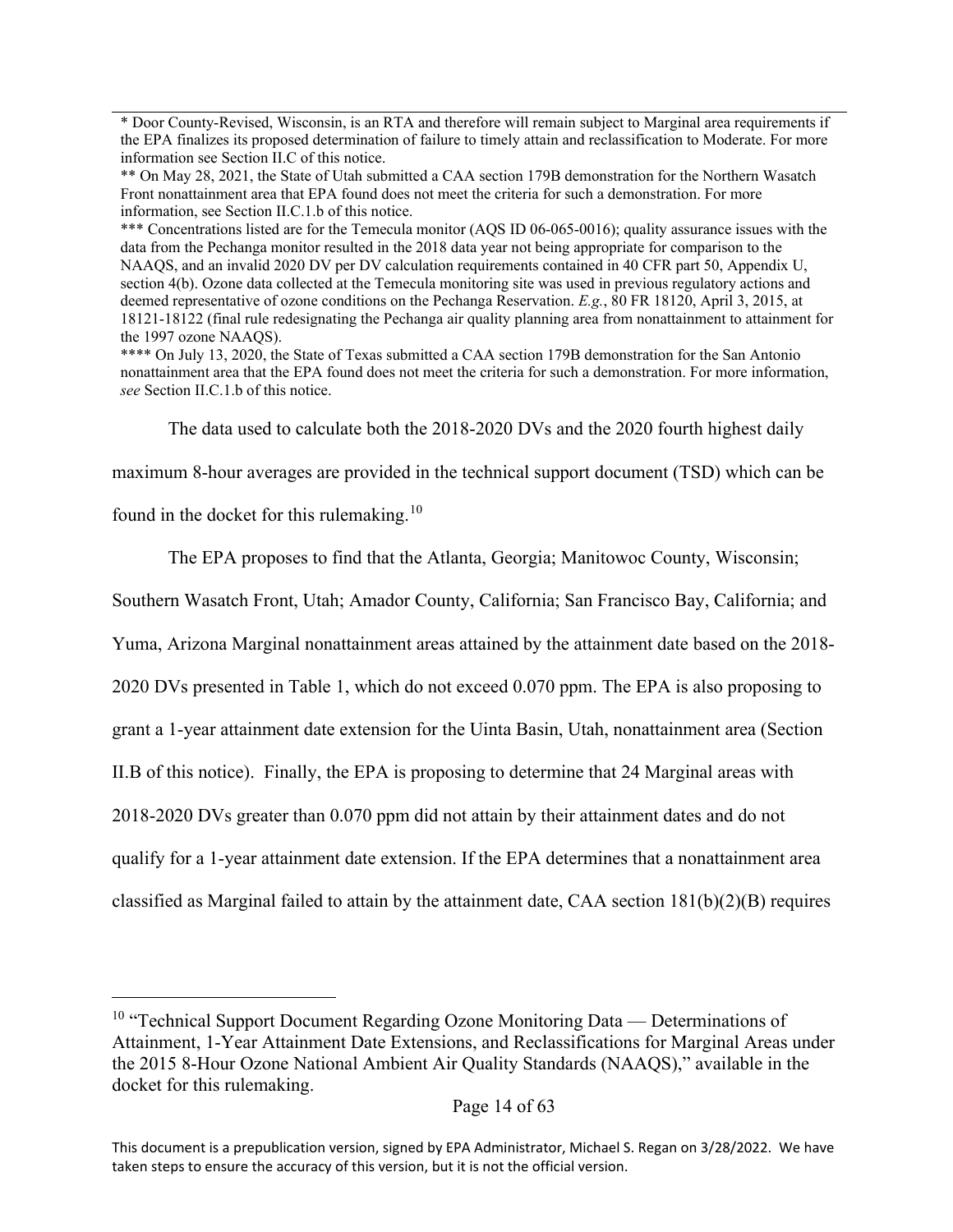\* Door County-Revised, Wisconsin, is an RTA and therefore will remain subject to Marginal area requirements if the EPA finalizes its proposed determination of failure to timely attain and reclassification to Moderate. For more information see Section II.C of this notice.

\*\* On May 28, 2021, the State of Utah submitted a CAA section 179B demonstration for the Northern Wasatch Front nonattainment area that EPA found does not meet the criteria for such a demonstration. For more information, see Section II.C.1.b of this notice.

\*\*\* Concentrations listed are for the Temecula monitor (AQS ID 06-065-0016); quality assurance issues with the data from the Pechanga monitor resulted in the 2018 data year not being appropriate for comparison to the NAAQS, and an invalid 2020 DV per DV calculation requirements contained in 40 CFR part 50, Appendix U, section 4(b). Ozone data collected at the Temecula monitoring site was used in previous regulatory actions and deemed representative of ozone conditions on the Pechanga Reservation. *E.g.*, 80 FR 18120, April 3, 2015, at 18121-18122 (final rule redesignating the Pechanga air quality planning area from nonattainment to attainment for the 1997 ozone NAAQS).

\*\*\*\* On July 13, 2020, the State of Texas submitted a CAA section 179B demonstration for the San Antonio nonattainment area that the EPA found does not meet the criteria for such a demonstration. For more information, *see* Section II.C.1.b of this notice.

The data used to calculate both the 2018-2020 DVs and the 2020 fourth highest daily maximum 8-hour averages are provided in the technical support document (TSD) which can be found in the docket for this rulemaking.[10]

The EPA proposes to find that the Atlanta, Georgia; Manitowoc County, Wisconsin; Southern Wasatch Front, Utah; Amador County, California; San Francisco Bay, California; and Yuma, Arizona Marginal nonattainment areas attained by the attainment date based on the 2018-2020 DVs presented in Table 1, which do not exceed 0.070 ppm. The EPA is also proposing to grant a 1-year attainment date extension for the Uinta Basin, Utah, nonattainment area (Section II.B of this notice). Finally, the EPA is proposing to determine that 24 Marginal areas with 2018-2020 DVs greater than 0.070 ppm did not attain by their attainment dates and do not qualify for a 1-year attainment date extension. If the EPA determines that a nonattainment area classified as Marginal failed to attain by the attainment date, CAA section 181(b)(2)(B) requires

[10] "Technical Support Document Regarding Ozone Monitoring Data — Determinations of Attainment, 1-Year Attainment Date Extensions, and Reclassifications for Marginal Areas under the 2015 8-Hour Ozone National Ambient Air Quality Standards (NAAQS)," available in the docket for this rulemaking.

This document is a prepublication version, signed by EPA Administrator, Michael S. Regan on 3/28/2022. We have taken steps to ensure the accuracy of this version, but it is not the official version.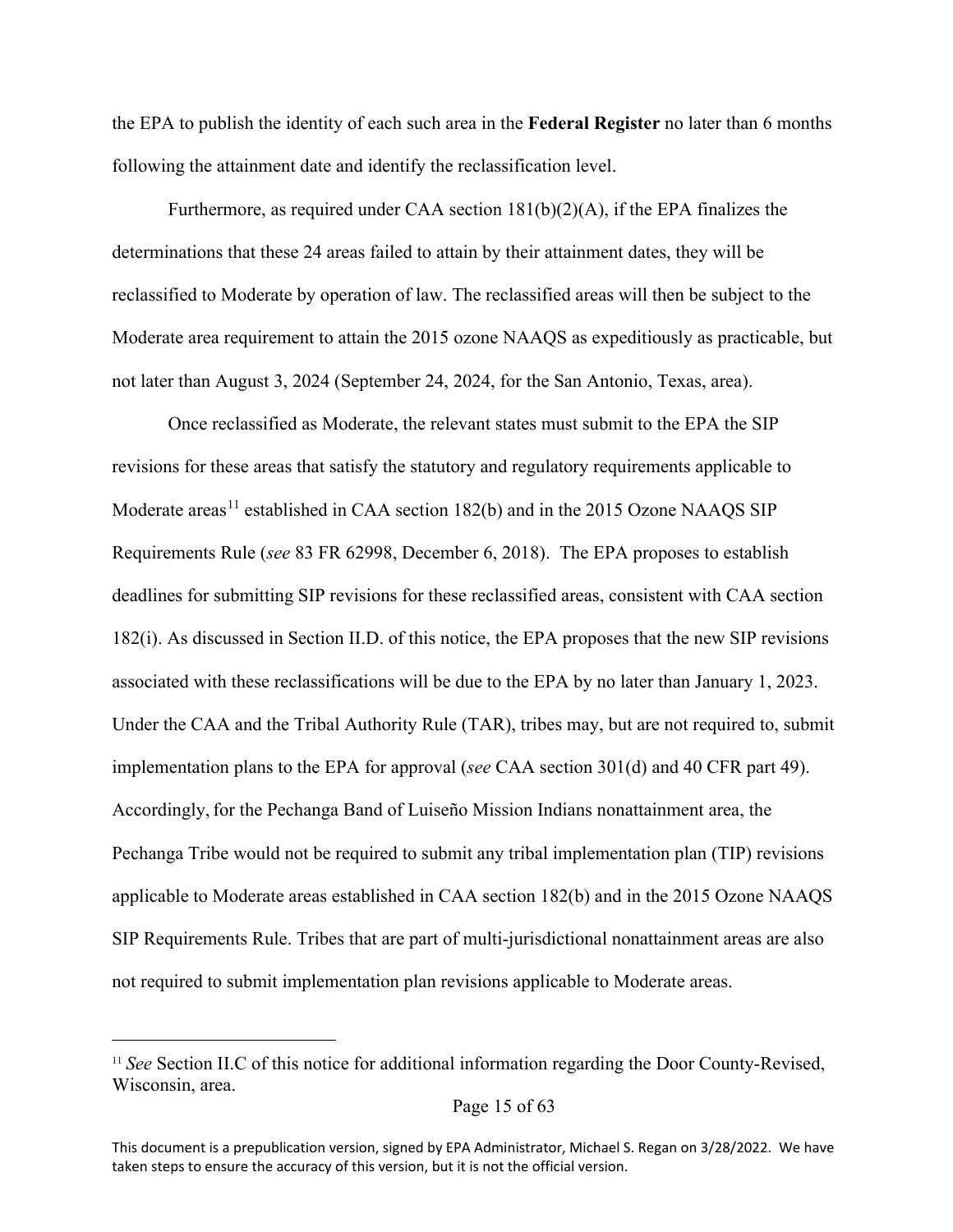the EPA to publish the identity of each such area in the **Federal Register** no later than 6 months following the attainment date and identify the reclassification level.

Furthermore, as required under CAA section 181(b)(2)(A), if the EPA finalizes the determinations that these 24 areas failed to attain by their attainment dates, they will be reclassified to Moderate by operation of law. The reclassified areas will then be subject to the Moderate area requirement to attain the 2015 ozone NAAQS as expeditiously as practicable, but not later than August 3, 2024 (September 24, 2024, for the San Antonio, Texas, area).

Once reclassified as Moderate, the relevant states must submit to the EPA the SIP revisions for these areas that satisfy the statutory and regulatory requirements applicable to Moderate areas[11] established in CAA section 182(b) and in the 2015 Ozone NAAQS SIP Requirements Rule (*see* 83 FR 62998, December 6, 2018). The EPA proposes to establish deadlines for submitting SIP revisions for these reclassified areas, consistent with CAA section 182(i). As discussed in Section II.D. of this notice, the EPA proposes that the new SIP revisions associated with these reclassifications will be due to the EPA by no later than January 1, 2023. Under the CAA and the Tribal Authority Rule (TAR), tribes may, but are not required to, submit implementation plans to the EPA for approval (*see* CAA section 301(d) and 40 CFR part 49). Accordingly, for the Pechanga Band of Luiseño Mission Indians nonattainment area, the Pechanga Tribe would not be required to submit any tribal implementation plan (TIP) revisions applicable to Moderate areas established in CAA section 182(b) and in the 2015 Ozone NAAQS SIP Requirements Rule. Tribes that are part of multi-jurisdictional nonattainment areas are also not required to submit implementation plan revisions applicable to Moderate areas.

[11] *See* Section II.C of this notice for additional information regarding the Door County-Revised, Wisconsin, area.

This document is a prepublication version, signed by EPA Administrator, Michael S. Regan on 3/28/2022. We have taken steps to ensure the accuracy of this version, but it is not the official version.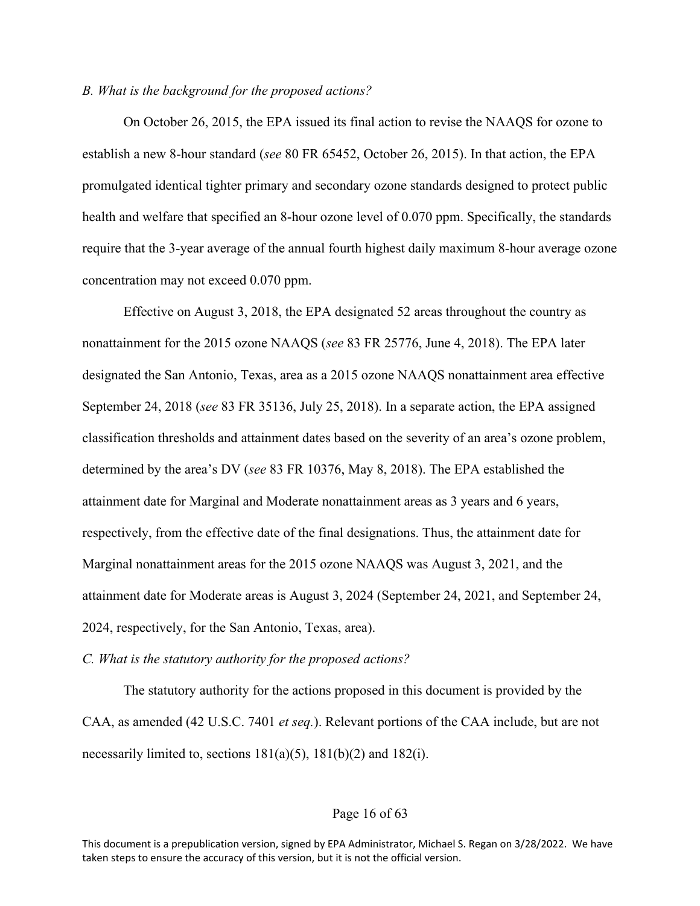*B. What is the background for the proposed actions?*

On October 26, 2015, the EPA issued its final action to revise the NAAQS for ozone to establish a new 8-hour standard (*see* 80 FR 65452, October 26, 2015). In that action, the EPA promulgated identical tighter primary and secondary ozone standards designed to protect public health and welfare that specified an 8-hour ozone level of 0.070 ppm. Specifically, the standards require that the 3-year average of the annual fourth highest daily maximum 8-hour average ozone concentration may not exceed 0.070 ppm.

Effective on August 3, 2018, the EPA designated 52 areas throughout the country as nonattainment for the 2015 ozone NAAQS (*see* 83 FR 25776, June 4, 2018). The EPA later designated the San Antonio, Texas, area as a 2015 ozone NAAQS nonattainment area effective September 24, 2018 (*see* 83 FR 35136, July 25, 2018). In a separate action, the EPA assigned classification thresholds and attainment dates based on the severity of an area's ozone problem, determined by the area's DV (*see* 83 FR 10376, May 8, 2018). The EPA established the attainment date for Marginal and Moderate nonattainment areas as 3 years and 6 years, respectively, from the effective date of the final designations. Thus, the attainment date for Marginal nonattainment areas for the 2015 ozone NAAQS was August 3, 2021, and the attainment date for Moderate areas is August 3, 2024 (September 24, 2021, and September 24, 2024, respectively, for the San Antonio, Texas, area).

*C. What is the statutory authority for the proposed actions?*

The statutory authority for the actions proposed in this document is provided by the CAA, as amended (42 U.S.C. 7401 *et seq.*). Relevant portions of the CAA include, but are not necessarily limited to, sections 181(a)(5), 181(b)(2) and 182(i).

This document is a prepublication version, signed by EPA Administrator, Michael S. Regan on 3/28/2022. We have taken steps to ensure the accuracy of this version, but it is not the official version.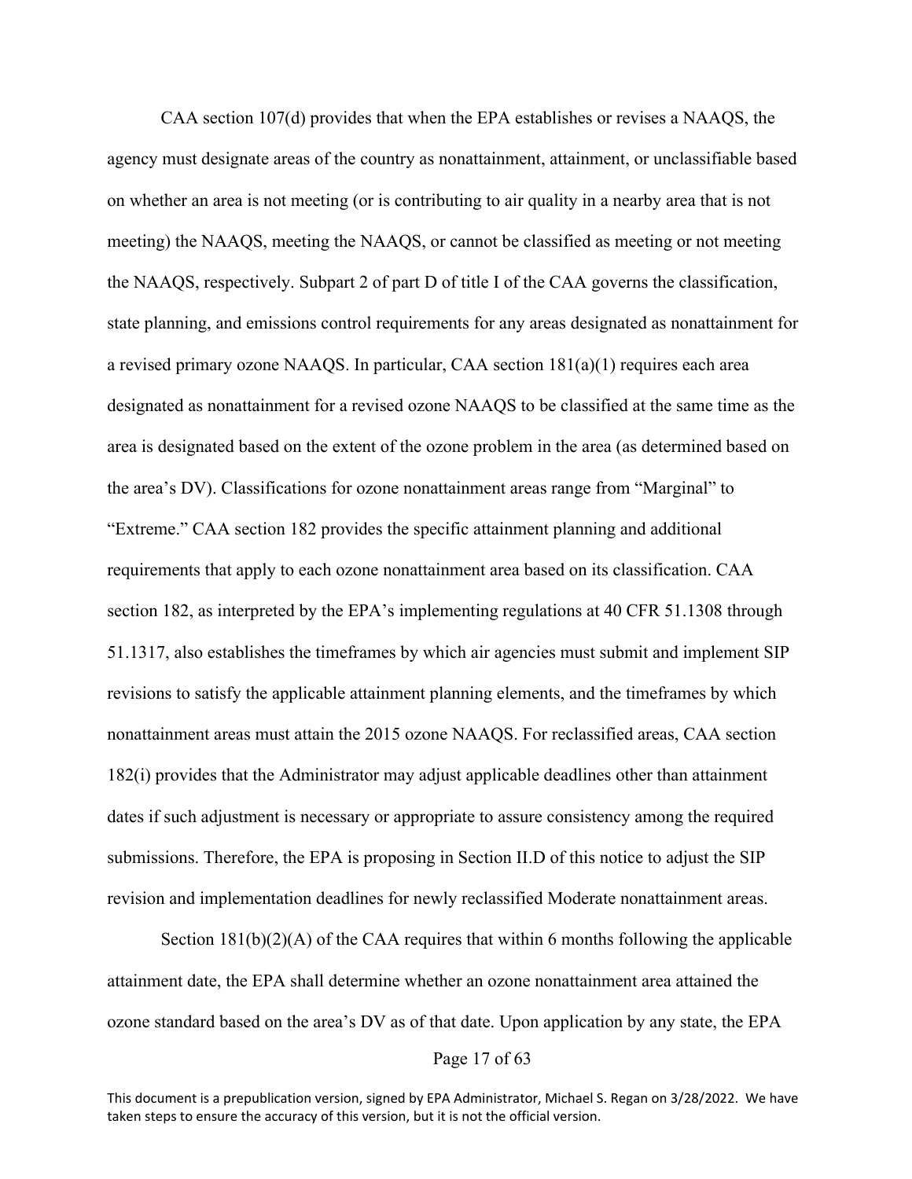CAA section 107(d) provides that when the EPA establishes or revises a NAAQS, the agency must designate areas of the country as nonattainment, attainment, or unclassifiable based on whether an area is not meeting (or is contributing to air quality in a nearby area that is not meeting) the NAAQS, meeting the NAAQS, or cannot be classified as meeting or not meeting the NAAQS, respectively. Subpart 2 of part D of title I of the CAA governs the classification, state planning, and emissions control requirements for any areas designated as nonattainment for a revised primary ozone NAAQS. In particular, CAA section 181(a)(1) requires each area designated as nonattainment for a revised ozone NAAQS to be classified at the same time as the area is designated based on the extent of the ozone problem in the area (as determined based on the area's DV). Classifications for ozone nonattainment areas range from "Marginal" to "Extreme." CAA section 182 provides the specific attainment planning and additional requirements that apply to each ozone nonattainment area based on its classification. CAA section 182, as interpreted by the EPA's implementing regulations at 40 CFR 51.1308 through 51.1317, also establishes the timeframes by which air agencies must submit and implement SIP revisions to satisfy the applicable attainment planning elements, and the timeframes by which nonattainment areas must attain the 2015 ozone NAAQS. For reclassified areas, CAA section 182(i) provides that the Administrator may adjust applicable deadlines other than attainment dates if such adjustment is necessary or appropriate to assure consistency among the required submissions. Therefore, the EPA is proposing in Section II.D of this notice to adjust the SIP revision and implementation deadlines for newly reclassified Moderate nonattainment areas.

Section 181(b)(2)(A) of the CAA requires that within 6 months following the applicable attainment date, the EPA shall determine whether an ozone nonattainment area attained the ozone standard based on the area's DV as of that date. Upon application by any state, the EPA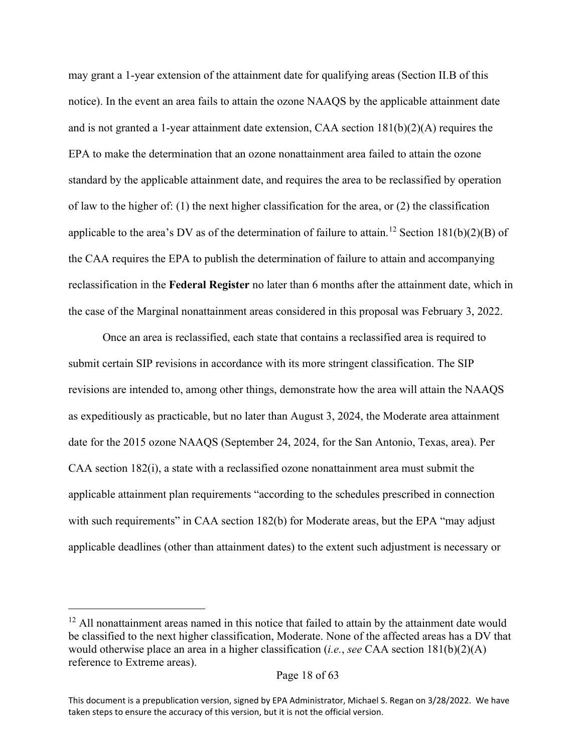may grant a 1-year extension of the attainment date for qualifying areas (Section II.B of this notice). In the event an area fails to attain the ozone NAAQS by the applicable attainment date and is not granted a 1-year attainment date extension, CAA section 181(b)(2)(A) requires the EPA to make the determination that an ozone nonattainment area failed to attain the ozone standard by the applicable attainment date, and requires the area to be reclassified by operation of law to the higher of: (1) the next higher classification for the area, or (2) the classification applicable to the area's DV as of the determination of failure to attain.[12] Section 181(b)(2)(B) of the CAA requires the EPA to publish the determination of failure to attain and accompanying reclassification in the **Federal Register** no later than 6 months after the attainment date, which in the case of the Marginal nonattainment areas considered in this proposal was February 3, 2022.

Once an area is reclassified, each state that contains a reclassified area is required to submit certain SIP revisions in accordance with its more stringent classification. The SIP revisions are intended to, among other things, demonstrate how the area will attain the NAAQS as expeditiously as practicable, but no later than August 3, 2024, the Moderate area attainment date for the 2015 ozone NAAQS (September 24, 2024, for the San Antonio, Texas, area). Per CAA section 182(i), a state with a reclassified ozone nonattainment area must submit the applicable attainment plan requirements "according to the schedules prescribed in connection with such requirements" in CAA section 182(b) for Moderate areas, but the EPA "may adjust applicable deadlines (other than attainment dates) to the extent such adjustment is necessary or

[12] All nonattainment areas named in this notice that failed to attain by the attainment date would be classified to the next higher classification, Moderate. None of the affected areas has a DV that would otherwise place an area in a higher classification (*i.e.*, *see* CAA section 181(b)(2)(A) reference to Extreme areas).

This document is a prepublication version, signed by EPA Administrator, Michael S. Regan on 3/28/2022. We have taken steps to ensure the accuracy of this version, but it is not the official version.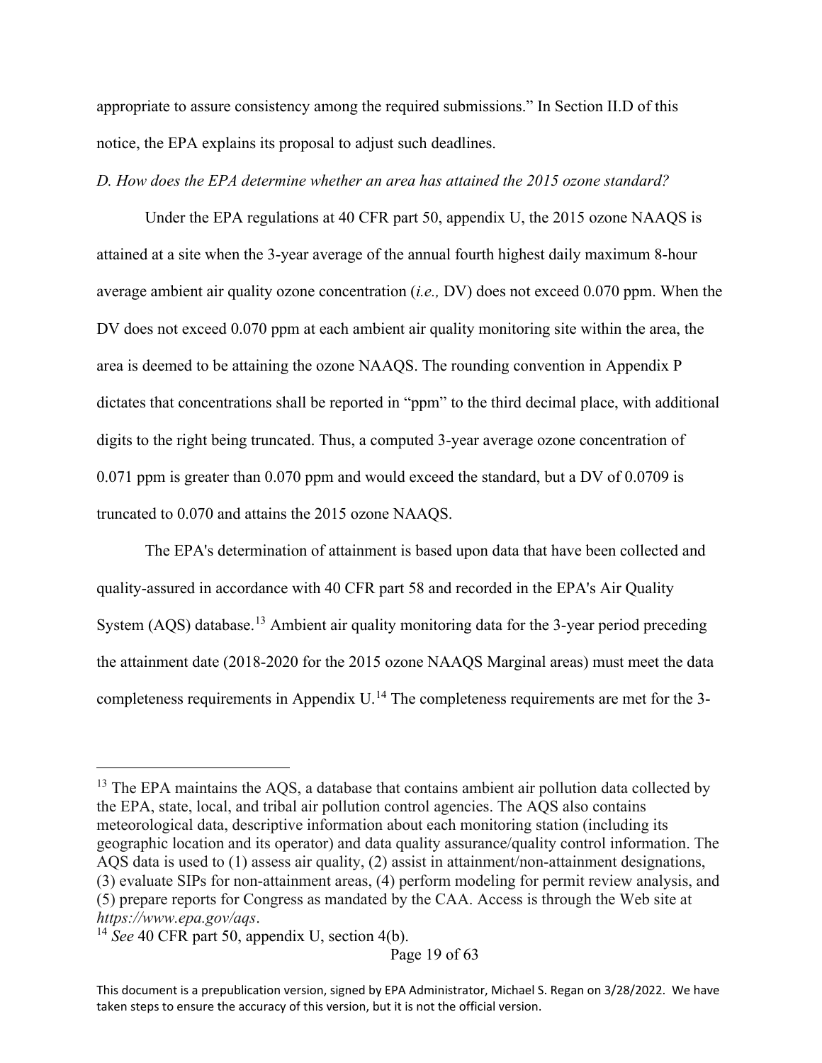appropriate to assure consistency among the required submissions." In Section II.D of this notice, the EPA explains its proposal to adjust such deadlines.

*D. How does the EPA determine whether an area has attained the 2015 ozone standard?*

Under the EPA regulations at 40 CFR part 50, appendix U, the 2015 ozone NAAQS is attained at a site when the 3-year average of the annual fourth highest daily maximum 8-hour average ambient air quality ozone concentration (*i.e.,* DV) does not exceed 0.070 ppm. When the DV does not exceed 0.070 ppm at each ambient air quality monitoring site within the area, the area is deemed to be attaining the ozone NAAQS. The rounding convention in Appendix P dictates that concentrations shall be reported in "ppm" to the third decimal place, with additional digits to the right being truncated. Thus, a computed 3-year average ozone concentration of 0.071 ppm is greater than 0.070 ppm and would exceed the standard, but a DV of 0.0709 is truncated to 0.070 and attains the 2015 ozone NAAQS.

The EPA's determination of attainment is based upon data that have been collected and quality-assured in accordance with 40 CFR part 58 and recorded in the EPA's Air Quality System (AQS) database.[13] Ambient air quality monitoring data for the 3-year period preceding the attainment date (2018-2020 for the 2015 ozone NAAQS Marginal areas) must meet the data completeness requirements in Appendix U.[14] The completeness requirements are met for the 3-

---

[13] The EPA maintains the AQS, a database that contains ambient air pollution data collected by the EPA, state, local, and tribal air pollution control agencies. The AQS also contains meteorological data, descriptive information about each monitoring station (including its geographic location and its operator) and data quality assurance/quality control information. The AQS data is used to (1) assess air quality, (2) assist in attainment/non-attainment designations, (3) evaluate SIPs for non-attainment areas, (4) perform modeling for permit review analysis, and (5) prepare reports for Congress as mandated by the CAA. Access is through the Web site at *https://www.epa.gov/aqs*.

[14] *See* 40 CFR part 50, appendix U, section 4(b).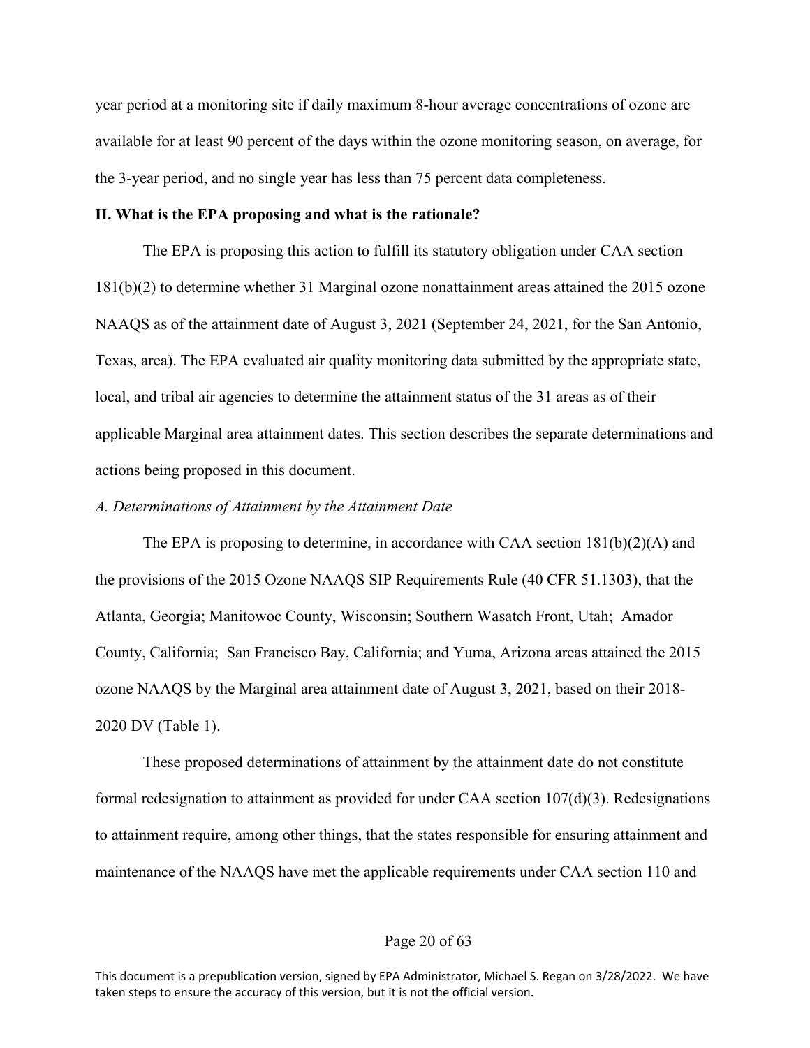year period at a monitoring site if daily maximum 8-hour average concentrations of ozone are available for at least 90 percent of the days within the ozone monitoring season, on average, for the 3-year period, and no single year has less than 75 percent data completeness.

## II. What is the EPA proposing and what is the rationale?

The EPA is proposing this action to fulfill its statutory obligation under CAA section 181(b)(2) to determine whether 31 Marginal ozone nonattainment areas attained the 2015 ozone NAAQS as of the attainment date of August 3, 2021 (September 24, 2021, for the San Antonio, Texas, area). The EPA evaluated air quality monitoring data submitted by the appropriate state, local, and tribal air agencies to determine the attainment status of the 31 areas as of their applicable Marginal area attainment dates. This section describes the separate determinations and actions being proposed in this document.

### *A. Determinations of Attainment by the Attainment Date*

The EPA is proposing to determine, in accordance with CAA section 181(b)(2)(A) and the provisions of the 2015 Ozone NAAQS SIP Requirements Rule (40 CFR 51.1303), that the Atlanta, Georgia; Manitowoc County, Wisconsin; Southern Wasatch Front, Utah; Amador County, California; San Francisco Bay, California; and Yuma, Arizona areas attained the 2015 ozone NAAQS by the Marginal area attainment date of August 3, 2021, based on their 2018-2020 DV (Table 1).

These proposed determinations of attainment by the attainment date do not constitute formal redesignation to attainment as provided for under CAA section 107(d)(3). Redesignations to attainment require, among other things, that the states responsible for ensuring attainment and maintenance of the NAAQS have met the applicable requirements under CAA section 110 and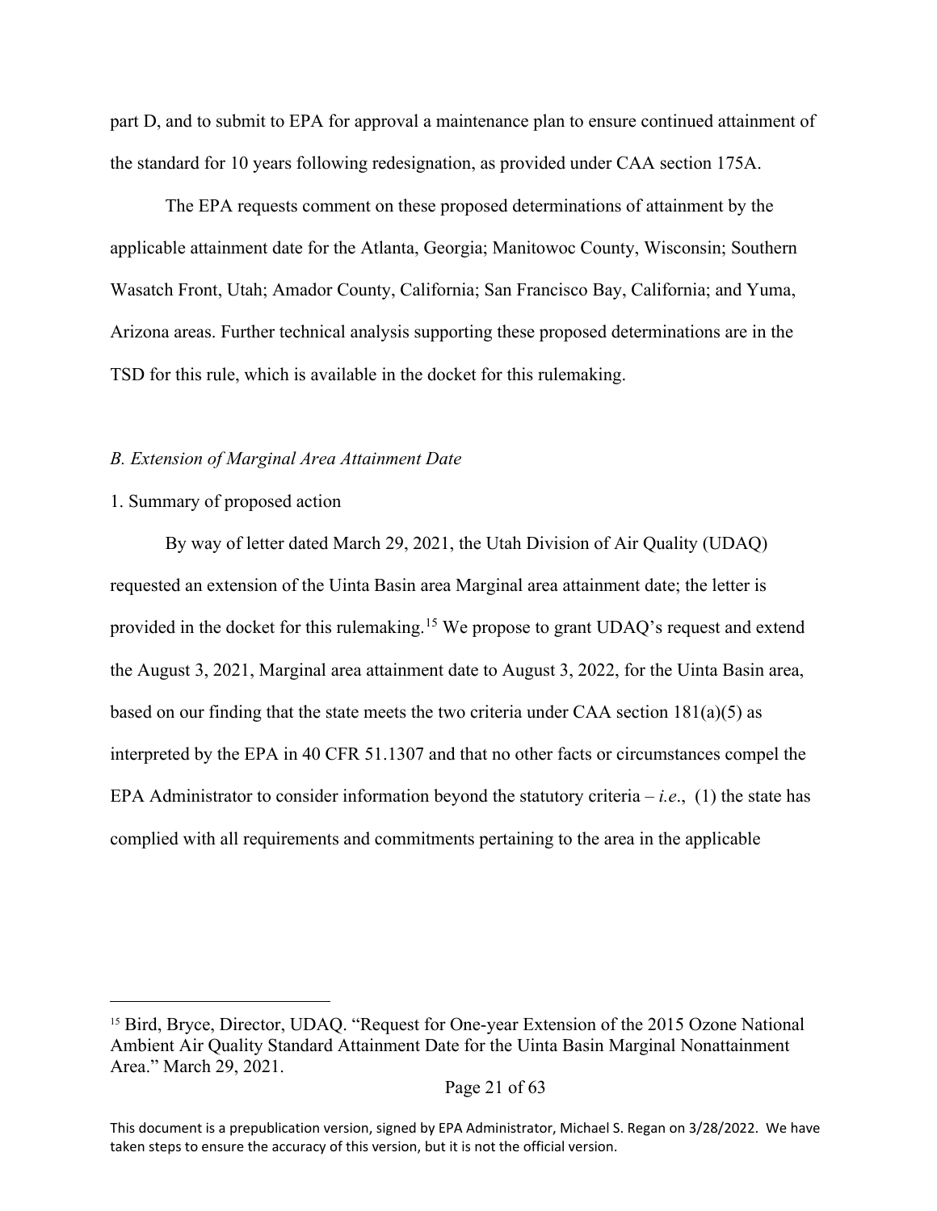part D, and to submit to EPA for approval a maintenance plan to ensure continued attainment of the standard for 10 years following redesignation, as provided under CAA section 175A.

The EPA requests comment on these proposed determinations of attainment by the applicable attainment date for the Atlanta, Georgia; Manitowoc County, Wisconsin; Southern Wasatch Front, Utah; Amador County, California; San Francisco Bay, California; and Yuma, Arizona areas. Further technical analysis supporting these proposed determinations are in the TSD for this rule, which is available in the docket for this rulemaking.

*B. Extension of Marginal Area Attainment Date*

1. Summary of proposed action

By way of letter dated March 29, 2021, the Utah Division of Air Quality (UDAQ) requested an extension of the Uinta Basin area Marginal area attainment date; the letter is provided in the docket for this rulemaking.[15] We propose to grant UDAQ's request and extend the August 3, 2021, Marginal area attainment date to August 3, 2022, for the Uinta Basin area, based on our finding that the state meets the two criteria under CAA section 181(a)(5) as interpreted by the EPA in 40 CFR 51.1307 and that no other facts or circumstances compel the EPA Administrator to consider information beyond the statutory criteria – *i.e*., (1) the state has complied with all requirements and commitments pertaining to the area in the applicable

[15] Bird, Bryce, Director, UDAQ. "Request for One-year Extension of the 2015 Ozone National Ambient Air Quality Standard Attainment Date for the Uinta Basin Marginal Nonattainment Area." March 29, 2021.

This document is a prepublication version, signed by EPA Administrator, Michael S. Regan on 3/28/2022. We have taken steps to ensure the accuracy of this version, but it is not the official version.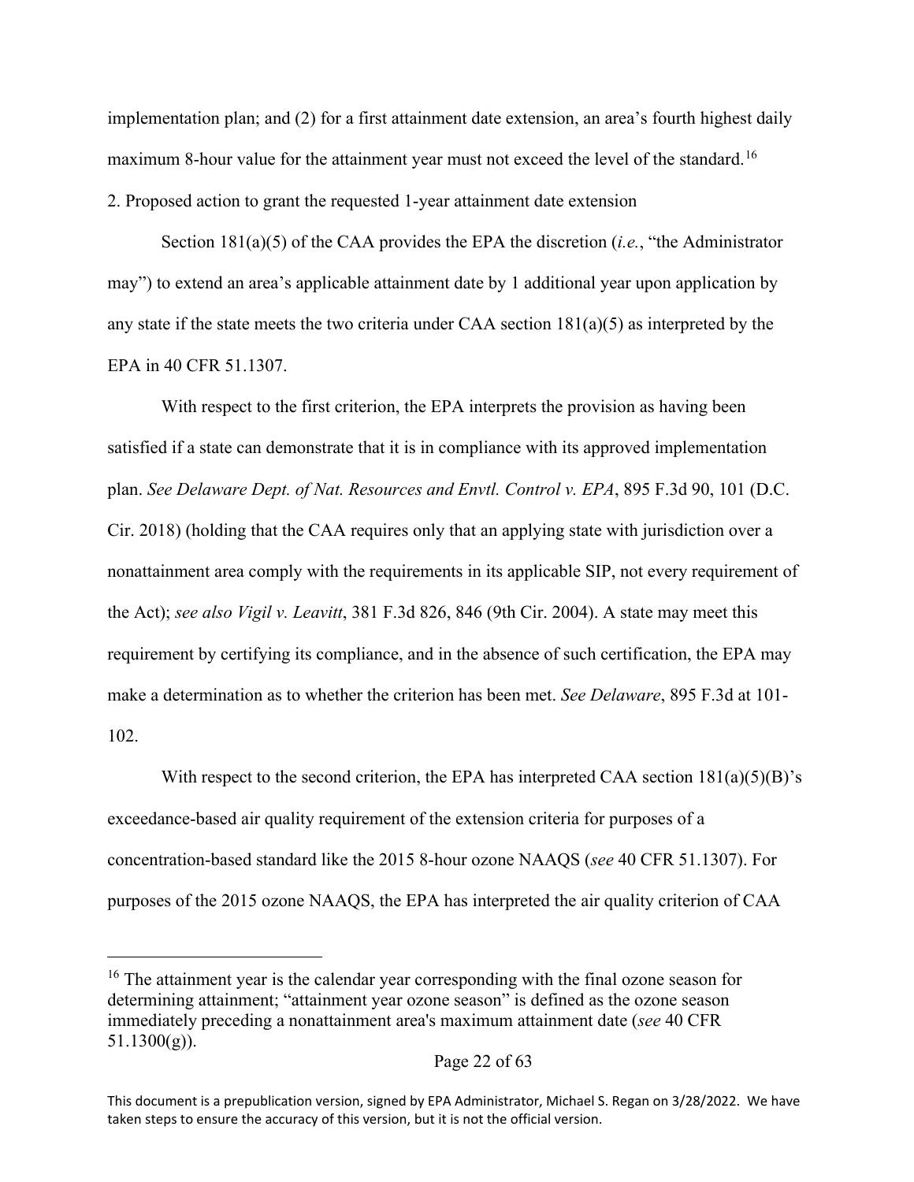implementation plan; and (2) for a first attainment date extension, an area's fourth highest daily maximum 8-hour value for the attainment year must not exceed the level of the standard.[16]

2. Proposed action to grant the requested 1-year attainment date extension

Section 181(a)(5) of the CAA provides the EPA the discretion (*i.e.*, "the Administrator may") to extend an area's applicable attainment date by 1 additional year upon application by any state if the state meets the two criteria under CAA section 181(a)(5) as interpreted by the EPA in 40 CFR 51.1307.

With respect to the first criterion, the EPA interprets the provision as having been satisfied if a state can demonstrate that it is in compliance with its approved implementation plan. *See Delaware Dept. of Nat. Resources and Envtl. Control v. EPA*, 895 F.3d 90, 101 (D.C. Cir. 2018) (holding that the CAA requires only that an applying state with jurisdiction over a nonattainment area comply with the requirements in its applicable SIP, not every requirement of the Act); *see also Vigil v. Leavitt*, 381 F.3d 826, 846 (9th Cir. 2004). A state may meet this requirement by certifying its compliance, and in the absence of such certification, the EPA may make a determination as to whether the criterion has been met. *See Delaware*, 895 F.3d at 101-102.

With respect to the second criterion, the EPA has interpreted CAA section 181(a)(5)(B)'s exceedance-based air quality requirement of the extension criteria for purposes of a concentration-based standard like the 2015 8-hour ozone NAAQS (*see* 40 CFR 51.1307). For purposes of the 2015 ozone NAAQS, the EPA has interpreted the air quality criterion of CAA

[16] The attainment year is the calendar year corresponding with the final ozone season for determining attainment; "attainment year ozone season" is defined as the ozone season immediately preceding a nonattainment area's maximum attainment date (*see* 40 CFR 51.1300(g)).

This document is a prepublication version, signed by EPA Administrator, Michael S. Regan on 3/28/2022. We have taken steps to ensure the accuracy of this version, but it is not the official version.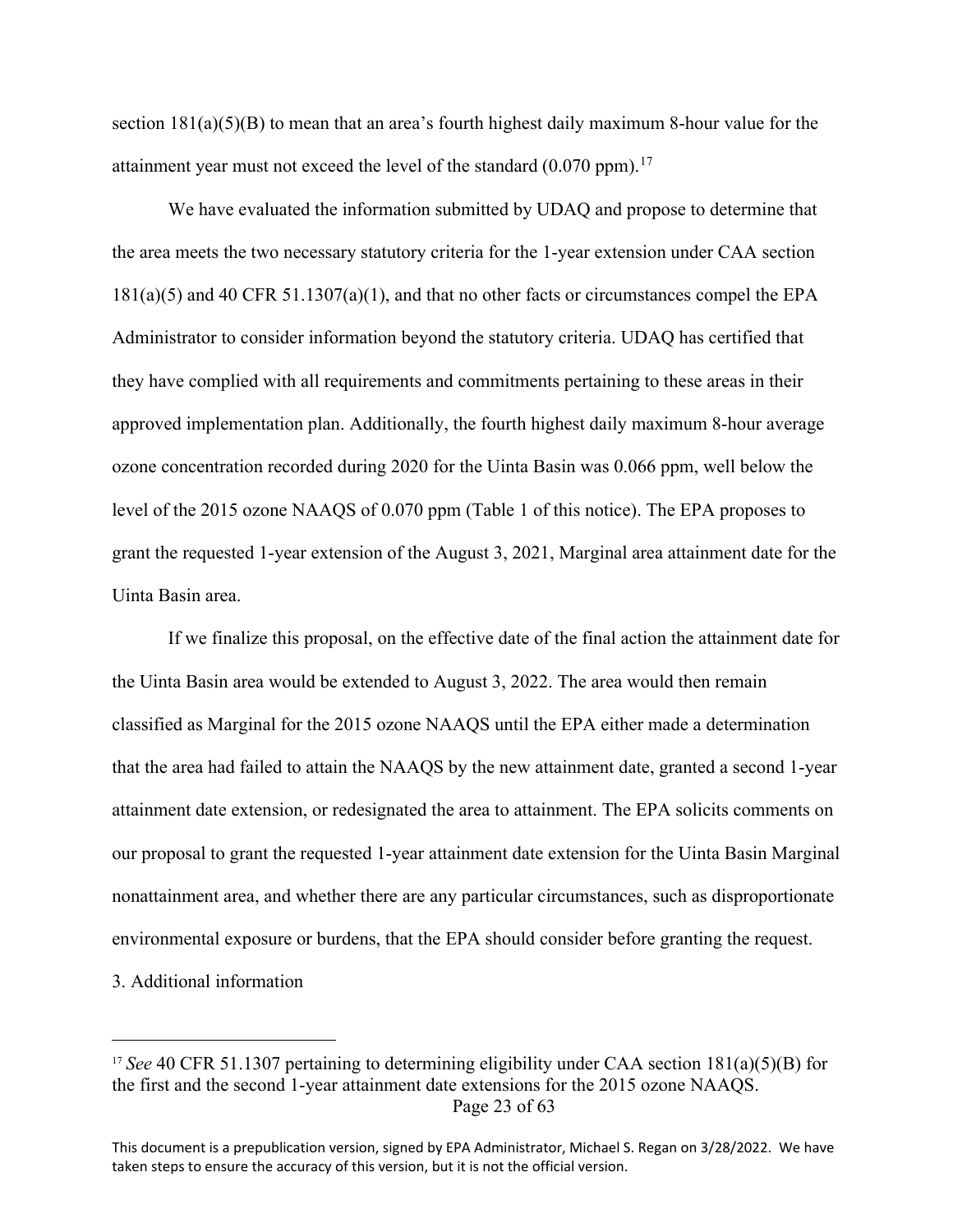section 181(a)(5)(B) to mean that an area's fourth highest daily maximum 8-hour value for the attainment year must not exceed the level of the standard (0.070 ppm).[17]

We have evaluated the information submitted by UDAQ and propose to determine that the area meets the two necessary statutory criteria for the 1-year extension under CAA section 181(a)(5) and 40 CFR 51.1307(a)(1), and that no other facts or circumstances compel the EPA Administrator to consider information beyond the statutory criteria. UDAQ has certified that they have complied with all requirements and commitments pertaining to these areas in their approved implementation plan. Additionally, the fourth highest daily maximum 8-hour average ozone concentration recorded during 2020 for the Uinta Basin was 0.066 ppm, well below the level of the 2015 ozone NAAQS of 0.070 ppm (Table 1 of this notice). The EPA proposes to grant the requested 1-year extension of the August 3, 2021, Marginal area attainment date for the Uinta Basin area.

If we finalize this proposal, on the effective date of the final action the attainment date for the Uinta Basin area would be extended to August 3, 2022. The area would then remain classified as Marginal for the 2015 ozone NAAQS until the EPA either made a determination that the area had failed to attain the NAAQS by the new attainment date, granted a second 1-year attainment date extension, or redesignated the area to attainment. The EPA solicits comments on our proposal to grant the requested 1-year attainment date extension for the Uinta Basin Marginal nonattainment area, and whether there are any particular circumstances, such as disproportionate environmental exposure or burdens, that the EPA should consider before granting the request.

3. Additional information

---

[17] *See* 40 CFR 51.1307 pertaining to determining eligibility under CAA section 181(a)(5)(B) for the first and the second 1-year attainment date extensions for the 2015 ozone NAAQS.

This document is a prepublication version, signed by EPA Administrator, Michael S. Regan on 3/28/2022. We have taken steps to ensure the accuracy of this version, but it is not the official version.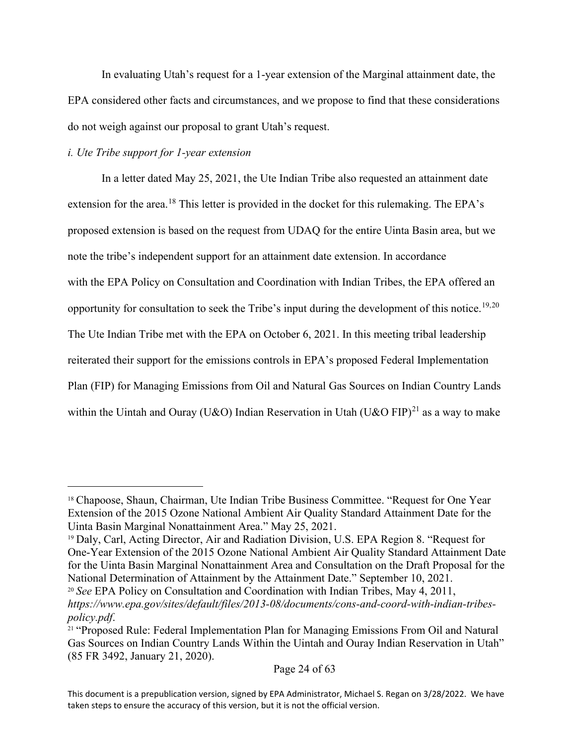In evaluating Utah's request for a 1-year extension of the Marginal attainment date, the EPA considered other facts and circumstances, and we propose to find that these considerations do not weigh against our proposal to grant Utah's request.

*i. Ute Tribe support for 1-year extension*

In a letter dated May 25, 2021, the Ute Indian Tribe also requested an attainment date extension for the area.[18] This letter is provided in the docket for this rulemaking. The EPA's proposed extension is based on the request from UDAQ for the entire Uinta Basin area, but we note the tribe's independent support for an attainment date extension. In accordance with the EPA Policy on Consultation and Coordination with Indian Tribes, the EPA offered an opportunity for consultation to seek the Tribe's input during the development of this notice.[19,20] The Ute Indian Tribe met with the EPA on October 6, 2021. In this meeting tribal leadership reiterated their support for the emissions controls in EPA's proposed Federal Implementation Plan (FIP) for Managing Emissions from Oil and Natural Gas Sources on Indian Country Lands within the Uintah and Ouray (U&O) Indian Reservation in Utah (U&O FIP)[21] as a way to make

---

[18] Chapoose, Shaun, Chairman, Ute Indian Tribe Business Committee. "Request for One Year Extension of the 2015 Ozone National Ambient Air Quality Standard Attainment Date for the Uinta Basin Marginal Nonattainment Area." May 25, 2021.

[19] Daly, Carl, Acting Director, Air and Radiation Division, U.S. EPA Region 8. "Request for One-Year Extension of the 2015 Ozone National Ambient Air Quality Standard Attainment Date for the Uinta Basin Marginal Nonattainment Area and Consultation on the Draft Proposal for the National Determination of Attainment by the Attainment Date." September 10, 2021.

[20] *See* EPA Policy on Consultation and Coordination with Indian Tribes, May 4, 2011, *https://www.epa.gov/sites/default/files/2013-08/documents/cons-and-coord-with-indian-tribes-policy.pdf*.

[21] "Proposed Rule: Federal Implementation Plan for Managing Emissions From Oil and Natural Gas Sources on Indian Country Lands Within the Uintah and Ouray Indian Reservation in Utah" (85 FR 3492, January 21, 2020).

This document is a prepublication version, signed by EPA Administrator, Michael S. Regan on 3/28/2022. We have taken steps to ensure the accuracy of this version, but it is not the official version.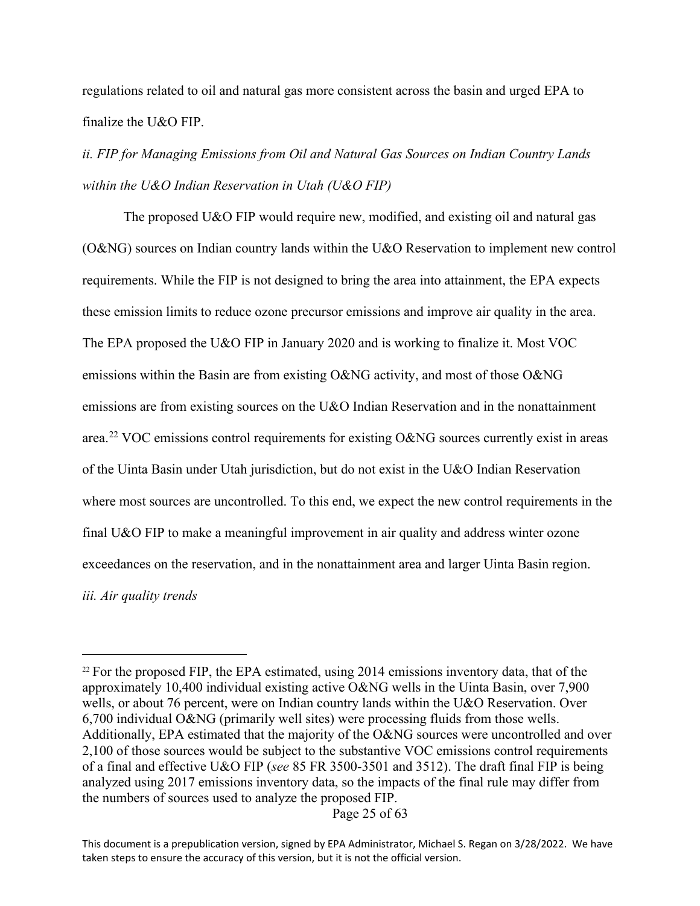regulations related to oil and natural gas more consistent across the basin and urged EPA to finalize the U&O FIP.

*ii. FIP for Managing Emissions from Oil and Natural Gas Sources on Indian Country Lands within the U&O Indian Reservation in Utah (U&O FIP)*

The proposed U&O FIP would require new, modified, and existing oil and natural gas (O&NG) sources on Indian country lands within the U&O Reservation to implement new control requirements. While the FIP is not designed to bring the area into attainment, the EPA expects these emission limits to reduce ozone precursor emissions and improve air quality in the area. The EPA proposed the U&O FIP in January 2020 and is working to finalize it. Most VOC emissions within the Basin are from existing O&NG activity, and most of those O&NG emissions are from existing sources on the U&O Indian Reservation and in the nonattainment area.[22] VOC emissions control requirements for existing O&NG sources currently exist in areas of the Uinta Basin under Utah jurisdiction, but do not exist in the U&O Indian Reservation where most sources are uncontrolled. To this end, we expect the new control requirements in the final U&O FIP to make a meaningful improvement in air quality and address winter ozone exceedances on the reservation, and in the nonattainment area and larger Uinta Basin region.

*iii. Air quality trends*

---

[22] For the proposed FIP, the EPA estimated, using 2014 emissions inventory data, that of the approximately 10,400 individual existing active O&NG wells in the Uinta Basin, over 7,900 wells, or about 76 percent, were on Indian country lands within the U&O Reservation. Over 6,700 individual O&NG (primarily well sites) were processing fluids from those wells. Additionally, EPA estimated that the majority of the O&NG sources were uncontrolled and over 2,100 of those sources would be subject to the substantive VOC emissions control requirements of a final and effective U&O FIP (*see* 85 FR 3500-3501 and 3512). The draft final FIP is being analyzed using 2017 emissions inventory data, so the impacts of the final rule may differ from the numbers of sources used to analyze the proposed FIP.

This document is a prepublication version, signed by EPA Administrator, Michael S. Regan on 3/28/2022. We have taken steps to ensure the accuracy of this version, but it is not the official version.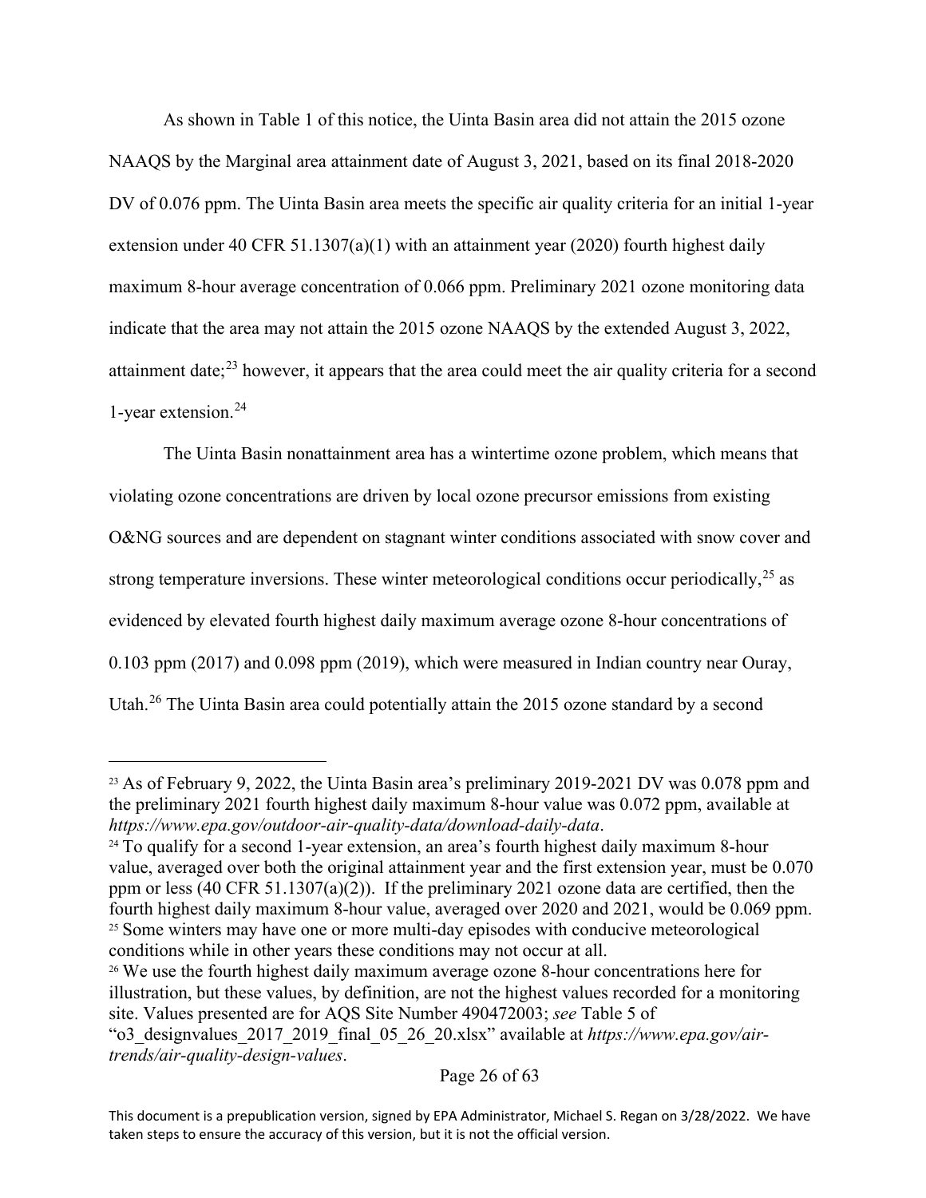As shown in Table 1 of this notice, the Uinta Basin area did not attain the 2015 ozone NAAQS by the Marginal area attainment date of August 3, 2021, based on its final 2018-2020 DV of 0.076 ppm. The Uinta Basin area meets the specific air quality criteria for an initial 1-year extension under 40 CFR 51.1307(a)(1) with an attainment year (2020) fourth highest daily maximum 8-hour average concentration of 0.066 ppm. Preliminary 2021 ozone monitoring data indicate that the area may not attain the 2015 ozone NAAQS by the extended August 3, 2022, attainment date;[23] however, it appears that the area could meet the air quality criteria for a second 1-year extension.[24]

The Uinta Basin nonattainment area has a wintertime ozone problem, which means that violating ozone concentrations are driven by local ozone precursor emissions from existing O&NG sources and are dependent on stagnant winter conditions associated with snow cover and strong temperature inversions. These winter meteorological conditions occur periodically,[25] as evidenced by elevated fourth highest daily maximum average ozone 8-hour concentrations of 0.103 ppm (2017) and 0.098 ppm (2019), which were measured in Indian country near Ouray, Utah.[26] The Uinta Basin area could potentially attain the 2015 ozone standard by a second

---

[23] As of February 9, 2022, the Uinta Basin area's preliminary 2019-2021 DV was 0.078 ppm and the preliminary 2021 fourth highest daily maximum 8-hour value was 0.072 ppm, available at *https://www.epa.gov/outdoor-air-quality-data/download-daily-data*.

[24] To qualify for a second 1-year extension, an area's fourth highest daily maximum 8-hour value, averaged over both the original attainment year and the first extension year, must be 0.070 ppm or less (40 CFR 51.1307(a)(2)). If the preliminary 2021 ozone data are certified, then the fourth highest daily maximum 8-hour value, averaged over 2020 and 2021, would be 0.069 ppm.

[25] Some winters may have one or more multi-day episodes with conducive meteorological conditions while in other years these conditions may not occur at all.

[26] We use the fourth highest daily maximum average ozone 8-hour concentrations here for illustration, but these values, by definition, are not the highest values recorded for a monitoring site. Values presented are for AQS Site Number 490472003; *see* Table 5 of "o3_designvalues_2017_2019_final_05_26_20.xlsx" available at *https://www.epa.gov/air-trends/air-quality-design-values*.

This document is a prepublication version, signed by EPA Administrator, Michael S. Regan on 3/28/2022. We have taken steps to ensure the accuracy of this version, but it is not the official version.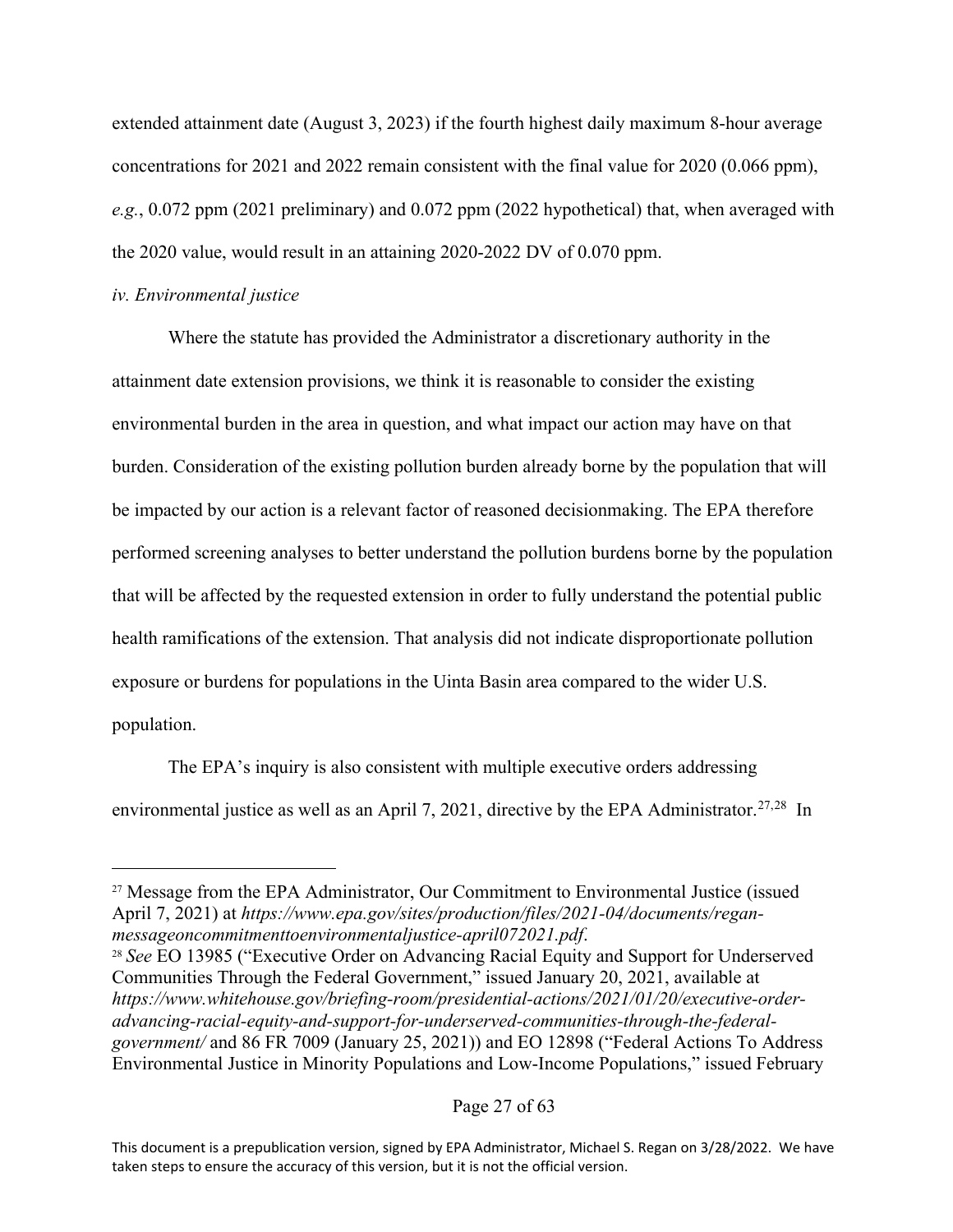extended attainment date (August 3, 2023) if the fourth highest daily maximum 8-hour average concentrations for 2021 and 2022 remain consistent with the final value for 2020 (0.066 ppm), *e.g.*, 0.072 ppm (2021 preliminary) and 0.072 ppm (2022 hypothetical) that, when averaged with the 2020 value, would result in an attaining 2020-2022 DV of 0.070 ppm.

*iv. Environmental justice*

Where the statute has provided the Administrator a discretionary authority in the attainment date extension provisions, we think it is reasonable to consider the existing environmental burden in the area in question, and what impact our action may have on that burden. Consideration of the existing pollution burden already borne by the population that will be impacted by our action is a relevant factor of reasoned decisionmaking. The EPA therefore performed screening analyses to better understand the pollution burdens borne by the population that will be affected by the requested extension in order to fully understand the potential public health ramifications of the extension. That analysis did not indicate disproportionate pollution exposure or burdens for populations in the Uinta Basin area compared to the wider U.S. population.

The EPA's inquiry is also consistent with multiple executive orders addressing environmental justice as well as an April 7, 2021, directive by the EPA Administrator.[27,28] In

---

[27] Message from the EPA Administrator, Our Commitment to Environmental Justice (issued April 7, 2021) at *https://www.epa.gov/sites/production/files/2021-04/documents/regan-messageoncommitmenttoenvironmentaljustice-april072021.pdf*.

[28] *See* EO 13985 ("Executive Order on Advancing Racial Equity and Support for Underserved Communities Through the Federal Government," issued January 20, 2021, available at *https://www.whitehouse.gov/briefing-room/presidential-actions/2021/01/20/executive-order-advancing-racial-equity-and-support-for-underserved-communities-through-the-federal-government/* and 86 FR 7009 (January 25, 2021)) and EO 12898 ("Federal Actions To Address Environmental Justice in Minority Populations and Low-Income Populations," issued February

This document is a prepublication version, signed by EPA Administrator, Michael S. Regan on 3/28/2022. We have taken steps to ensure the accuracy of this version, but it is not the official version.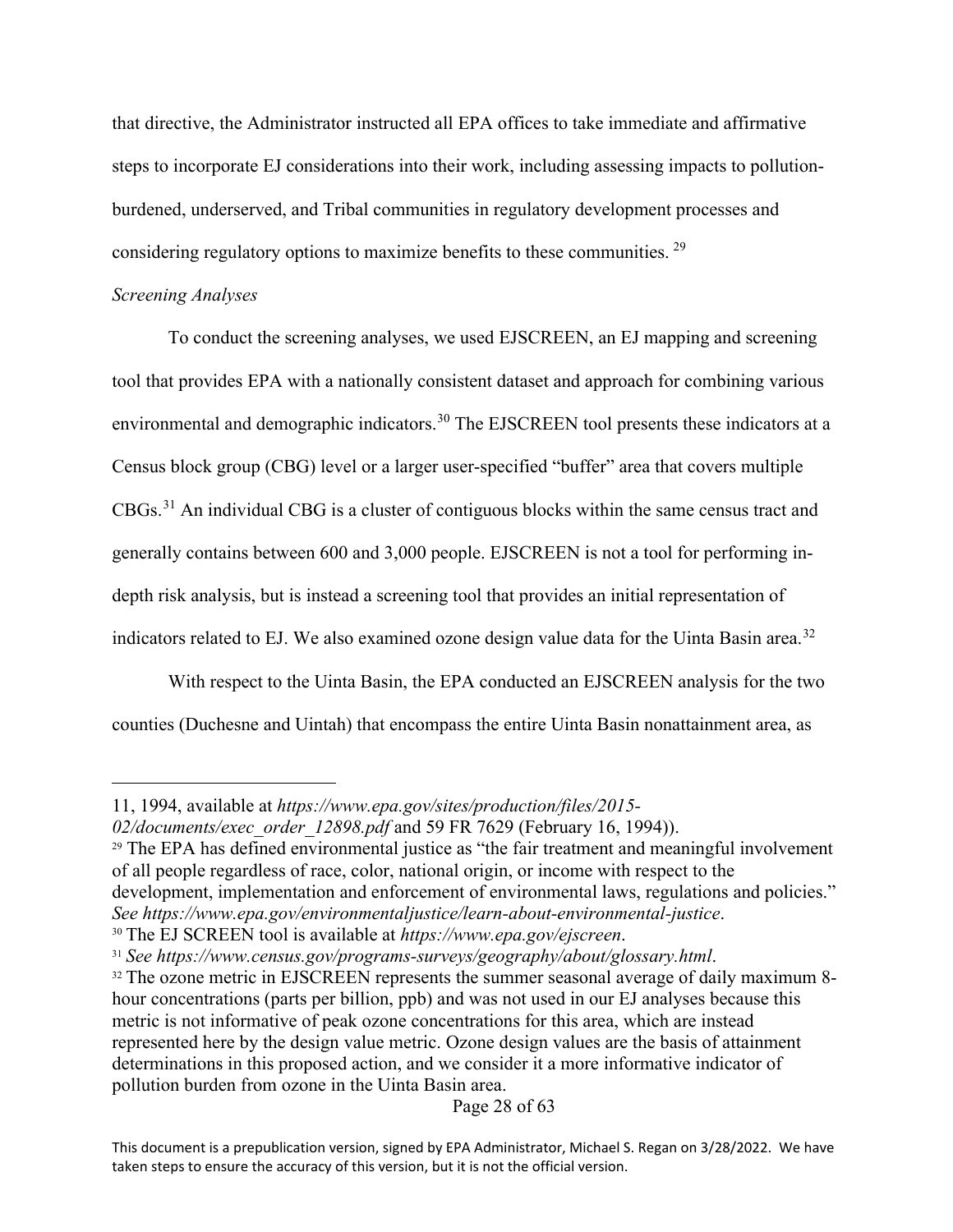that directive, the Administrator instructed all EPA offices to take immediate and affirmative steps to incorporate EJ considerations into their work, including assessing impacts to pollution-burdened, underserved, and Tribal communities in regulatory development processes and considering regulatory options to maximize benefits to these communities. [29]

*Screening Analyses*

To conduct the screening analyses, we used EJSCREEN, an EJ mapping and screening tool that provides EPA with a nationally consistent dataset and approach for combining various environmental and demographic indicators.[30] The EJSCREEN tool presents these indicators at a Census block group (CBG) level or a larger user-specified "buffer" area that covers multiple CBGs.[31] An individual CBG is a cluster of contiguous blocks within the same census tract and generally contains between 600 and 3,000 people. EJSCREEN is not a tool for performing in-depth risk analysis, but is instead a screening tool that provides an initial representation of indicators related to EJ. We also examined ozone design value data for the Uinta Basin area.[32]

With respect to the Uinta Basin, the EPA conducted an EJSCREEN analysis for the two counties (Duchesne and Uintah) that encompass the entire Uinta Basin nonattainment area, as

---

11, 1994, available at *https://www.epa.gov/sites/production/files/2015-02/documents/exec_order_12898.pdf* and 59 FR 7629 (February 16, 1994)).

[29] The EPA has defined environmental justice as "the fair treatment and meaningful involvement of all people regardless of race, color, national origin, or income with respect to the development, implementation and enforcement of environmental laws, regulations and policies." *See https://www.epa.gov/environmentaljustice/learn-about-environmental-justice*.

[30] The EJ SCREEN tool is available at *https://www.epa.gov/ejscreen*.

[31] *See https://www.census.gov/programs-surveys/geography/about/glossary.html*.

[32] The ozone metric in EJSCREEN represents the summer seasonal average of daily maximum 8-hour concentrations (parts per billion, ppb) and was not used in our EJ analyses because this metric is not informative of peak ozone concentrations for this area, which are instead represented here by the design value metric. Ozone design values are the basis of attainment determinations in this proposed action, and we consider it a more informative indicator of pollution burden from ozone in the Uinta Basin area.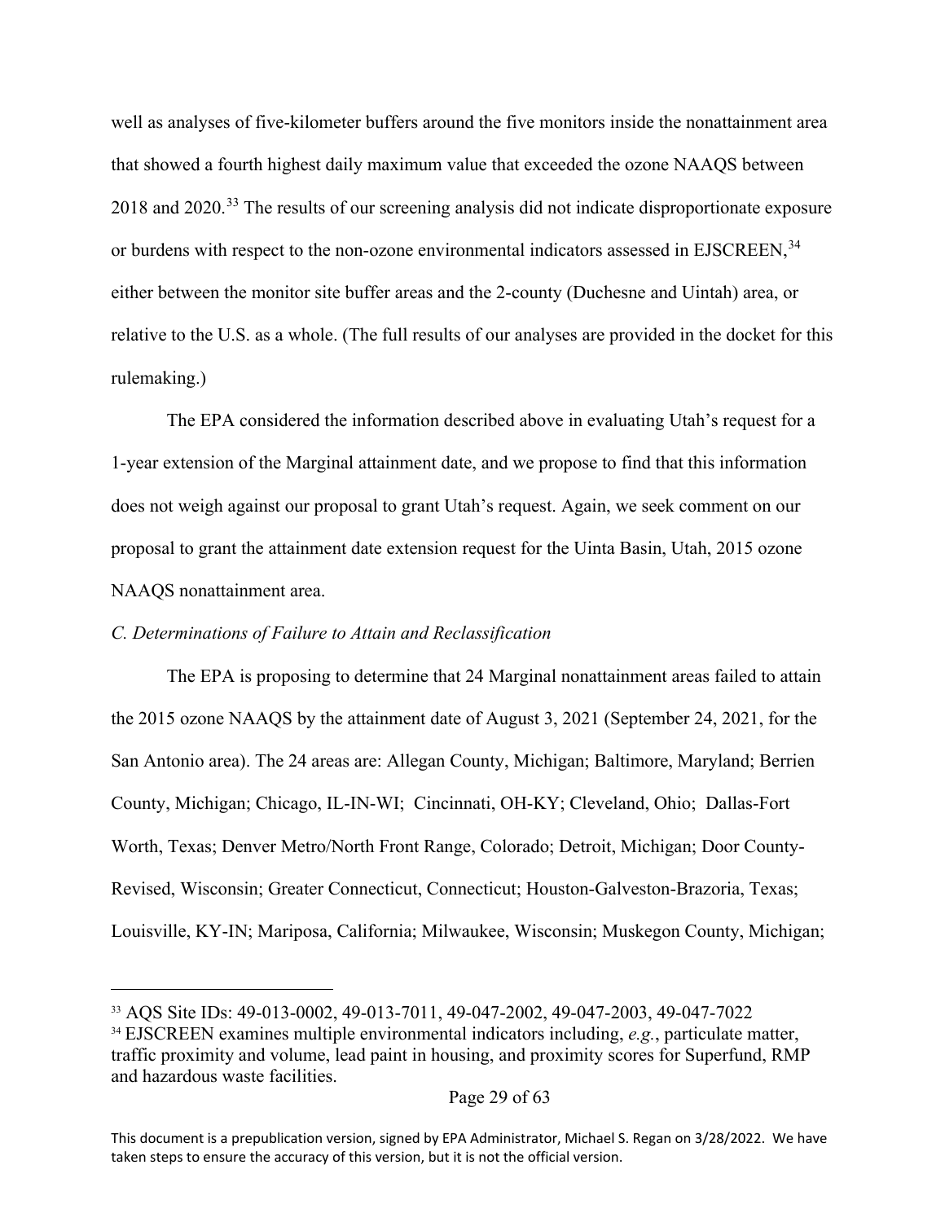well as analyses of five-kilometer buffers around the five monitors inside the nonattainment area that showed a fourth highest daily maximum value that exceeded the ozone NAAQS between 2018 and 2020.[33] The results of our screening analysis did not indicate disproportionate exposure or burdens with respect to the non-ozone environmental indicators assessed in EJSCREEN,[34] either between the monitor site buffer areas and the 2-county (Duchesne and Uintah) area, or relative to the U.S. as a whole. (The full results of our analyses are provided in the docket for this rulemaking.)

The EPA considered the information described above in evaluating Utah's request for a 1-year extension of the Marginal attainment date, and we propose to find that this information does not weigh against our proposal to grant Utah's request. Again, we seek comment on our proposal to grant the attainment date extension request for the Uinta Basin, Utah, 2015 ozone NAAQS nonattainment area.

*C. Determinations of Failure to Attain and Reclassification*

The EPA is proposing to determine that 24 Marginal nonattainment areas failed to attain the 2015 ozone NAAQS by the attainment date of August 3, 2021 (September 24, 2021, for the San Antonio area). The 24 areas are: Allegan County, Michigan; Baltimore, Maryland; Berrien County, Michigan; Chicago, IL-IN-WI; Cincinnati, OH-KY; Cleveland, Ohio; Dallas-Fort Worth, Texas; Denver Metro/North Front Range, Colorado; Detroit, Michigan; Door County-Revised, Wisconsin; Greater Connecticut, Connecticut; Houston-Galveston-Brazoria, Texas; Louisville, KY-IN; Mariposa, California; Milwaukee, Wisconsin; Muskegon County, Michigan;

---

[33] AQS Site IDs: 49-013-0002, 49-013-7011, 49-047-2002, 49-047-2003, 49-047-7022

[34] EJSCREEN examines multiple environmental indicators including, *e.g.*, particulate matter, traffic proximity and volume, lead paint in housing, and proximity scores for Superfund, RMP and hazardous waste facilities.

This document is a prepublication version, signed by EPA Administrator, Michael S. Regan on 3/28/2022. We have taken steps to ensure the accuracy of this version, but it is not the official version.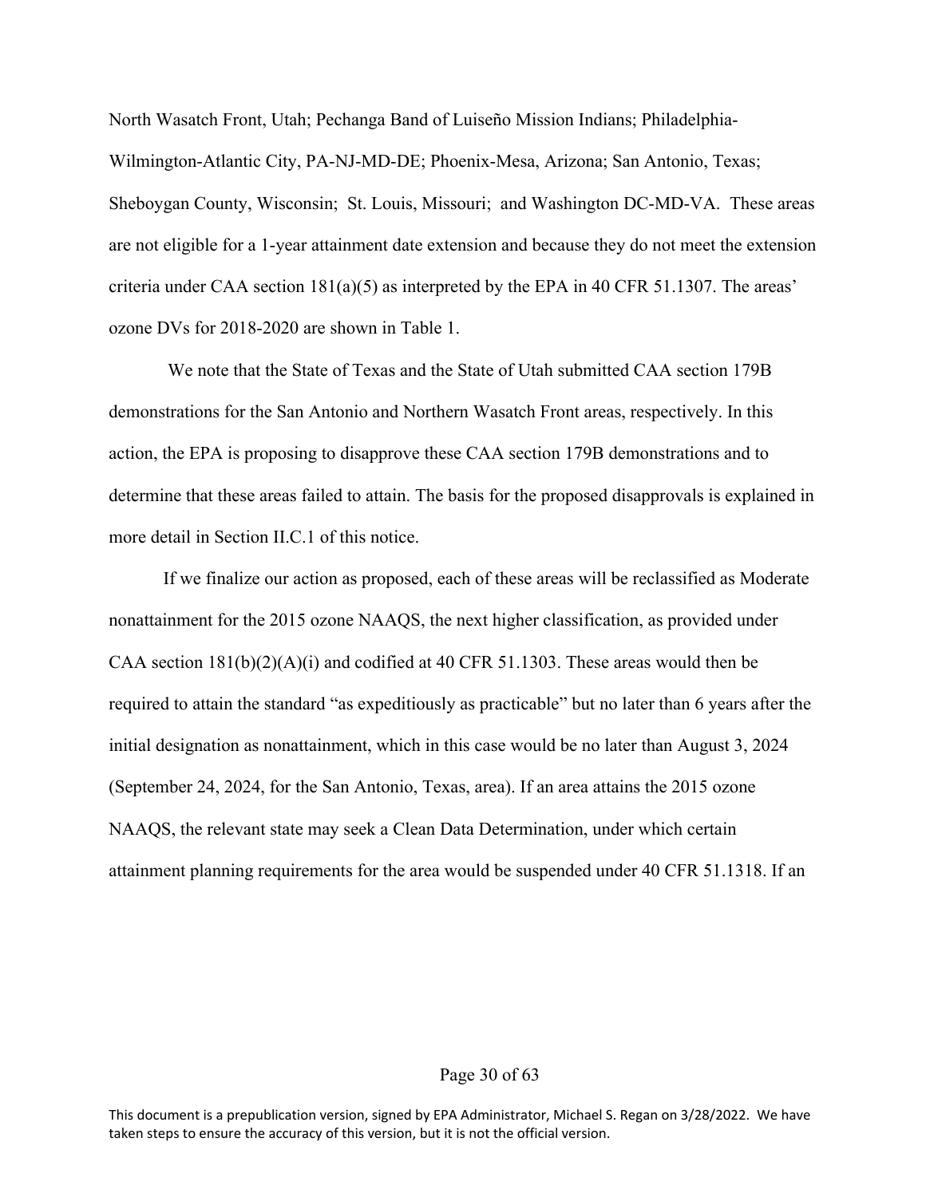North Wasatch Front, Utah; Pechanga Band of Luiseño Mission Indians; Philadelphia-Wilmington-Atlantic City, PA-NJ-MD-DE; Phoenix-Mesa, Arizona; San Antonio, Texas; Sheboygan County, Wisconsin; St. Louis, Missouri; and Washington DC-MD-VA. These areas are not eligible for a 1-year attainment date extension and because they do not meet the extension criteria under CAA section 181(a)(5) as interpreted by the EPA in 40 CFR 51.1307. The areas' ozone DVs for 2018-2020 are shown in Table 1.

We note that the State of Texas and the State of Utah submitted CAA section 179B demonstrations for the San Antonio and Northern Wasatch Front areas, respectively. In this action, the EPA is proposing to disapprove these CAA section 179B demonstrations and to determine that these areas failed to attain. The basis for the proposed disapprovals is explained in more detail in Section II.C.1 of this notice.

If we finalize our action as proposed, each of these areas will be reclassified as Moderate nonattainment for the 2015 ozone NAAQS, the next higher classification, as provided under CAA section 181(b)(2)(A)(i) and codified at 40 CFR 51.1303. These areas would then be required to attain the standard "as expeditiously as practicable" but no later than 6 years after the initial designation as nonattainment, which in this case would be no later than August 3, 2024 (September 24, 2024, for the San Antonio, Texas, area). If an area attains the 2015 ozone NAAQS, the relevant state may seek a Clean Data Determination, under which certain attainment planning requirements for the area would be suspended under 40 CFR 51.1318. If an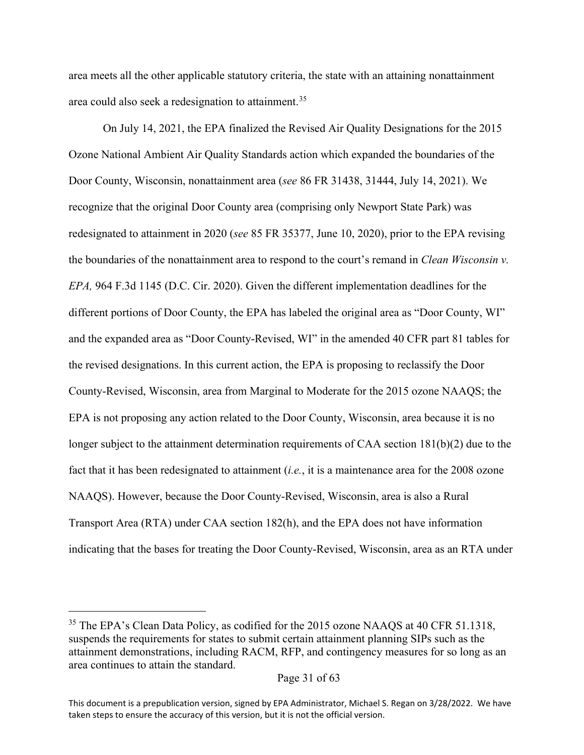area meets all the other applicable statutory criteria, the state with an attaining nonattainment area could also seek a redesignation to attainment.[35]

On July 14, 2021, the EPA finalized the Revised Air Quality Designations for the 2015 Ozone National Ambient Air Quality Standards action which expanded the boundaries of the Door County, Wisconsin, nonattainment area (*see* 86 FR 31438, 31444, July 14, 2021). We recognize that the original Door County area (comprising only Newport State Park) was redesignated to attainment in 2020 (*see* 85 FR 35377, June 10, 2020), prior to the EPA revising the boundaries of the nonattainment area to respond to the court's remand in *Clean Wisconsin v. EPA,* 964 F.3d 1145 (D.C. Cir. 2020). Given the different implementation deadlines for the different portions of Door County, the EPA has labeled the original area as "Door County, WI" and the expanded area as "Door County-Revised, WI" in the amended 40 CFR part 81 tables for the revised designations. In this current action, the EPA is proposing to reclassify the Door County-Revised, Wisconsin, area from Marginal to Moderate for the 2015 ozone NAAQS; the EPA is not proposing any action related to the Door County, Wisconsin, area because it is no longer subject to the attainment determination requirements of CAA section 181(b)(2) due to the fact that it has been redesignated to attainment (*i.e.*, it is a maintenance area for the 2008 ozone NAAQS). However, because the Door County-Revised, Wisconsin, area is also a Rural Transport Area (RTA) under CAA section 182(h), and the EPA does not have information indicating that the bases for treating the Door County-Revised, Wisconsin, area as an RTA under

---

[35] The EPA's Clean Data Policy, as codified for the 2015 ozone NAAQS at 40 CFR 51.1318, suspends the requirements for states to submit certain attainment planning SIPs such as the attainment demonstrations, including RACM, RFP, and contingency measures for so long as an area continues to attain the standard.

This document is a prepublication version, signed by EPA Administrator, Michael S. Regan on 3/28/2022. We have taken steps to ensure the accuracy of this version, but it is not the official version.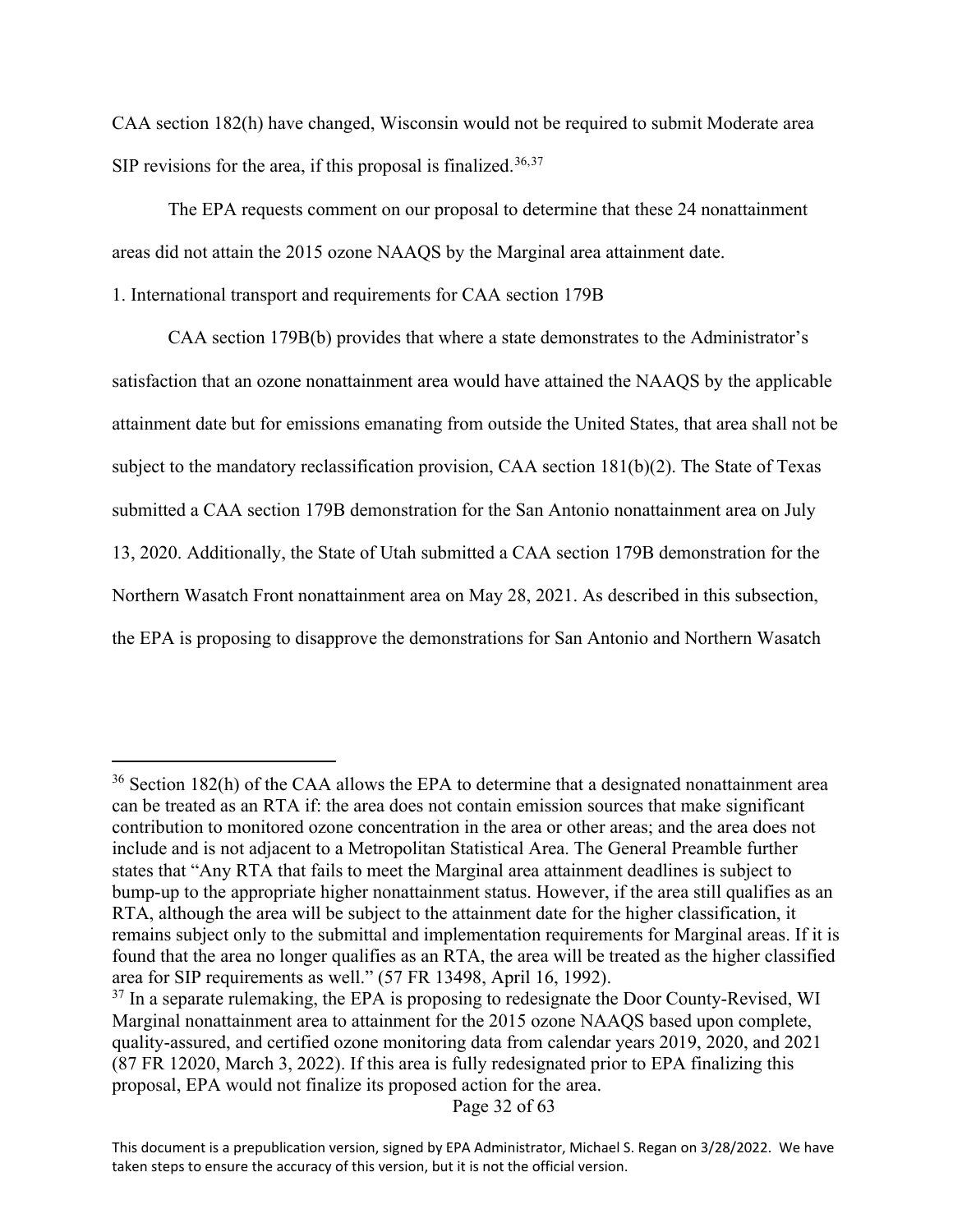CAA section 182(h) have changed, Wisconsin would not be required to submit Moderate area SIP revisions for the area, if this proposal is finalized.[36,37]

The EPA requests comment on our proposal to determine that these 24 nonattainment areas did not attain the 2015 ozone NAAQS by the Marginal area attainment date.

1. International transport and requirements for CAA section 179B

CAA section 179B(b) provides that where a state demonstrates to the Administrator's satisfaction that an ozone nonattainment area would have attained the NAAQS by the applicable attainment date but for emissions emanating from outside the United States, that area shall not be subject to the mandatory reclassification provision, CAA section 181(b)(2). The State of Texas submitted a CAA section 179B demonstration for the San Antonio nonattainment area on July 13, 2020. Additionally, the State of Utah submitted a CAA section 179B demonstration for the Northern Wasatch Front nonattainment area on May 28, 2021. As described in this subsection, the EPA is proposing to disapprove the demonstrations for San Antonio and Northern Wasatch

---

[36] Section 182(h) of the CAA allows the EPA to determine that a designated nonattainment area can be treated as an RTA if: the area does not contain emission sources that make significant contribution to monitored ozone concentration in the area or other areas; and the area does not include and is not adjacent to a Metropolitan Statistical Area. The General Preamble further states that "Any RTA that fails to meet the Marginal area attainment deadlines is subject to bump-up to the appropriate higher nonattainment status. However, if the area still qualifies as an RTA, although the area will be subject to the attainment date for the higher classification, it remains subject only to the submittal and implementation requirements for Marginal areas. If it is found that the area no longer qualifies as an RTA, the area will be treated as the higher classified area for SIP requirements as well." (57 FR 13498, April 16, 1992).

[37] In a separate rulemaking, the EPA is proposing to redesignate the Door County-Revised, WI Marginal nonattainment area to attainment for the 2015 ozone NAAQS based upon complete, quality-assured, and certified ozone monitoring data from calendar years 2019, 2020, and 2021 (87 FR 12020, March 3, 2022). If this area is fully redesignated prior to EPA finalizing this proposal, EPA would not finalize its proposed action for the area.

This document is a prepublication version, signed by EPA Administrator, Michael S. Regan on 3/28/2022. We have taken steps to ensure the accuracy of this version, but it is not the official version.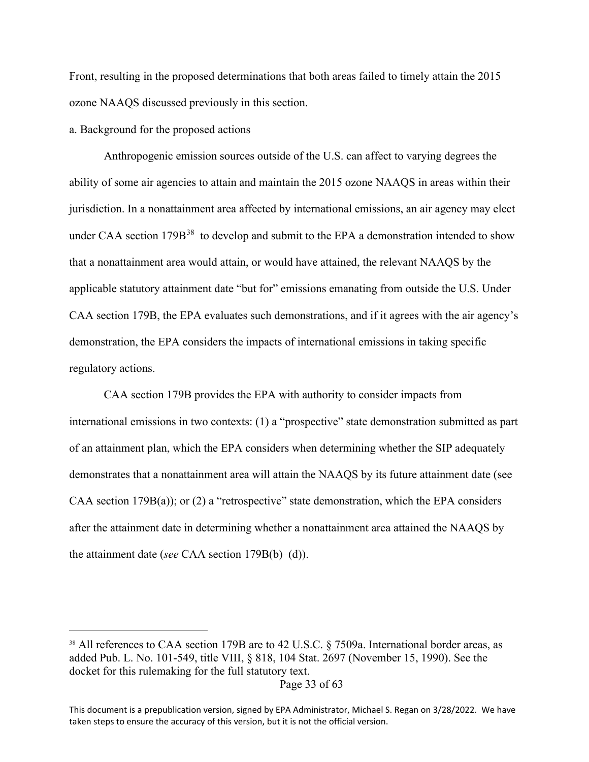Front, resulting in the proposed determinations that both areas failed to timely attain the 2015 ozone NAAQS discussed previously in this section.

a. Background for the proposed actions

Anthropogenic emission sources outside of the U.S. can affect to varying degrees the ability of some air agencies to attain and maintain the 2015 ozone NAAQS in areas within their jurisdiction. In a nonattainment area affected by international emissions, an air agency may elect under CAA section 179B[38] to develop and submit to the EPA a demonstration intended to show that a nonattainment area would attain, or would have attained, the relevant NAAQS by the applicable statutory attainment date "but for" emissions emanating from outside the U.S. Under CAA section 179B, the EPA evaluates such demonstrations, and if it agrees with the air agency's demonstration, the EPA considers the impacts of international emissions in taking specific regulatory actions.

CAA section 179B provides the EPA with authority to consider impacts from international emissions in two contexts: (1) a "prospective" state demonstration submitted as part of an attainment plan, which the EPA considers when determining whether the SIP adequately demonstrates that a nonattainment area will attain the NAAQS by its future attainment date (see CAA section 179B(a)); or (2) a "retrospective" state demonstration, which the EPA considers after the attainment date in determining whether a nonattainment area attained the NAAQS by the attainment date (*see* CAA section 179B(b)–(d)).

---

[38] All references to CAA section 179B are to 42 U.S.C. § 7509a. International border areas, as added Pub. L. No. 101-549, title VIII, § 818, 104 Stat. 2697 (November 15, 1990). See the docket for this rulemaking for the full statutory text.

This document is a prepublication version, signed by EPA Administrator, Michael S. Regan on 3/28/2022. We have taken steps to ensure the accuracy of this version, but it is not the official version.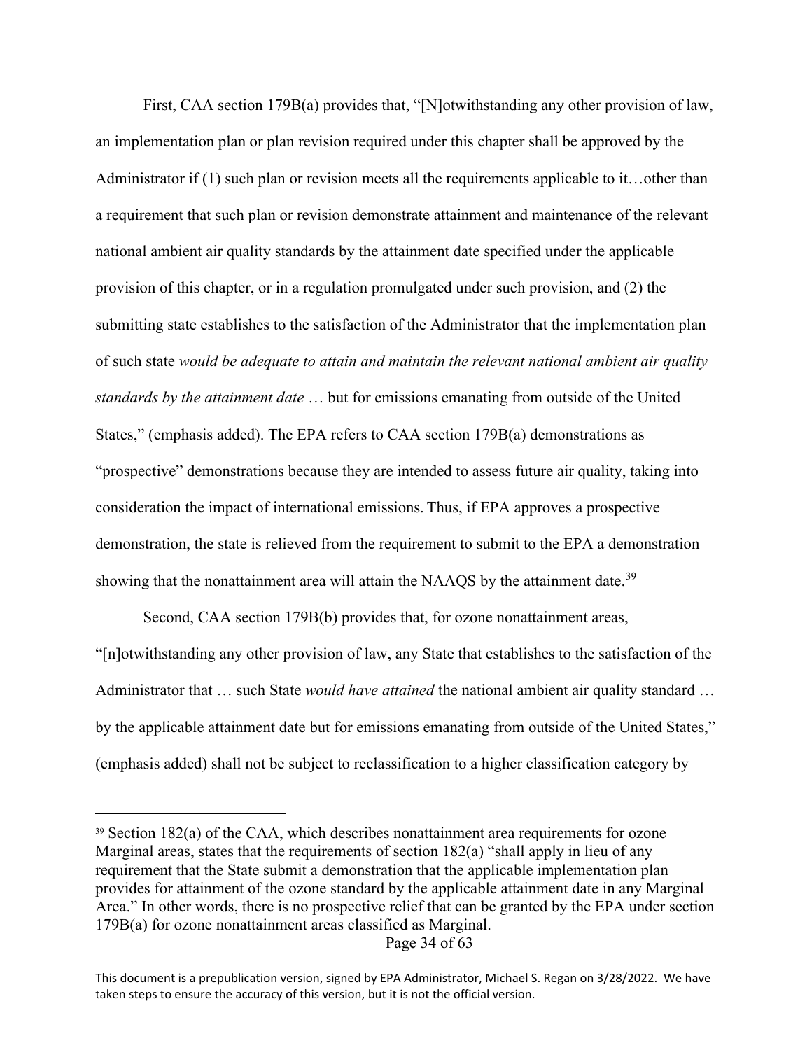First, CAA section 179B(a) provides that, "[N]otwithstanding any other provision of law, an implementation plan or plan revision required under this chapter shall be approved by the Administrator if (1) such plan or revision meets all the requirements applicable to it…other than a requirement that such plan or revision demonstrate attainment and maintenance of the relevant national ambient air quality standards by the attainment date specified under the applicable provision of this chapter, or in a regulation promulgated under such provision, and (2) the submitting state establishes to the satisfaction of the Administrator that the implementation plan of such state *would be adequate to attain and maintain the relevant national ambient air quality standards by the attainment date* … but for emissions emanating from outside of the United States," (emphasis added). The EPA refers to CAA section 179B(a) demonstrations as "prospective" demonstrations because they are intended to assess future air quality, taking into consideration the impact of international emissions. Thus, if EPA approves a prospective demonstration, the state is relieved from the requirement to submit to the EPA a demonstration showing that the nonattainment area will attain the NAAQS by the attainment date.[39]

Second, CAA section 179B(b) provides that, for ozone nonattainment areas, "[n]otwithstanding any other provision of law, any State that establishes to the satisfaction of the Administrator that … such State *would have attained* the national ambient air quality standard … by the applicable attainment date but for emissions emanating from outside of the United States," (emphasis added) shall not be subject to reclassification to a higher classification category by

---

[39] Section 182(a) of the CAA, which describes nonattainment area requirements for ozone Marginal areas, states that the requirements of section 182(a) "shall apply in lieu of any requirement that the State submit a demonstration that the applicable implementation plan provides for attainment of the ozone standard by the applicable attainment date in any Marginal Area." In other words, there is no prospective relief that can be granted by the EPA under section 179B(a) for ozone nonattainment areas classified as Marginal.

This document is a prepublication version, signed by EPA Administrator, Michael S. Regan on 3/28/2022. We have taken steps to ensure the accuracy of this version, but it is not the official version.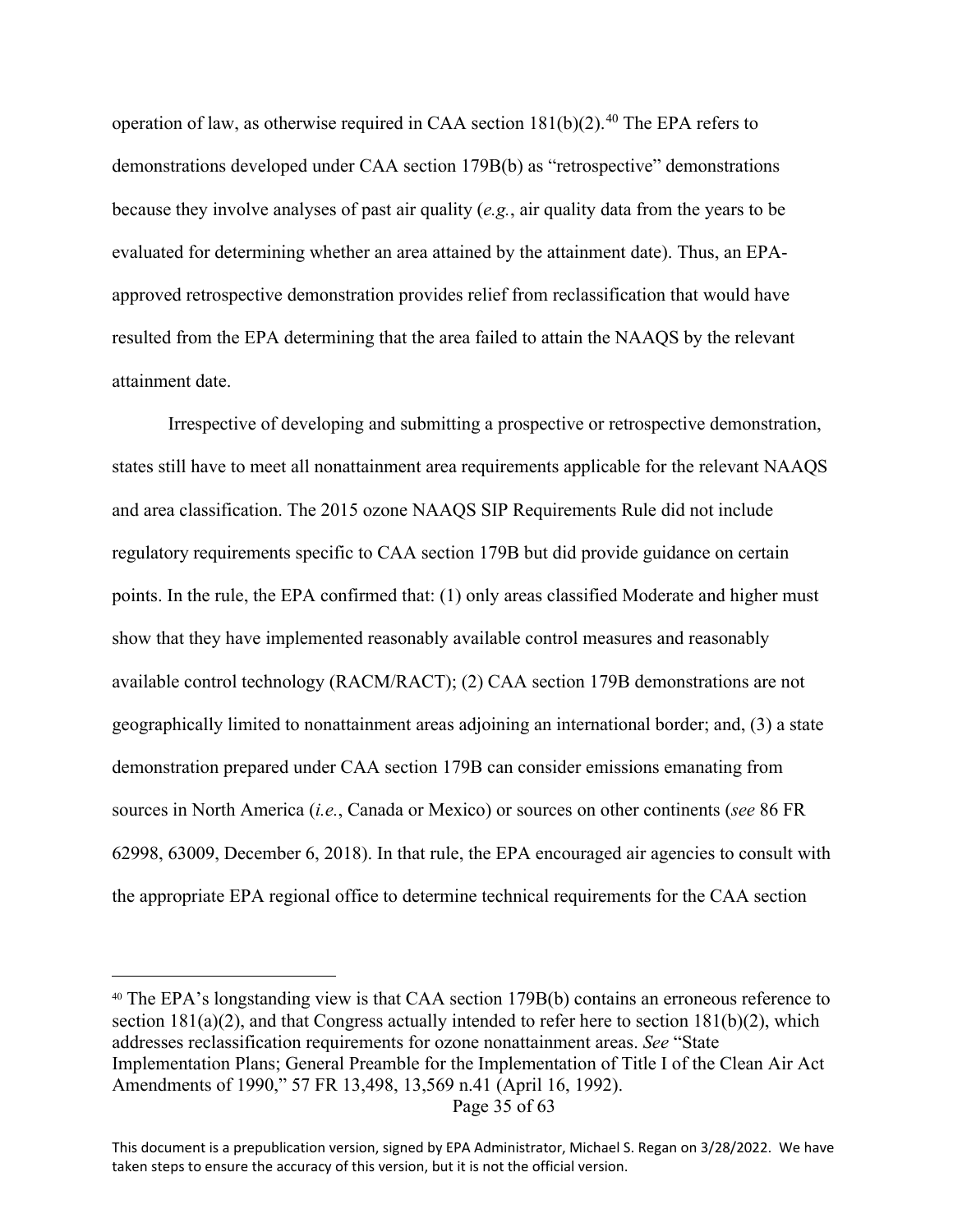operation of law, as otherwise required in CAA section 181(b)(2).[40] The EPA refers to demonstrations developed under CAA section 179B(b) as "retrospective" demonstrations because they involve analyses of past air quality (*e.g.*, air quality data from the years to be evaluated for determining whether an area attained by the attainment date). Thus, an EPA-approved retrospective demonstration provides relief from reclassification that would have resulted from the EPA determining that the area failed to attain the NAAQS by the relevant attainment date.

Irrespective of developing and submitting a prospective or retrospective demonstration, states still have to meet all nonattainment area requirements applicable for the relevant NAAQS and area classification. The 2015 ozone NAAQS SIP Requirements Rule did not include regulatory requirements specific to CAA section 179B but did provide guidance on certain points. In the rule, the EPA confirmed that: (1) only areas classified Moderate and higher must show that they have implemented reasonably available control measures and reasonably available control technology (RACM/RACT); (2) CAA section 179B demonstrations are not geographically limited to nonattainment areas adjoining an international border; and, (3) a state demonstration prepared under CAA section 179B can consider emissions emanating from sources in North America (*i.e.*, Canada or Mexico) or sources on other continents (*see* 86 FR 62998, 63009, December 6, 2018). In that rule, the EPA encouraged air agencies to consult with the appropriate EPA regional office to determine technical requirements for the CAA section

[40] The EPA's longstanding view is that CAA section 179B(b) contains an erroneous reference to section 181(a)(2), and that Congress actually intended to refer here to section 181(b)(2), which addresses reclassification requirements for ozone nonattainment areas. *See* "State Implementation Plans; General Preamble for the Implementation of Title I of the Clean Air Act Amendments of 1990," 57 FR 13,498, 13,569 n.41 (April 16, 1992).

This document is a prepublication version, signed by EPA Administrator, Michael S. Regan on 3/28/2022. We have taken steps to ensure the accuracy of this version, but it is not the official version.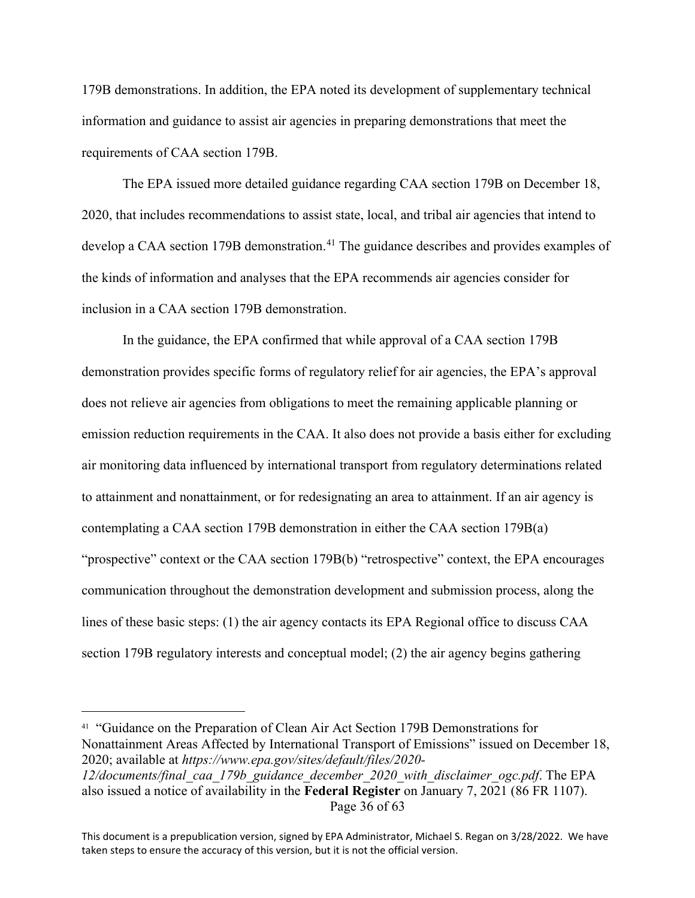179B demonstrations. In addition, the EPA noted its development of supplementary technical information and guidance to assist air agencies in preparing demonstrations that meet the requirements of CAA section 179B.

The EPA issued more detailed guidance regarding CAA section 179B on December 18, 2020, that includes recommendations to assist state, local, and tribal air agencies that intend to develop a CAA section 179B demonstration.[41] The guidance describes and provides examples of the kinds of information and analyses that the EPA recommends air agencies consider for inclusion in a CAA section 179B demonstration.

In the guidance, the EPA confirmed that while approval of a CAA section 179B demonstration provides specific forms of regulatory relief for air agencies, the EPA's approval does not relieve air agencies from obligations to meet the remaining applicable planning or emission reduction requirements in the CAA. It also does not provide a basis either for excluding air monitoring data influenced by international transport from regulatory determinations related to attainment and nonattainment, or for redesignating an area to attainment. If an air agency is contemplating a CAA section 179B demonstration in either the CAA section 179B(a) "prospective" context or the CAA section 179B(b) "retrospective" context, the EPA encourages communication throughout the demonstration development and submission process, along the lines of these basic steps: (1) the air agency contacts its EPA Regional office to discuss CAA section 179B regulatory interests and conceptual model; (2) the air agency begins gathering

[41] "Guidance on the Preparation of Clean Air Act Section 179B Demonstrations for Nonattainment Areas Affected by International Transport of Emissions" issued on December 18, 2020; available at *https://www.epa.gov/sites/default/files/2020-12/documents/final_caa_179b_guidance_december_2020_with_disclaimer_ogc.pdf*. The EPA also issued a notice of availability in the **Federal Register** on January 7, 2021 (86 FR 1107).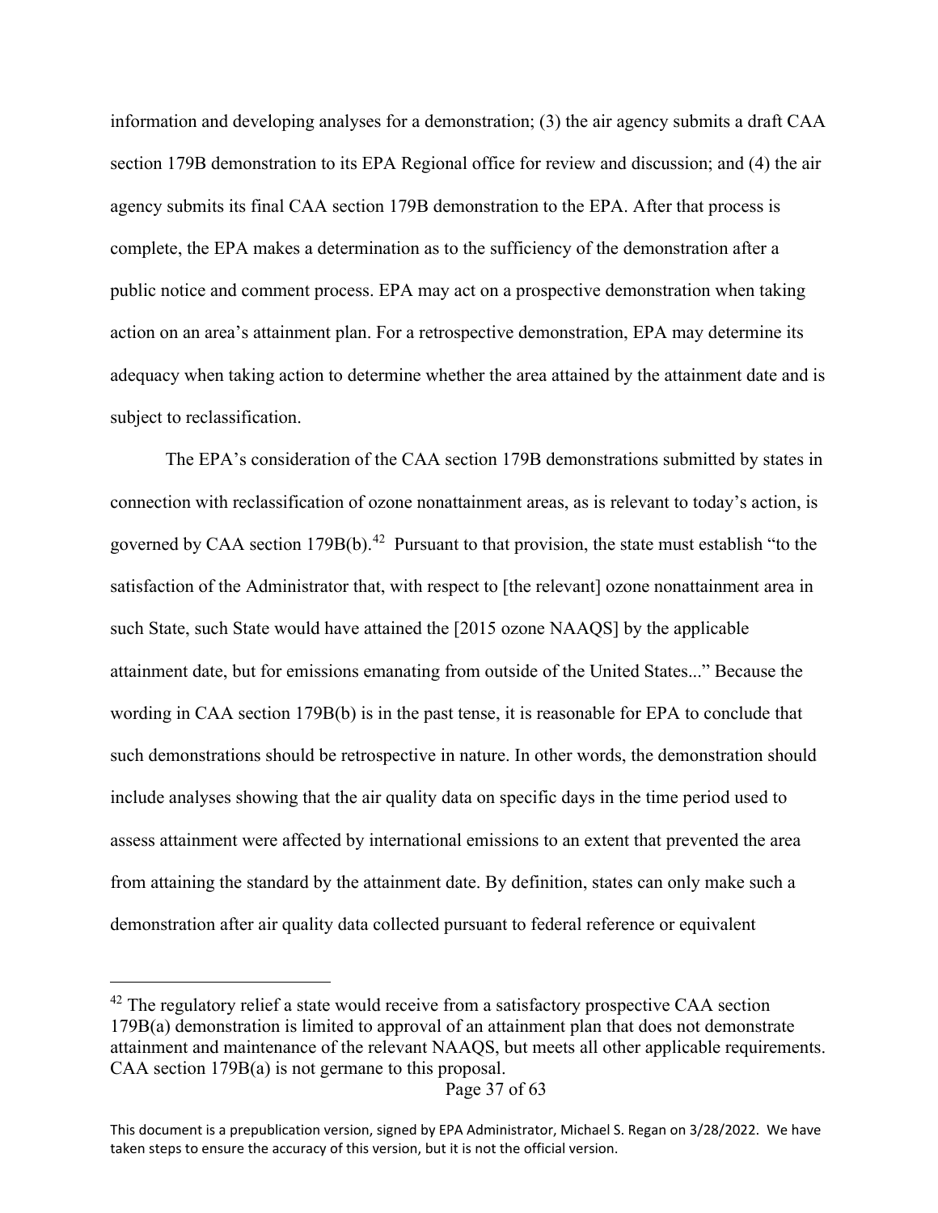information and developing analyses for a demonstration; (3) the air agency submits a draft CAA section 179B demonstration to its EPA Regional office for review and discussion; and (4) the air agency submits its final CAA section 179B demonstration to the EPA. After that process is complete, the EPA makes a determination as to the sufficiency of the demonstration after a public notice and comment process. EPA may act on a prospective demonstration when taking action on an area's attainment plan. For a retrospective demonstration, EPA may determine its adequacy when taking action to determine whether the area attained by the attainment date and is subject to reclassification.

The EPA's consideration of the CAA section 179B demonstrations submitted by states in connection with reclassification of ozone nonattainment areas, as is relevant to today's action, is governed by CAA section 179B(b).[42] Pursuant to that provision, the state must establish "to the satisfaction of the Administrator that, with respect to [the relevant] ozone nonattainment area in such State, such State would have attained the [2015 ozone NAAQS] by the applicable attainment date, but for emissions emanating from outside of the United States..." Because the wording in CAA section 179B(b) is in the past tense, it is reasonable for EPA to conclude that such demonstrations should be retrospective in nature. In other words, the demonstration should include analyses showing that the air quality data on specific days in the time period used to assess attainment were affected by international emissions to an extent that prevented the area from attaining the standard by the attainment date. By definition, states can only make such a demonstration after air quality data collected pursuant to federal reference or equivalent

[42] The regulatory relief a state would receive from a satisfactory prospective CAA section 179B(a) demonstration is limited to approval of an attainment plan that does not demonstrate attainment and maintenance of the relevant NAAQS, but meets all other applicable requirements. CAA section 179B(a) is not germane to this proposal.

This document is a prepublication version, signed by EPA Administrator, Michael S. Regan on 3/28/2022. We have taken steps to ensure the accuracy of this version, but it is not the official version.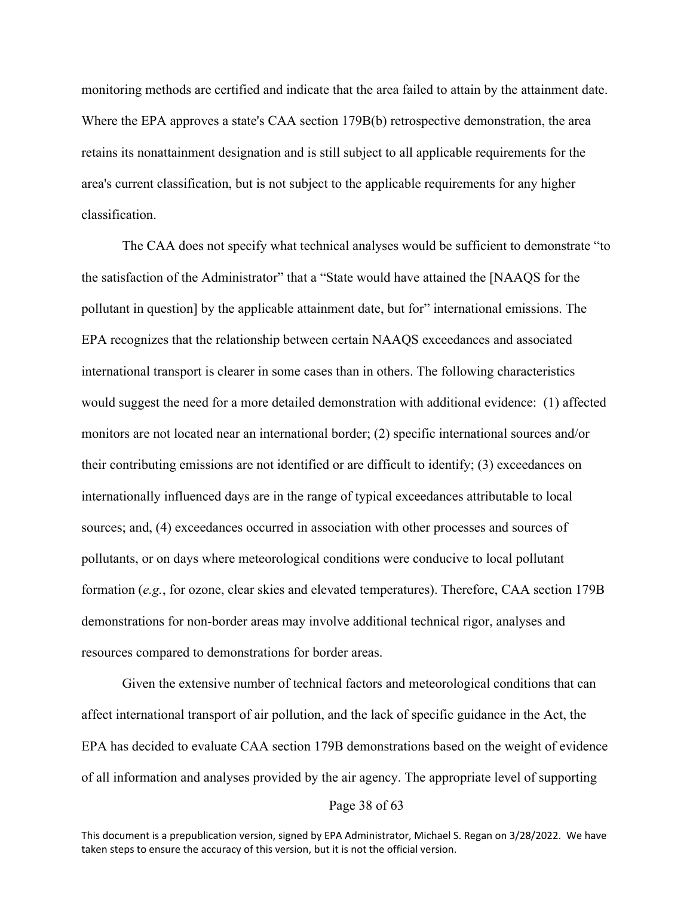monitoring methods are certified and indicate that the area failed to attain by the attainment date. Where the EPA approves a state's CAA section 179B(b) retrospective demonstration, the area retains its nonattainment designation and is still subject to all applicable requirements for the area's current classification, but is not subject to the applicable requirements for any higher classification.

The CAA does not specify what technical analyses would be sufficient to demonstrate "to the satisfaction of the Administrator" that a "State would have attained the [NAAQS for the pollutant in question] by the applicable attainment date, but for" international emissions. The EPA recognizes that the relationship between certain NAAQS exceedances and associated international transport is clearer in some cases than in others. The following characteristics would suggest the need for a more detailed demonstration with additional evidence: (1) affected monitors are not located near an international border; (2) specific international sources and/or their contributing emissions are not identified or are difficult to identify; (3) exceedances on internationally influenced days are in the range of typical exceedances attributable to local sources; and, (4) exceedances occurred in association with other processes and sources of pollutants, or on days where meteorological conditions were conducive to local pollutant formation (*e.g.*, for ozone, clear skies and elevated temperatures). Therefore, CAA section 179B demonstrations for non-border areas may involve additional technical rigor, analyses and resources compared to demonstrations for border areas.

Given the extensive number of technical factors and meteorological conditions that can affect international transport of air pollution, and the lack of specific guidance in the Act, the EPA has decided to evaluate CAA section 179B demonstrations based on the weight of evidence of all information and analyses provided by the air agency. The appropriate level of supporting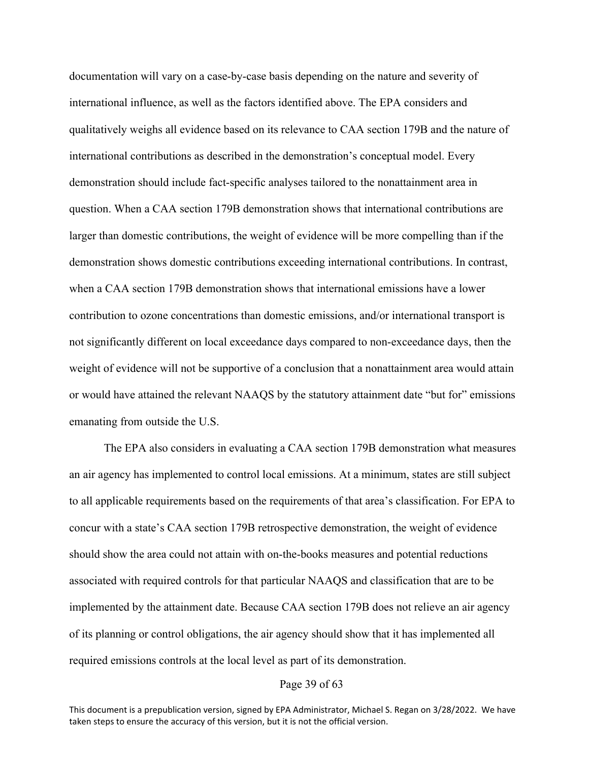documentation will vary on a case-by-case basis depending on the nature and severity of international influence, as well as the factors identified above. The EPA considers and qualitatively weighs all evidence based on its relevance to CAA section 179B and the nature of international contributions as described in the demonstration's conceptual model. Every demonstration should include fact-specific analyses tailored to the nonattainment area in question. When a CAA section 179B demonstration shows that international contributions are larger than domestic contributions, the weight of evidence will be more compelling than if the demonstration shows domestic contributions exceeding international contributions. In contrast, when a CAA section 179B demonstration shows that international emissions have a lower contribution to ozone concentrations than domestic emissions, and/or international transport is not significantly different on local exceedance days compared to non-exceedance days, then the weight of evidence will not be supportive of a conclusion that a nonattainment area would attain or would have attained the relevant NAAQS by the statutory attainment date "but for" emissions emanating from outside the U.S.

The EPA also considers in evaluating a CAA section 179B demonstration what measures an air agency has implemented to control local emissions. At a minimum, states are still subject to all applicable requirements based on the requirements of that area's classification. For EPA to concur with a state's CAA section 179B retrospective demonstration, the weight of evidence should show the area could not attain with on-the-books measures and potential reductions associated with required controls for that particular NAAQS and classification that are to be implemented by the attainment date. Because CAA section 179B does not relieve an air agency of its planning or control obligations, the air agency should show that it has implemented all required emissions controls at the local level as part of its demonstration.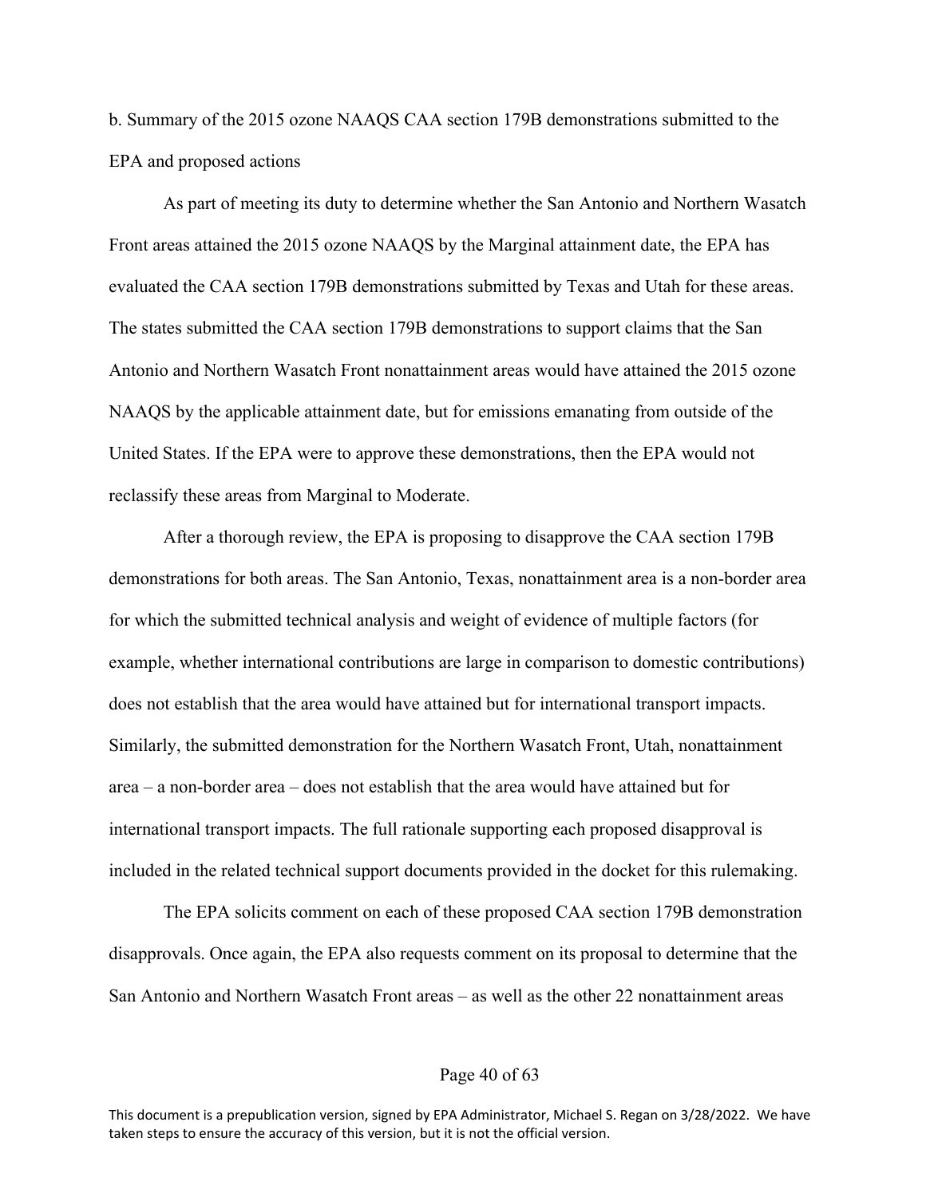b. Summary of the 2015 ozone NAAQS CAA section 179B demonstrations submitted to the EPA and proposed actions

As part of meeting its duty to determine whether the San Antonio and Northern Wasatch Front areas attained the 2015 ozone NAAQS by the Marginal attainment date, the EPA has evaluated the CAA section 179B demonstrations submitted by Texas and Utah for these areas. The states submitted the CAA section 179B demonstrations to support claims that the San Antonio and Northern Wasatch Front nonattainment areas would have attained the 2015 ozone NAAQS by the applicable attainment date, but for emissions emanating from outside of the United States. If the EPA were to approve these demonstrations, then the EPA would not reclassify these areas from Marginal to Moderate.

After a thorough review, the EPA is proposing to disapprove the CAA section 179B demonstrations for both areas. The San Antonio, Texas, nonattainment area is a non-border area for which the submitted technical analysis and weight of evidence of multiple factors (for example, whether international contributions are large in comparison to domestic contributions) does not establish that the area would have attained but for international transport impacts. Similarly, the submitted demonstration for the Northern Wasatch Front, Utah, nonattainment area – a non-border area – does not establish that the area would have attained but for international transport impacts. The full rationale supporting each proposed disapproval is included in the related technical support documents provided in the docket for this rulemaking.

The EPA solicits comment on each of these proposed CAA section 179B demonstration disapprovals. Once again, the EPA also requests comment on its proposal to determine that the San Antonio and Northern Wasatch Front areas – as well as the other 22 nonattainment areas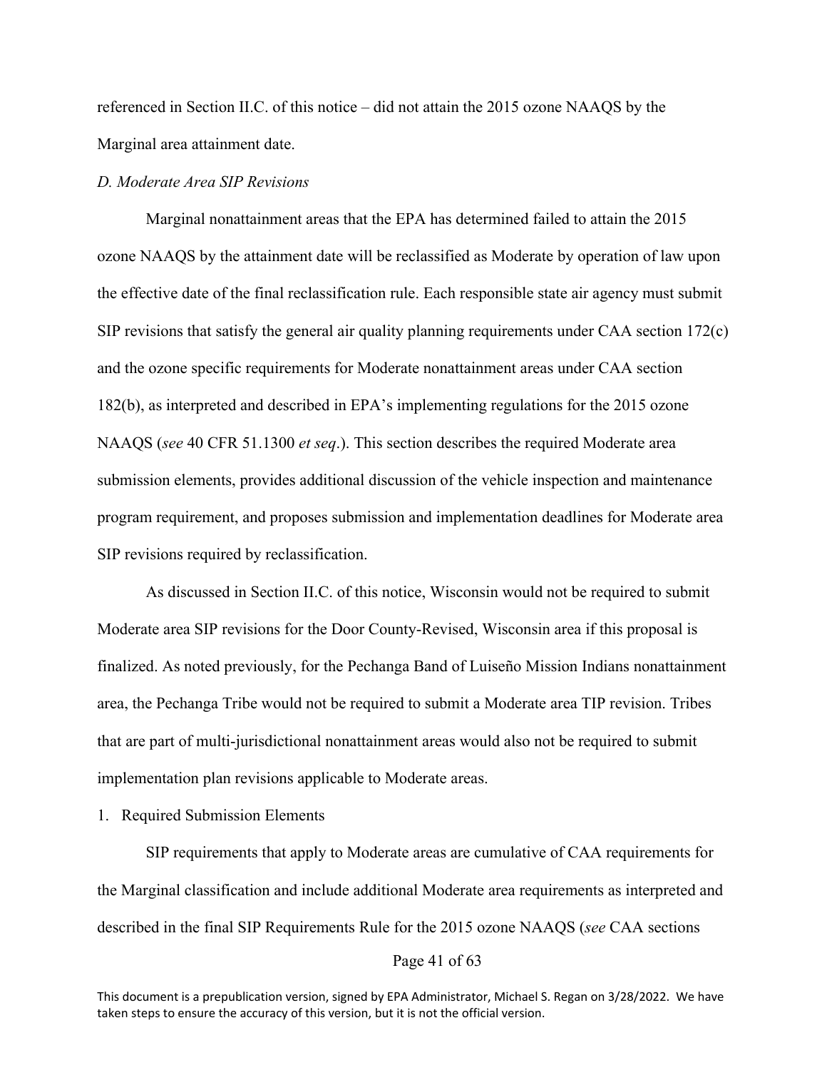referenced in Section II.C. of this notice – did not attain the 2015 ozone NAAQS by the Marginal area attainment date.

*D. Moderate Area SIP Revisions*

Marginal nonattainment areas that the EPA has determined failed to attain the 2015 ozone NAAQS by the attainment date will be reclassified as Moderate by operation of law upon the effective date of the final reclassification rule. Each responsible state air agency must submit SIP revisions that satisfy the general air quality planning requirements under CAA section 172(c) and the ozone specific requirements for Moderate nonattainment areas under CAA section 182(b), as interpreted and described in EPA's implementing regulations for the 2015 ozone NAAQS (*see* 40 CFR 51.1300 *et seq*.). This section describes the required Moderate area submission elements, provides additional discussion of the vehicle inspection and maintenance program requirement, and proposes submission and implementation deadlines for Moderate area SIP revisions required by reclassification.

As discussed in Section II.C. of this notice, Wisconsin would not be required to submit Moderate area SIP revisions for the Door County-Revised, Wisconsin area if this proposal is finalized. As noted previously, for the Pechanga Band of Luiseño Mission Indians nonattainment area, the Pechanga Tribe would not be required to submit a Moderate area TIP revision. Tribes that are part of multi-jurisdictional nonattainment areas would also not be required to submit implementation plan revisions applicable to Moderate areas.

1. Required Submission Elements

SIP requirements that apply to Moderate areas are cumulative of CAA requirements for the Marginal classification and include additional Moderate area requirements as interpreted and described in the final SIP Requirements Rule for the 2015 ozone NAAQS (*see* CAA sections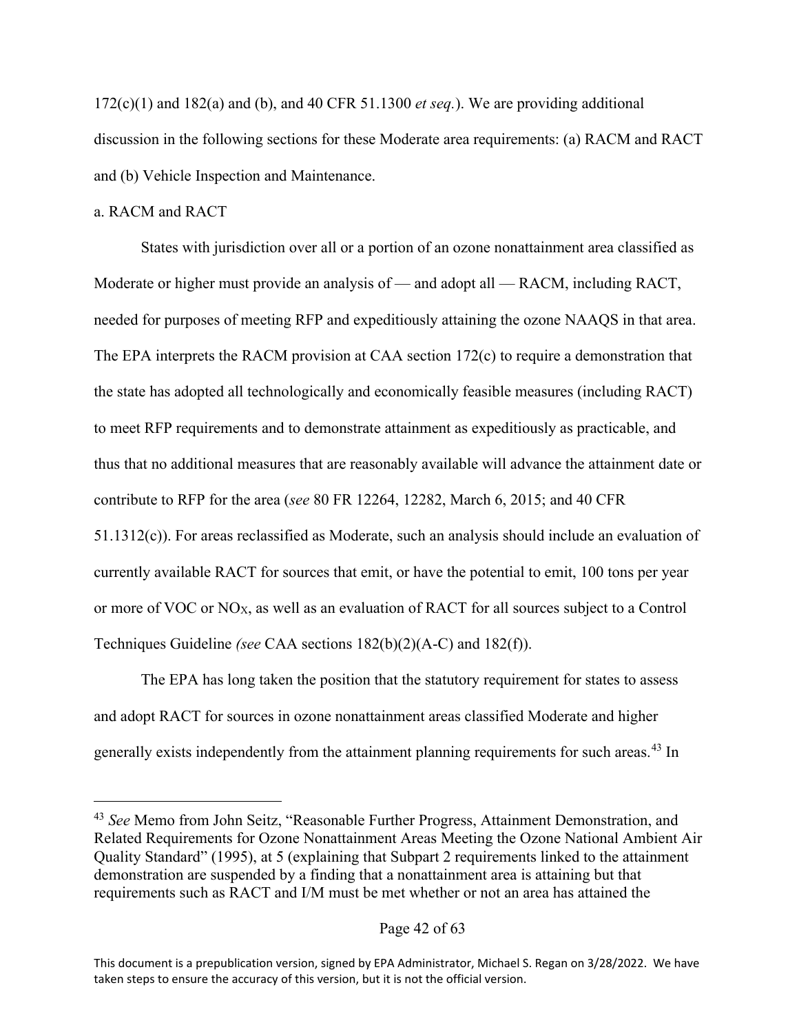172(c)(1) and 182(a) and (b), and 40 CFR 51.1300 *et seq.*). We are providing additional discussion in the following sections for these Moderate area requirements: (a) RACM and RACT and (b) Vehicle Inspection and Maintenance.

a. RACM and RACT

States with jurisdiction over all or a portion of an ozone nonattainment area classified as Moderate or higher must provide an analysis of — and adopt all — RACM, including RACT, needed for purposes of meeting RFP and expeditiously attaining the ozone NAAQS in that area. The EPA interprets the RACM provision at CAA section 172(c) to require a demonstration that the state has adopted all technologically and economically feasible measures (including RACT) to meet RFP requirements and to demonstrate attainment as expeditiously as practicable, and thus that no additional measures that are reasonably available will advance the attainment date or contribute to RFP for the area (*see* 80 FR 12264, 12282, March 6, 2015; and 40 CFR 51.1312(c)). For areas reclassified as Moderate, such an analysis should include an evaluation of currently available RACT for sources that emit, or have the potential to emit, 100 tons per year or more of VOC or $NO_X$, as well as an evaluation of RACT for all sources subject to a Control Techniques Guideline *(see* CAA sections 182(b)(2)(A-C) and 182(f)).

The EPA has long taken the position that the statutory requirement for states to assess and adopt RACT for sources in ozone nonattainment areas classified Moderate and higher generally exists independently from the attainment planning requirements for such areas.[43] In

---

[43] *See* Memo from John Seitz, "Reasonable Further Progress, Attainment Demonstration, and Related Requirements for Ozone Nonattainment Areas Meeting the Ozone National Ambient Air Quality Standard" (1995), at 5 (explaining that Subpart 2 requirements linked to the attainment demonstration are suspended by a finding that a nonattainment area is attaining but that requirements such as RACT and I/M must be met whether or not an area has attained the

This document is a prepublication version, signed by EPA Administrator, Michael S. Regan on 3/28/2022. We have taken steps to ensure the accuracy of this version, but it is not the official version.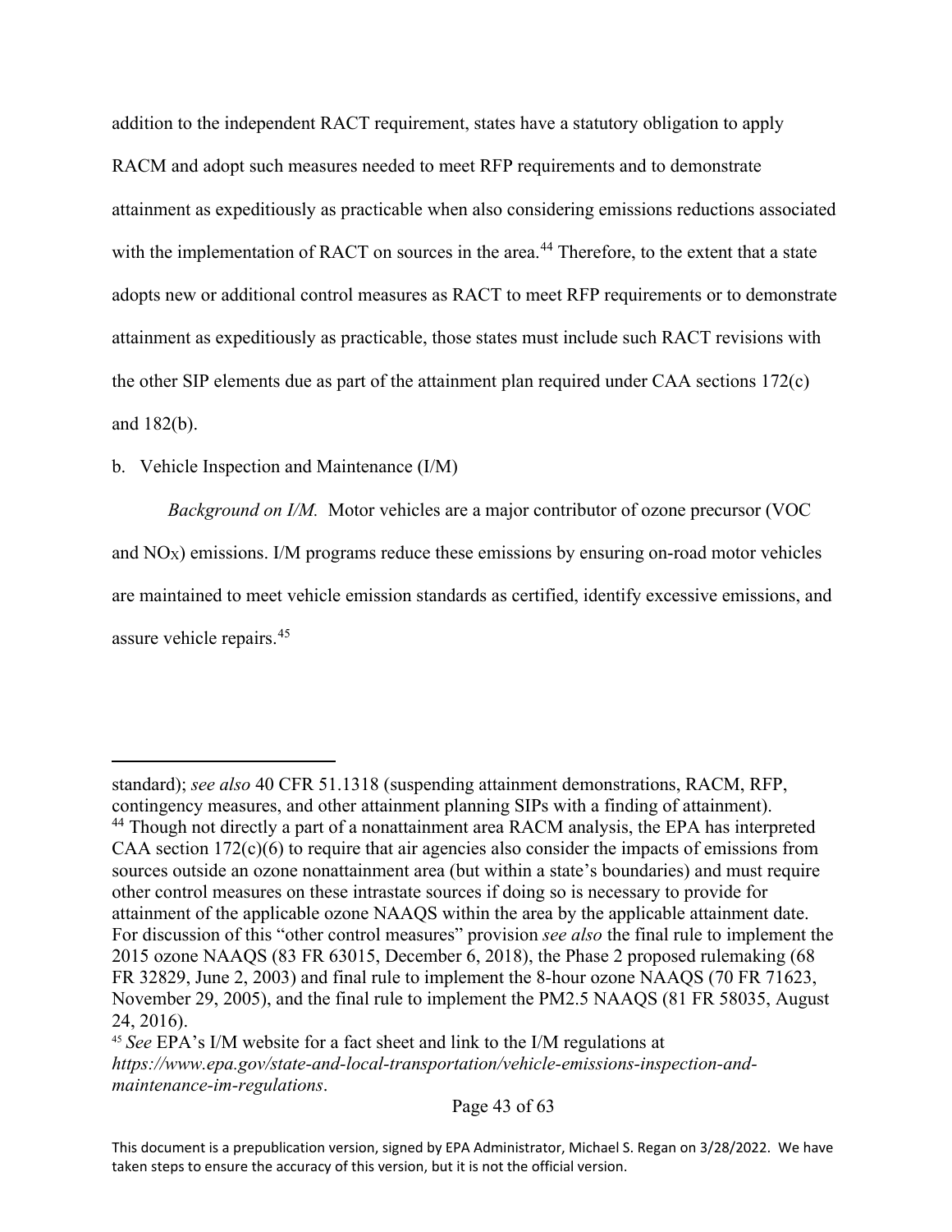addition to the independent RACT requirement, states have a statutory obligation to apply RACM and adopt such measures needed to meet RFP requirements and to demonstrate attainment as expeditiously as practicable when also considering emissions reductions associated with the implementation of RACT on sources in the area.[44] Therefore, to the extent that a state adopts new or additional control measures as RACT to meet RFP requirements or to demonstrate attainment as expeditiously as practicable, those states must include such RACT revisions with the other SIP elements due as part of the attainment plan required under CAA sections 172(c) and 182(b).

b. Vehicle Inspection and Maintenance (I/M)

*Background on I/M.* Motor vehicles are a major contributor of ozone precursor (VOC and $NO_X$) emissions. I/M programs reduce these emissions by ensuring on-road motor vehicles are maintained to meet vehicle emission standards as certified, identify excessive emissions, and assure vehicle repairs.[45]

---

standard); *see also* 40 CFR 51.1318 (suspending attainment demonstrations, RACM, RFP, contingency measures, and other attainment planning SIPs with a finding of attainment).

[44] Though not directly a part of a nonattainment area RACM analysis, the EPA has interpreted CAA section 172(c)(6) to require that air agencies also consider the impacts of emissions from sources outside an ozone nonattainment area (but within a state's boundaries) and must require other control measures on these intrastate sources if doing so is necessary to provide for attainment of the applicable ozone NAAQS within the area by the applicable attainment date. For discussion of this "other control measures" provision *see also* the final rule to implement the 2015 ozone NAAQS (83 FR 63015, December 6, 2018), the Phase 2 proposed rulemaking (68 FR 32829, June 2, 2003) and final rule to implement the 8-hour ozone NAAQS (70 FR 71623, November 29, 2005), and the final rule to implement the PM2.5 NAAQS (81 FR 58035, August 24, 2016).

[45] *See* EPA's I/M website for a fact sheet and link to the I/M regulations at *https://www.epa.gov/state-and-local-transportation/vehicle-emissions-inspection-and-maintenance-im-regulations*.

This document is a prepublication version, signed by EPA Administrator, Michael S. Regan on 3/28/2022. We have taken steps to ensure the accuracy of this version, but it is not the official version.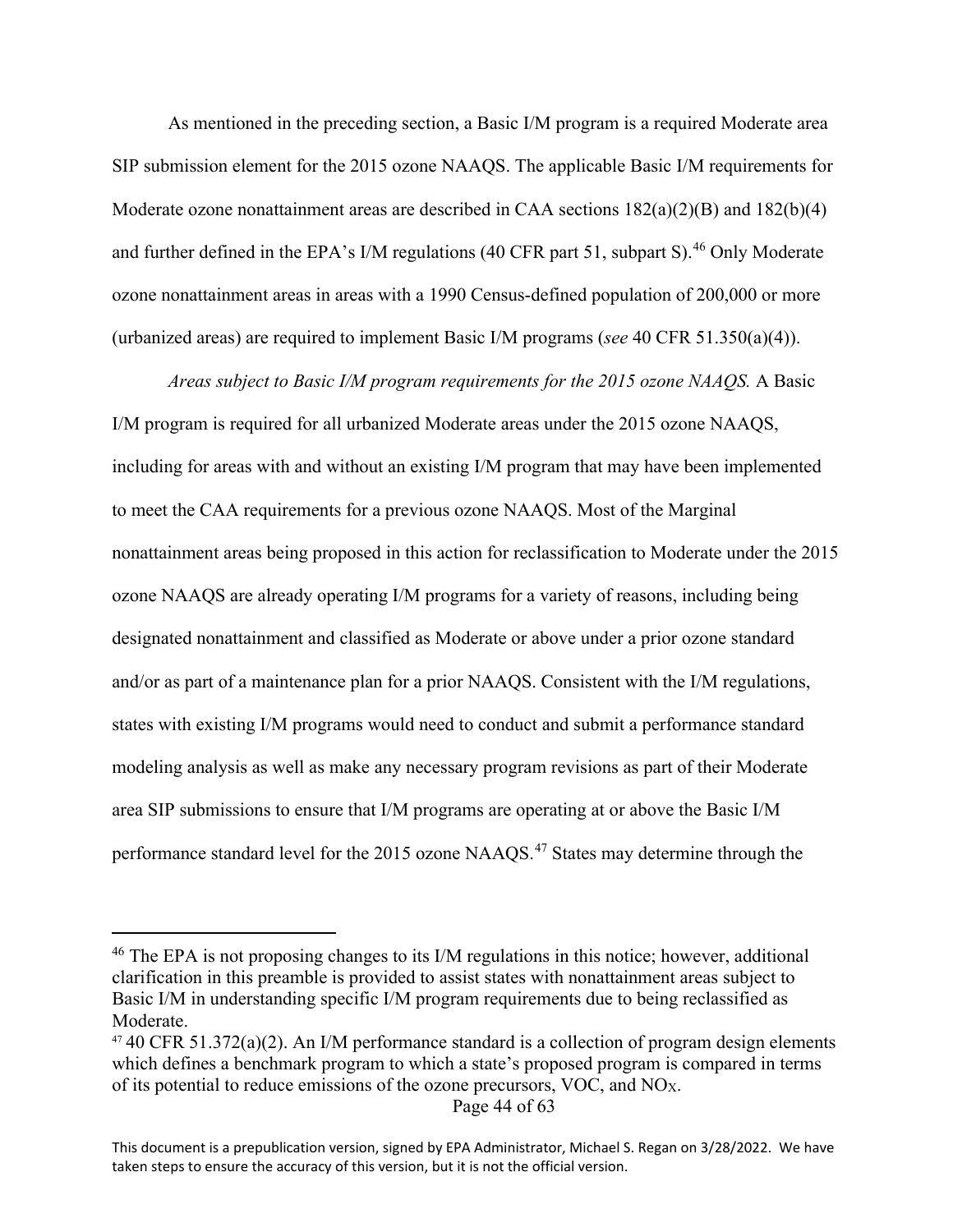As mentioned in the preceding section, a Basic I/M program is a required Moderate area SIP submission element for the 2015 ozone NAAQS. The applicable Basic I/M requirements for Moderate ozone nonattainment areas are described in CAA sections 182(a)(2)(B) and 182(b)(4) and further defined in the EPA's I/M regulations (40 CFR part 51, subpart S).[46] Only Moderate ozone nonattainment areas in areas with a 1990 Census-defined population of 200,000 or more (urbanized areas) are required to implement Basic I/M programs (*see* 40 CFR 51.350(a)(4)).

*Areas subject to Basic I/M program requirements for the 2015 ozone NAAQS.* A Basic I/M program is required for all urbanized Moderate areas under the 2015 ozone NAAQS, including for areas with and without an existing I/M program that may have been implemented to meet the CAA requirements for a previous ozone NAAQS. Most of the Marginal nonattainment areas being proposed in this action for reclassification to Moderate under the 2015 ozone NAAQS are already operating I/M programs for a variety of reasons, including being designated nonattainment and classified as Moderate or above under a prior ozone standard and/or as part of a maintenance plan for a prior NAAQS. Consistent with the I/M regulations, states with existing I/M programs would need to conduct and submit a performance standard modeling analysis as well as make any necessary program revisions as part of their Moderate area SIP submissions to ensure that I/M programs are operating at or above the Basic I/M performance standard level for the 2015 ozone NAAQS.[47] States may determine through the

---

[46] The EPA is not proposing changes to its I/M regulations in this notice; however, additional clarification in this preamble is provided to assist states with nonattainment areas subject to Basic I/M in understanding specific I/M program requirements due to being reclassified as Moderate.

[47] 40 CFR 51.372(a)(2). An I/M performance standard is a collection of program design elements which defines a benchmark program to which a state's proposed program is compared in terms of its potential to reduce emissions of the ozone precursors, VOC, and $NO_X$.

This document is a prepublication version, signed by EPA Administrator, Michael S. Regan on 3/28/2022. We have taken steps to ensure the accuracy of this version, but it is not the official version.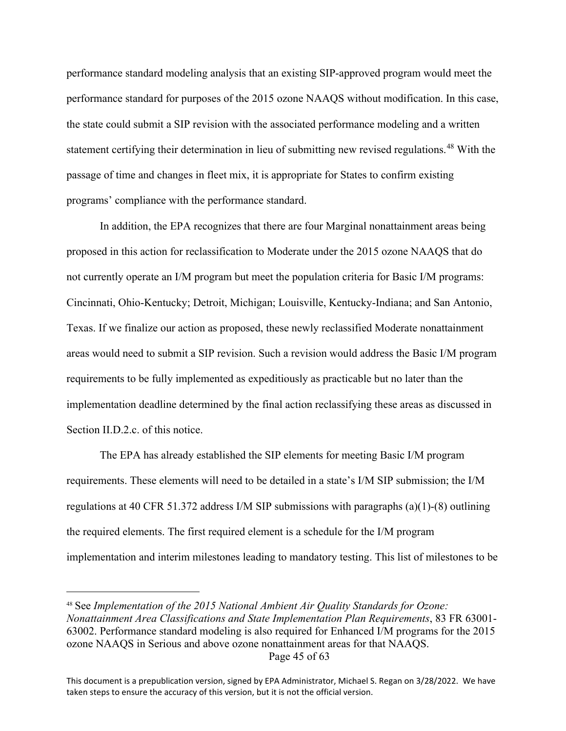performance standard modeling analysis that an existing SIP-approved program would meet the performance standard for purposes of the 2015 ozone NAAQS without modification. In this case, the state could submit a SIP revision with the associated performance modeling and a written statement certifying their determination in lieu of submitting new revised regulations.[48] With the passage of time and changes in fleet mix, it is appropriate for States to confirm existing programs' compliance with the performance standard.

In addition, the EPA recognizes that there are four Marginal nonattainment areas being proposed in this action for reclassification to Moderate under the 2015 ozone NAAQS that do not currently operate an I/M program but meet the population criteria for Basic I/M programs: Cincinnati, Ohio-Kentucky; Detroit, Michigan; Louisville, Kentucky-Indiana; and San Antonio, Texas. If we finalize our action as proposed, these newly reclassified Moderate nonattainment areas would need to submit a SIP revision. Such a revision would address the Basic I/M program requirements to be fully implemented as expeditiously as practicable but no later than the implementation deadline determined by the final action reclassifying these areas as discussed in Section II.D.2.c. of this notice.

The EPA has already established the SIP elements for meeting Basic I/M program requirements. These elements will need to be detailed in a state's I/M SIP submission; the I/M regulations at 40 CFR 51.372 address I/M SIP submissions with paragraphs (a)(1)-(8) outlining the required elements. The first required element is a schedule for the I/M program implementation and interim milestones leading to mandatory testing. This list of milestones to be

---

[48] See *Implementation of the 2015 National Ambient Air Quality Standards for Ozone: Nonattainment Area Classifications and State Implementation Plan Requirements*, 83 FR 63001-63002. Performance standard modeling is also required for Enhanced I/M programs for the 2015 ozone NAAQS in Serious and above ozone nonattainment areas for that NAAQS.

This document is a prepublication version, signed by EPA Administrator, Michael S. Regan on 3/28/2022. We have taken steps to ensure the accuracy of this version, but it is not the official version.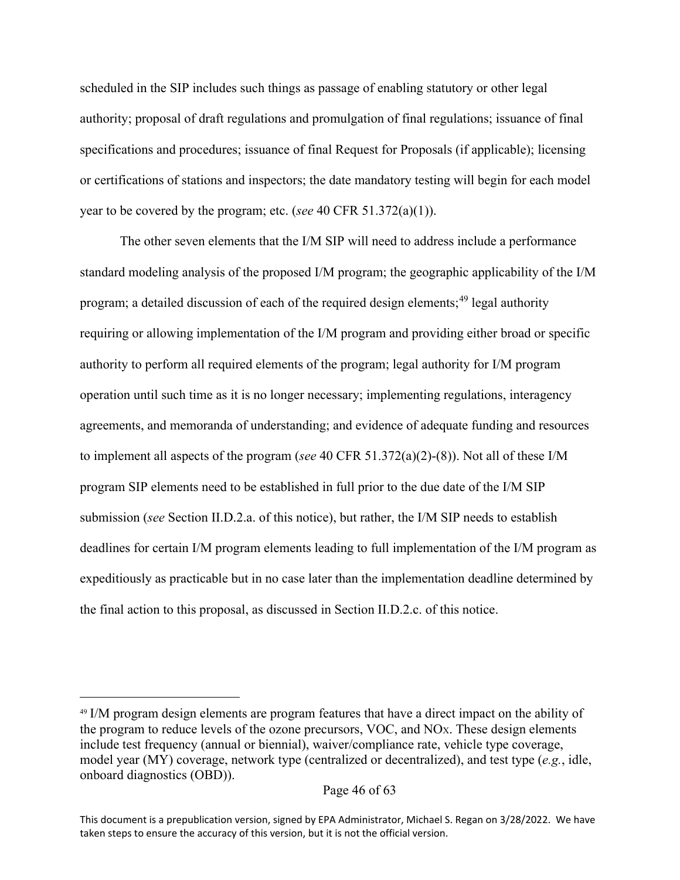scheduled in the SIP includes such things as passage of enabling statutory or other legal authority; proposal of draft regulations and promulgation of final regulations; issuance of final specifications and procedures; issuance of final Request for Proposals (if applicable); licensing or certifications of stations and inspectors; the date mandatory testing will begin for each model year to be covered by the program; etc. (*see* 40 CFR 51.372(a)(1)).

The other seven elements that the I/M SIP will need to address include a performance standard modeling analysis of the proposed I/M program; the geographic applicability of the I/M program; a detailed discussion of each of the required design elements;[49] legal authority requiring or allowing implementation of the I/M program and providing either broad or specific authority to perform all required elements of the program; legal authority for I/M program operation until such time as it is no longer necessary; implementing regulations, interagency agreements, and memoranda of understanding; and evidence of adequate funding and resources to implement all aspects of the program (*see* 40 CFR 51.372(a)(2)-(8)). Not all of these I/M program SIP elements need to be established in full prior to the due date of the I/M SIP submission (*see* Section II.D.2.a. of this notice), but rather, the I/M SIP needs to establish deadlines for certain I/M program elements leading to full implementation of the I/M program as expeditiously as practicable but in no case later than the implementation deadline determined by the final action to this proposal, as discussed in Section II.D.2.c. of this notice.

---

[49] I/M program design elements are program features that have a direct impact on the ability of the program to reduce levels of the ozone precursors, VOC, and $NO_X$. These design elements include test frequency (annual or biennial), waiver/compliance rate, vehicle type coverage, model year (MY) coverage, network type (centralized or decentralized), and test type (*e.g.*, idle, onboard diagnostics (OBD)).

This document is a prepublication version, signed by EPA Administrator, Michael S. Regan on 3/28/2022. We have taken steps to ensure the accuracy of this version, but it is not the official version.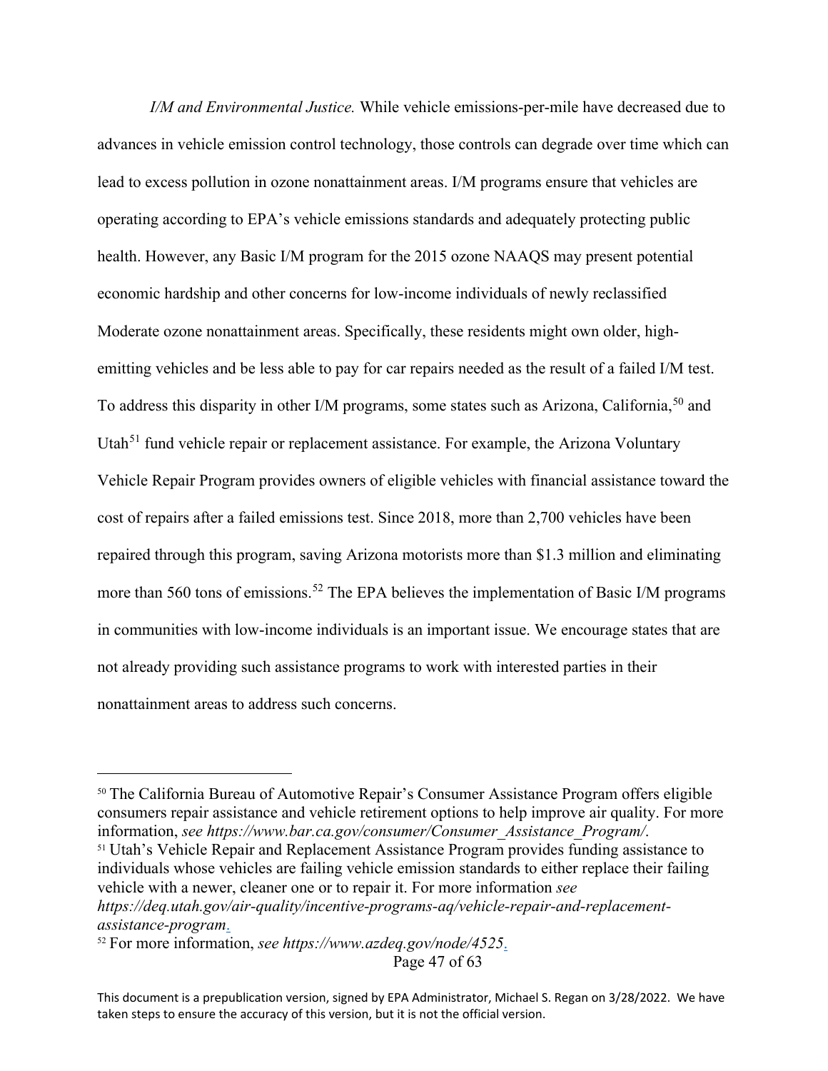*I/M and Environmental Justice.* While vehicle emissions-per-mile have decreased due to advances in vehicle emission control technology, those controls can degrade over time which can lead to excess pollution in ozone nonattainment areas. I/M programs ensure that vehicles are operating according to EPA's vehicle emissions standards and adequately protecting public health. However, any Basic I/M program for the 2015 ozone NAAQS may present potential economic hardship and other concerns for low-income individuals of newly reclassified Moderate ozone nonattainment areas. Specifically, these residents might own older, high-emitting vehicles and be less able to pay for car repairs needed as the result of a failed I/M test. To address this disparity in other I/M programs, some states such as Arizona, California,[50] and Utah[51] fund vehicle repair or replacement assistance. For example, the Arizona Voluntary Vehicle Repair Program provides owners of eligible vehicles with financial assistance toward the cost of repairs after a failed emissions test. Since 2018, more than 2,700 vehicles have been repaired through this program, saving Arizona motorists more than $1.3 million and eliminating more than 560 tons of emissions.[52] The EPA believes the implementation of Basic I/M programs in communities with low-income individuals is an important issue. We encourage states that are not already providing such assistance programs to work with interested parties in their nonattainment areas to address such concerns.

---

[50] The California Bureau of Automotive Repair's Consumer Assistance Program offers eligible consumers repair assistance and vehicle retirement options to help improve air quality. For more information, *see https://www.bar.ca.gov/consumer/Consumer_Assistance_Program/*.

[51] Utah's Vehicle Repair and Replacement Assistance Program provides funding assistance to individuals whose vehicles are failing vehicle emission standards to either replace their failing vehicle with a newer, cleaner one or to repair it. For more information *see https://deq.utah.gov/air-quality/incentive-programs-aq/vehicle-repair-and-replacement-assistance-program*.

[52] For more information, *see https://www.azdeq.gov/node/4525*.

This document is a prepublication version, signed by EPA Administrator, Michael S. Regan on 3/28/2022. We have taken steps to ensure the accuracy of this version, but it is not the official version.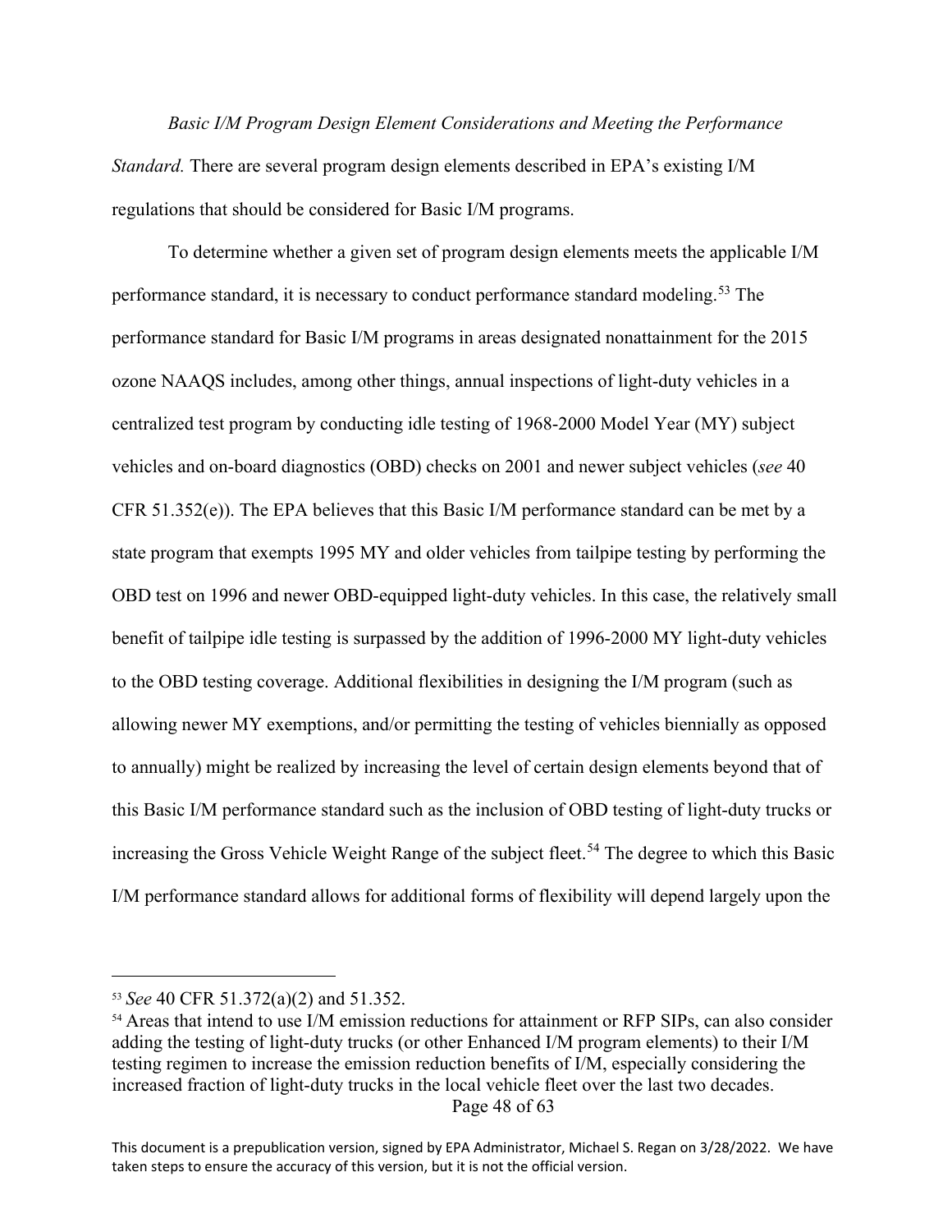*Basic I/M Program Design Element Considerations and Meeting the Performance Standard.* There are several program design elements described in EPA's existing I/M regulations that should be considered for Basic I/M programs.

To determine whether a given set of program design elements meets the applicable I/M performance standard, it is necessary to conduct performance standard modeling.[53] The performance standard for Basic I/M programs in areas designated nonattainment for the 2015 ozone NAAQS includes, among other things, annual inspections of light-duty vehicles in a centralized test program by conducting idle testing of 1968-2000 Model Year (MY) subject vehicles and on-board diagnostics (OBD) checks on 2001 and newer subject vehicles (*see* 40 CFR 51.352(e)). The EPA believes that this Basic I/M performance standard can be met by a state program that exempts 1995 MY and older vehicles from tailpipe testing by performing the OBD test on 1996 and newer OBD-equipped light-duty vehicles. In this case, the relatively small benefit of tailpipe idle testing is surpassed by the addition of 1996-2000 MY light-duty vehicles to the OBD testing coverage. Additional flexibilities in designing the I/M program (such as allowing newer MY exemptions, and/or permitting the testing of vehicles biennially as opposed to annually) might be realized by increasing the level of certain design elements beyond that of this Basic I/M performance standard such as the inclusion of OBD testing of light-duty trucks or increasing the Gross Vehicle Weight Range of the subject fleet.[54] The degree to which this Basic I/M performance standard allows for additional forms of flexibility will depend largely upon the

---

[53] *See* 40 CFR 51.372(a)(2) and 51.352.

[54] Areas that intend to use I/M emission reductions for attainment or RFP SIPs, can also consider adding the testing of light-duty trucks (or other Enhanced I/M program elements) to their I/M testing regimen to increase the emission reduction benefits of I/M, especially considering the increased fraction of light-duty trucks in the local vehicle fleet over the last two decades.

This document is a prepublication version, signed by EPA Administrator, Michael S. Regan on 3/28/2022. We have taken steps to ensure the accuracy of this version, but it is not the official version.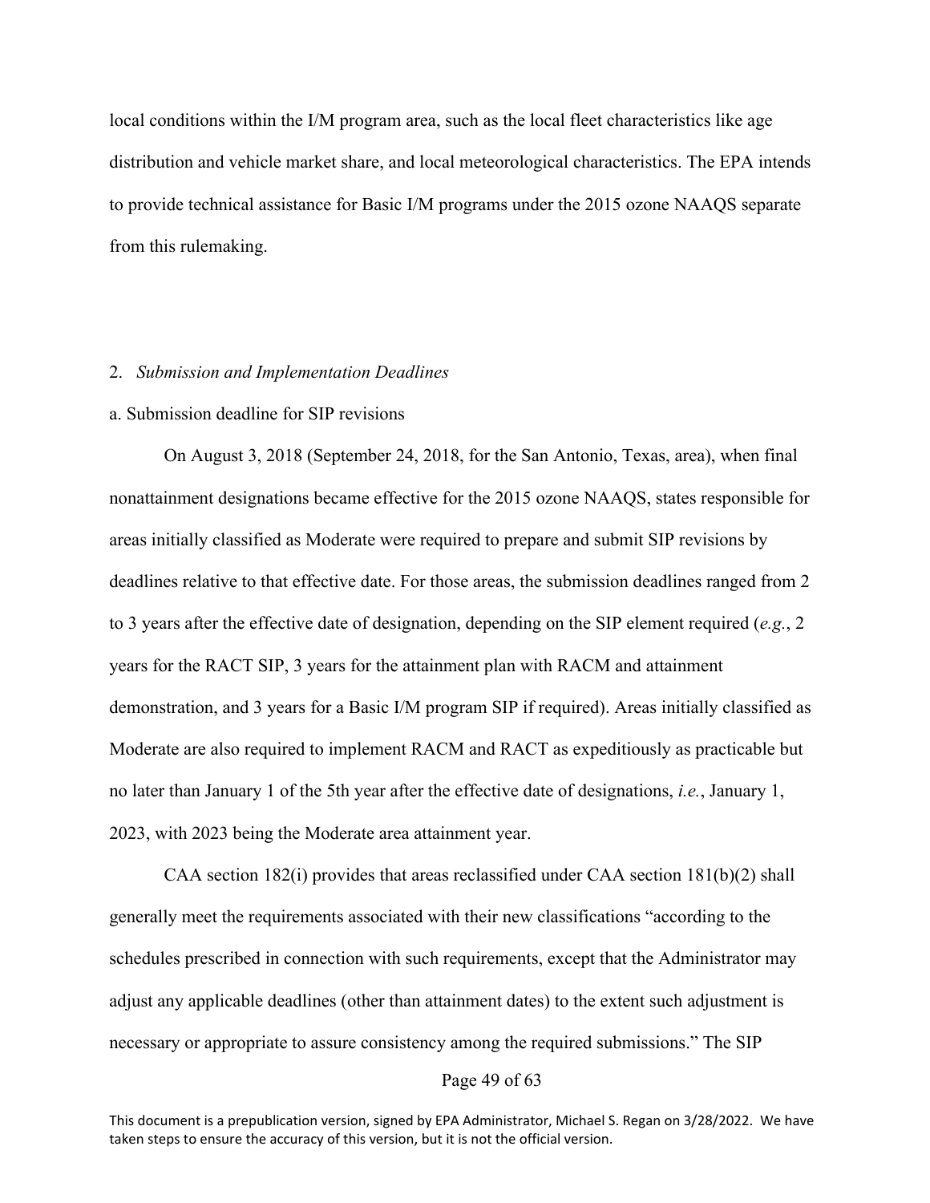local conditions within the I/M program area, such as the local fleet characteristics like age distribution and vehicle market share, and local meteorological characteristics. The EPA intends to provide technical assistance for Basic I/M programs under the 2015 ozone NAAQS separate from this rulemaking.

2. *Submission and Implementation Deadlines*

a. Submission deadline for SIP revisions

On August 3, 2018 (September 24, 2018, for the San Antonio, Texas, area), when final nonattainment designations became effective for the 2015 ozone NAAQS, states responsible for areas initially classified as Moderate were required to prepare and submit SIP revisions by deadlines relative to that effective date. For those areas, the submission deadlines ranged from 2 to 3 years after the effective date of designation, depending on the SIP element required (*e.g.*, 2 years for the RACT SIP, 3 years for the attainment plan with RACM and attainment demonstration, and 3 years for a Basic I/M program SIP if required). Areas initially classified as Moderate are also required to implement RACM and RACT as expeditiously as practicable but no later than January 1 of the 5th year after the effective date of designations, *i.e.*, January 1, 2023, with 2023 being the Moderate area attainment year.

CAA section 182(i) provides that areas reclassified under CAA section 181(b)(2) shall generally meet the requirements associated with their new classifications "according to the schedules prescribed in connection with such requirements, except that the Administrator may adjust any applicable deadlines (other than attainment dates) to the extent such adjustment is necessary or appropriate to assure consistency among the required submissions." The SIP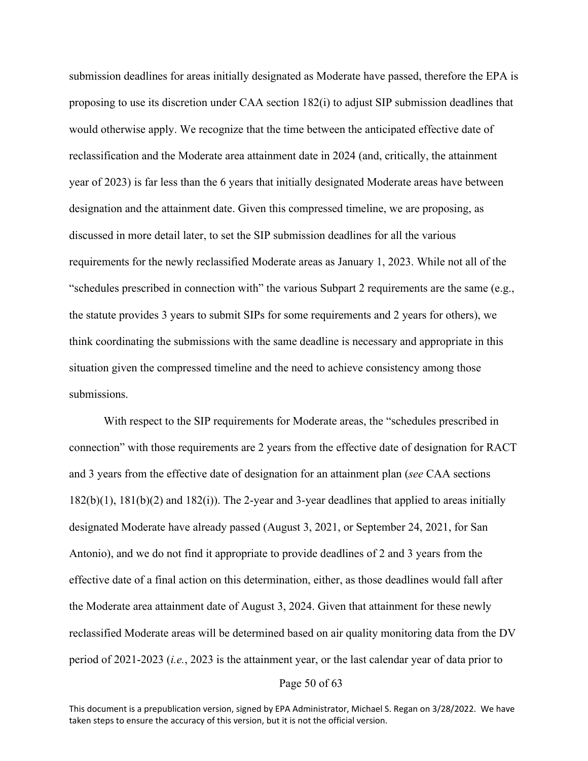submission deadlines for areas initially designated as Moderate have passed, therefore the EPA is proposing to use its discretion under CAA section 182(i) to adjust SIP submission deadlines that would otherwise apply. We recognize that the time between the anticipated effective date of reclassification and the Moderate area attainment date in 2024 (and, critically, the attainment year of 2023) is far less than the 6 years that initially designated Moderate areas have between designation and the attainment date. Given this compressed timeline, we are proposing, as discussed in more detail later, to set the SIP submission deadlines for all the various requirements for the newly reclassified Moderate areas as January 1, 2023. While not all of the "schedules prescribed in connection with" the various Subpart 2 requirements are the same (e.g., the statute provides 3 years to submit SIPs for some requirements and 2 years for others), we think coordinating the submissions with the same deadline is necessary and appropriate in this situation given the compressed timeline and the need to achieve consistency among those submissions.

With respect to the SIP requirements for Moderate areas, the "schedules prescribed in connection" with those requirements are 2 years from the effective date of designation for RACT and 3 years from the effective date of designation for an attainment plan (*see* CAA sections 182(b)(1), 181(b)(2) and 182(i)). The 2-year and 3-year deadlines that applied to areas initially designated Moderate have already passed (August 3, 2021, or September 24, 2021, for San Antonio), and we do not find it appropriate to provide deadlines of 2 and 3 years from the effective date of a final action on this determination, either, as those deadlines would fall after the Moderate area attainment date of August 3, 2024. Given that attainment for these newly reclassified Moderate areas will be determined based on air quality monitoring data from the DV period of 2021-2023 (*i.e.*, 2023 is the attainment year, or the last calendar year of data prior to

This document is a prepublication version, signed by EPA Administrator, Michael S. Regan on 3/28/2022. We have taken steps to ensure the accuracy of this version, but it is not the official version.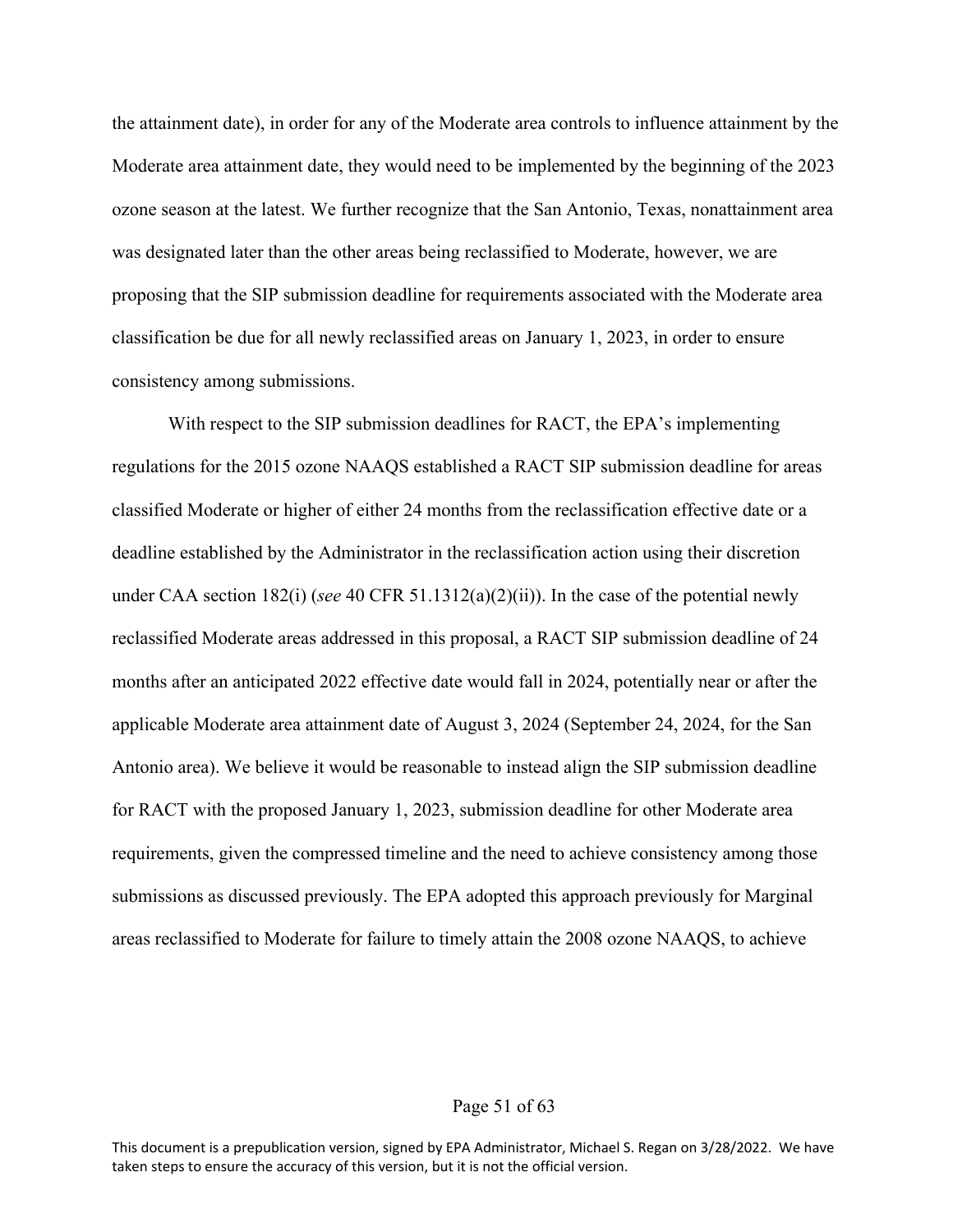the attainment date), in order for any of the Moderate area controls to influence attainment by the Moderate area attainment date, they would need to be implemented by the beginning of the 2023 ozone season at the latest. We further recognize that the San Antonio, Texas, nonattainment area was designated later than the other areas being reclassified to Moderate, however, we are proposing that the SIP submission deadline for requirements associated with the Moderate area classification be due for all newly reclassified areas on January 1, 2023, in order to ensure consistency among submissions.

With respect to the SIP submission deadlines for RACT, the EPA's implementing regulations for the 2015 ozone NAAQS established a RACT SIP submission deadline for areas classified Moderate or higher of either 24 months from the reclassification effective date or a deadline established by the Administrator in the reclassification action using their discretion under CAA section 182(i) (*see* 40 CFR 51.1312(a)(2)(ii)). In the case of the potential newly reclassified Moderate areas addressed in this proposal, a RACT SIP submission deadline of 24 months after an anticipated 2022 effective date would fall in 2024, potentially near or after the applicable Moderate area attainment date of August 3, 2024 (September 24, 2024, for the San Antonio area). We believe it would be reasonable to instead align the SIP submission deadline for RACT with the proposed January 1, 2023, submission deadline for other Moderate area requirements, given the compressed timeline and the need to achieve consistency among those submissions as discussed previously. The EPA adopted this approach previously for Marginal areas reclassified to Moderate for failure to timely attain the 2008 ozone NAAQS, to achieve

This document is a prepublication version, signed by EPA Administrator, Michael S. Regan on 3/28/2022. We have taken steps to ensure the accuracy of this version, but it is not the official version.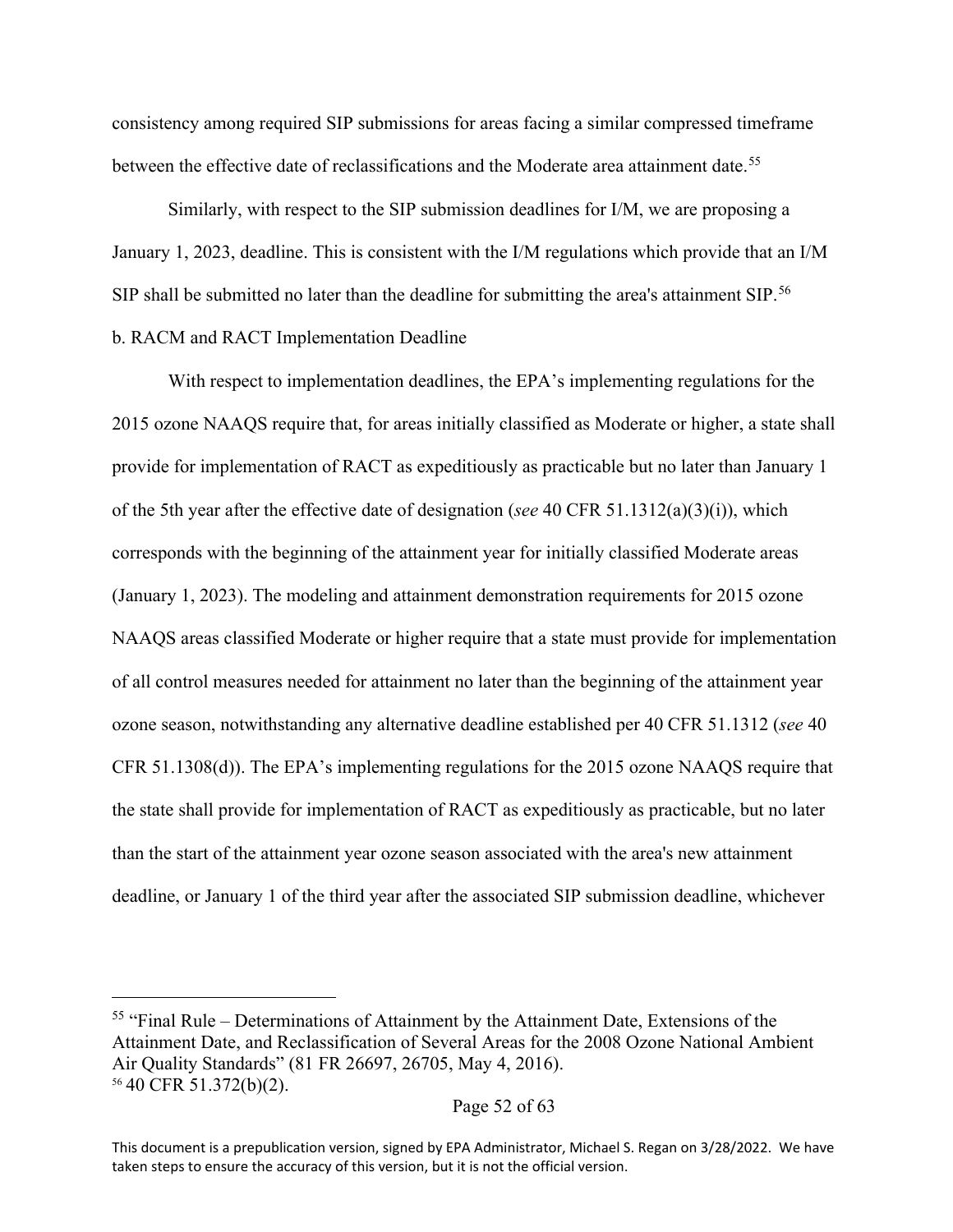consistency among required SIP submissions for areas facing a similar compressed timeframe between the effective date of reclassifications and the Moderate area attainment date.[55]

Similarly, with respect to the SIP submission deadlines for I/M, we are proposing a January 1, 2023, deadline. This is consistent with the I/M regulations which provide that an I/M SIP shall be submitted no later than the deadline for submitting the area's attainment SIP.[56]

b. RACM and RACT Implementation Deadline

With respect to implementation deadlines, the EPA's implementing regulations for the 2015 ozone NAAQS require that, for areas initially classified as Moderate or higher, a state shall provide for implementation of RACT as expeditiously as practicable but no later than January 1 of the 5th year after the effective date of designation (*see* 40 CFR 51.1312(a)(3)(i)), which corresponds with the beginning of the attainment year for initially classified Moderate areas (January 1, 2023). The modeling and attainment demonstration requirements for 2015 ozone NAAQS areas classified Moderate or higher require that a state must provide for implementation of all control measures needed for attainment no later than the beginning of the attainment year ozone season, notwithstanding any alternative deadline established per 40 CFR 51.1312 (*see* 40 CFR 51.1308(d)). The EPA's implementing regulations for the 2015 ozone NAAQS require that the state shall provide for implementation of RACT as expeditiously as practicable, but no later than the start of the attainment year ozone season associated with the area's new attainment deadline, or January 1 of the third year after the associated SIP submission deadline, whichever

---

[55] "Final Rule – Determinations of Attainment by the Attainment Date, Extensions of the Attainment Date, and Reclassification of Several Areas for the 2008 Ozone National Ambient Air Quality Standards" (81 FR 26697, 26705, May 4, 2016).

[56] 40 CFR 51.372(b)(2).

This document is a prepublication version, signed by EPA Administrator, Michael S. Regan on 3/28/2022. We have taken steps to ensure the accuracy of this version, but it is not the official version.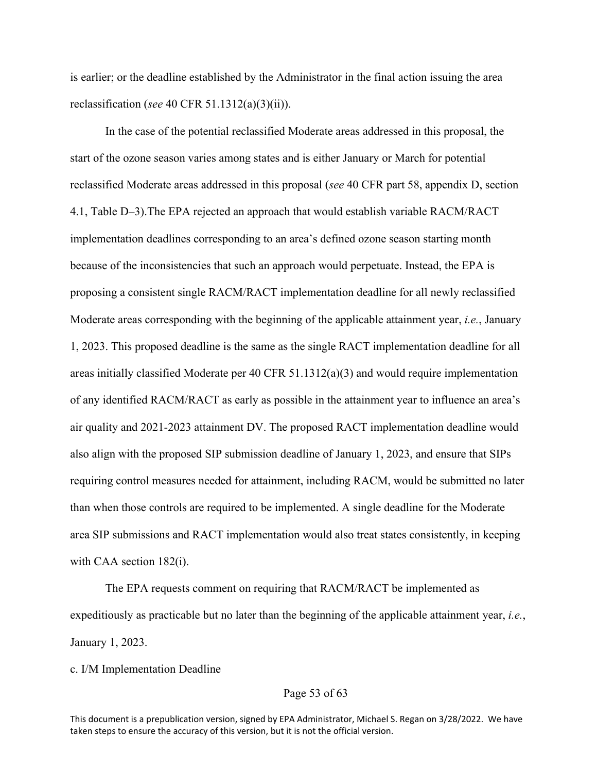is earlier; or the deadline established by the Administrator in the final action issuing the area reclassification (*see* 40 CFR 51.1312(a)(3)(ii)).

In the case of the potential reclassified Moderate areas addressed in this proposal, the start of the ozone season varies among states and is either January or March for potential reclassified Moderate areas addressed in this proposal (*see* 40 CFR part 58, appendix D, section 4.1, Table D–3).The EPA rejected an approach that would establish variable RACM/RACT implementation deadlines corresponding to an area's defined ozone season starting month because of the inconsistencies that such an approach would perpetuate. Instead, the EPA is proposing a consistent single RACM/RACT implementation deadline for all newly reclassified Moderate areas corresponding with the beginning of the applicable attainment year, *i.e.*, January 1, 2023. This proposed deadline is the same as the single RACT implementation deadline for all areas initially classified Moderate per 40 CFR 51.1312(a)(3) and would require implementation of any identified RACM/RACT as early as possible in the attainment year to influence an area's air quality and 2021-2023 attainment DV. The proposed RACT implementation deadline would also align with the proposed SIP submission deadline of January 1, 2023, and ensure that SIPs requiring control measures needed for attainment, including RACM, would be submitted no later than when those controls are required to be implemented. A single deadline for the Moderate area SIP submissions and RACT implementation would also treat states consistently, in keeping with CAA section 182(i).

The EPA requests comment on requiring that RACM/RACT be implemented as expeditiously as practicable but no later than the beginning of the applicable attainment year, *i.e.*, January 1, 2023.

c. I/M Implementation Deadline

This document is a prepublication version, signed by EPA Administrator, Michael S. Regan on 3/28/2022. We have taken steps to ensure the accuracy of this version, but it is not the official version.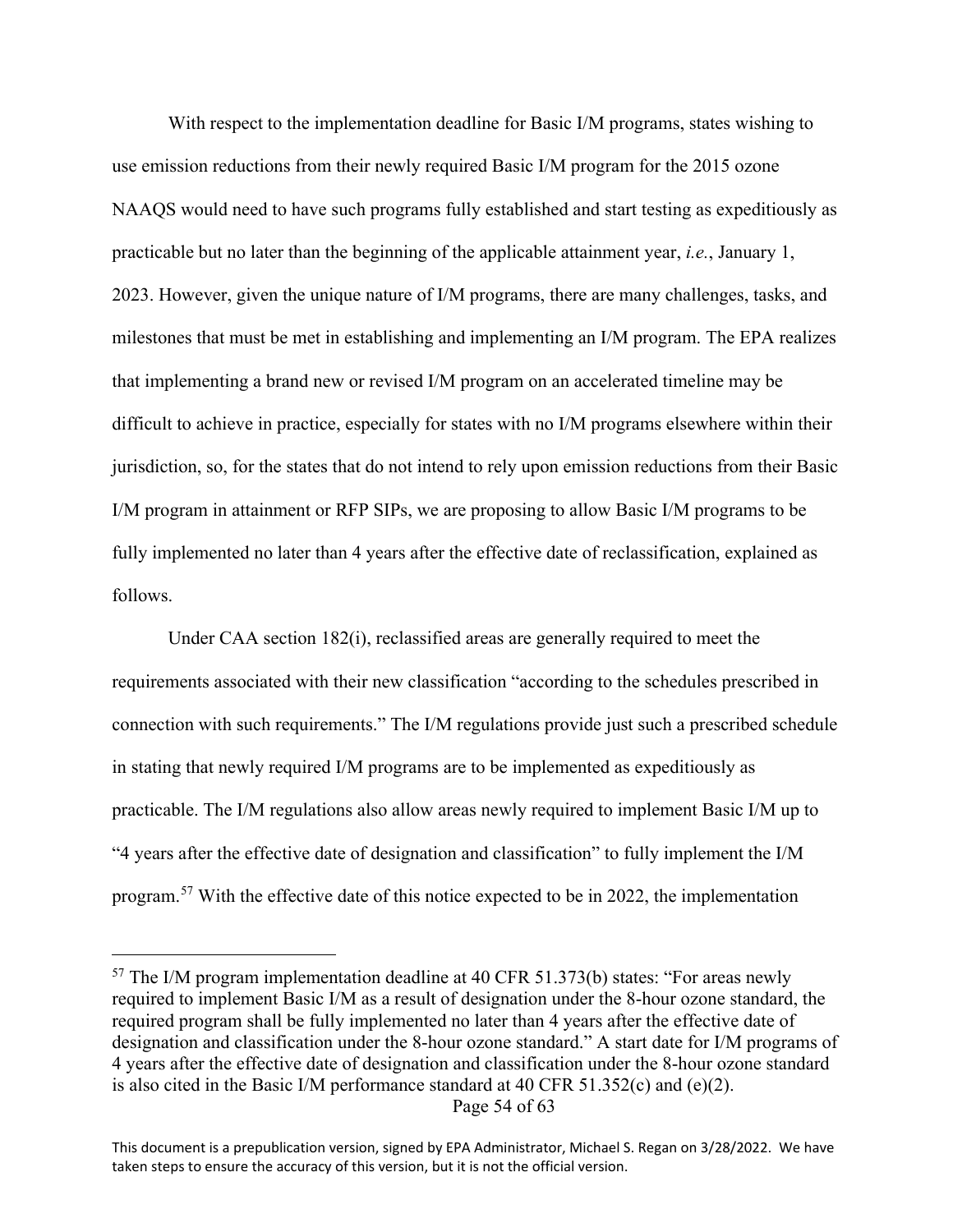With respect to the implementation deadline for Basic I/M programs, states wishing to use emission reductions from their newly required Basic I/M program for the 2015 ozone NAAQS would need to have such programs fully established and start testing as expeditiously as practicable but no later than the beginning of the applicable attainment year, *i.e.*, January 1, 2023. However, given the unique nature of I/M programs, there are many challenges, tasks, and milestones that must be met in establishing and implementing an I/M program. The EPA realizes that implementing a brand new or revised I/M program on an accelerated timeline may be difficult to achieve in practice, especially for states with no I/M programs elsewhere within their jurisdiction, so, for the states that do not intend to rely upon emission reductions from their Basic I/M program in attainment or RFP SIPs, we are proposing to allow Basic I/M programs to be fully implemented no later than 4 years after the effective date of reclassification, explained as follows.

Under CAA section 182(i), reclassified areas are generally required to meet the requirements associated with their new classification "according to the schedules prescribed in connection with such requirements." The I/M regulations provide just such a prescribed schedule in stating that newly required I/M programs are to be implemented as expeditiously as practicable. The I/M regulations also allow areas newly required to implement Basic I/M up to "4 years after the effective date of designation and classification" to fully implement the I/M program.[57] With the effective date of this notice expected to be in 2022, the implementation

---

[57] The I/M program implementation deadline at 40 CFR 51.373(b) states: "For areas newly required to implement Basic I/M as a result of designation under the 8-hour ozone standard, the required program shall be fully implemented no later than 4 years after the effective date of designation and classification under the 8-hour ozone standard." A start date for I/M programs of 4 years after the effective date of designation and classification under the 8-hour ozone standard is also cited in the Basic I/M performance standard at 40 CFR 51.352(c) and (e)(2).

This document is a prepublication version, signed by EPA Administrator, Michael S. Regan on 3/28/2022. We have taken steps to ensure the accuracy of this version, but it is not the official version.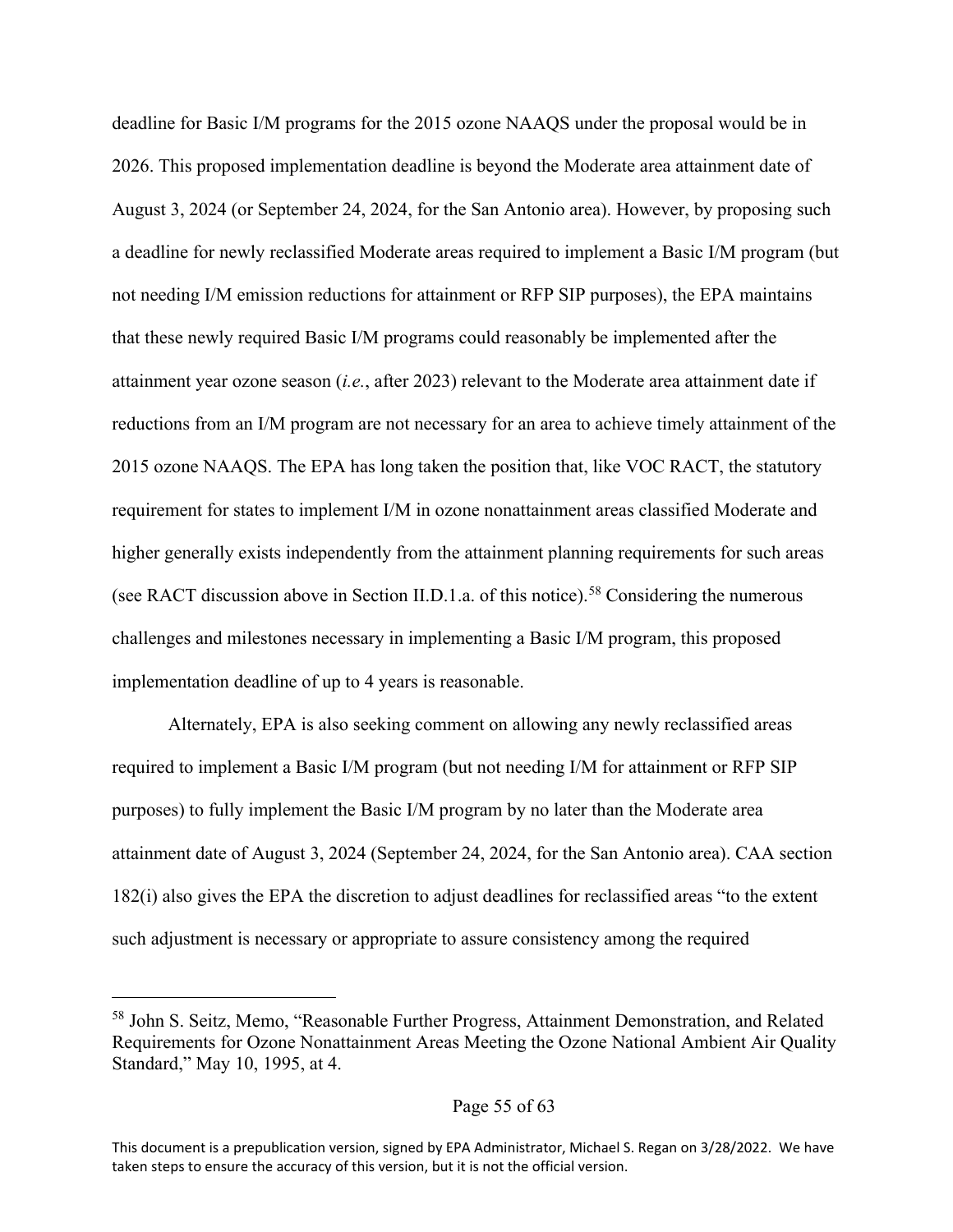deadline for Basic I/M programs for the 2015 ozone NAAQS under the proposal would be in 2026. This proposed implementation deadline is beyond the Moderate area attainment date of August 3, 2024 (or September 24, 2024, for the San Antonio area). However, by proposing such a deadline for newly reclassified Moderate areas required to implement a Basic I/M program (but not needing I/M emission reductions for attainment or RFP SIP purposes), the EPA maintains that these newly required Basic I/M programs could reasonably be implemented after the attainment year ozone season (*i.e.*, after 2023) relevant to the Moderate area attainment date if reductions from an I/M program are not necessary for an area to achieve timely attainment of the 2015 ozone NAAQS. The EPA has long taken the position that, like VOC RACT, the statutory requirement for states to implement I/M in ozone nonattainment areas classified Moderate and higher generally exists independently from the attainment planning requirements for such areas (see RACT discussion above in Section II.D.1.a. of this notice).[58] Considering the numerous challenges and milestones necessary in implementing a Basic I/M program, this proposed implementation deadline of up to 4 years is reasonable.

Alternately, EPA is also seeking comment on allowing any newly reclassified areas required to implement a Basic I/M program (but not needing I/M for attainment or RFP SIP purposes) to fully implement the Basic I/M program by no later than the Moderate area attainment date of August 3, 2024 (September 24, 2024, for the San Antonio area). CAA section 182(i) also gives the EPA the discretion to adjust deadlines for reclassified areas "to the extent such adjustment is necessary or appropriate to assure consistency among the required

---

[58] John S. Seitz, Memo, "Reasonable Further Progress, Attainment Demonstration, and Related Requirements for Ozone Nonattainment Areas Meeting the Ozone National Ambient Air Quality Standard," May 10, 1995, at 4.

This document is a prepublication version, signed by EPA Administrator, Michael S. Regan on 3/28/2022. We have taken steps to ensure the accuracy of this version, but it is not the official version.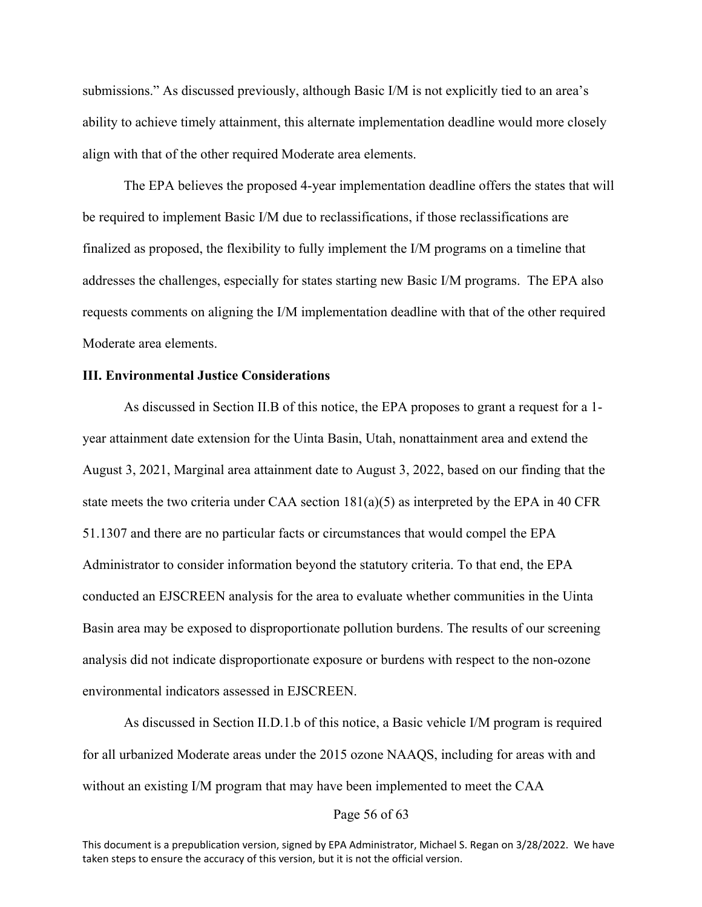submissions." As discussed previously, although Basic I/M is not explicitly tied to an area's ability to achieve timely attainment, this alternate implementation deadline would more closely align with that of the other required Moderate area elements.

The EPA believes the proposed 4-year implementation deadline offers the states that will be required to implement Basic I/M due to reclassifications, if those reclassifications are finalized as proposed, the flexibility to fully implement the I/M programs on a timeline that addresses the challenges, especially for states starting new Basic I/M programs. The EPA also requests comments on aligning the I/M implementation deadline with that of the other required Moderate area elements.

**III. Environmental Justice Considerations**

As discussed in Section II.B of this notice, the EPA proposes to grant a request for a 1-year attainment date extension for the Uinta Basin, Utah, nonattainment area and extend the August 3, 2021, Marginal area attainment date to August 3, 2022, based on our finding that the state meets the two criteria under CAA section 181(a)(5) as interpreted by the EPA in 40 CFR 51.1307 and there are no particular facts or circumstances that would compel the EPA Administrator to consider information beyond the statutory criteria. To that end, the EPA conducted an EJSCREEN analysis for the area to evaluate whether communities in the Uinta Basin area may be exposed to disproportionate pollution burdens. The results of our screening analysis did not indicate disproportionate exposure or burdens with respect to the non-ozone environmental indicators assessed in EJSCREEN.

As discussed in Section II.D.1.b of this notice, a Basic vehicle I/M program is required for all urbanized Moderate areas under the 2015 ozone NAAQS, including for areas with and without an existing I/M program that may have been implemented to meet the CAA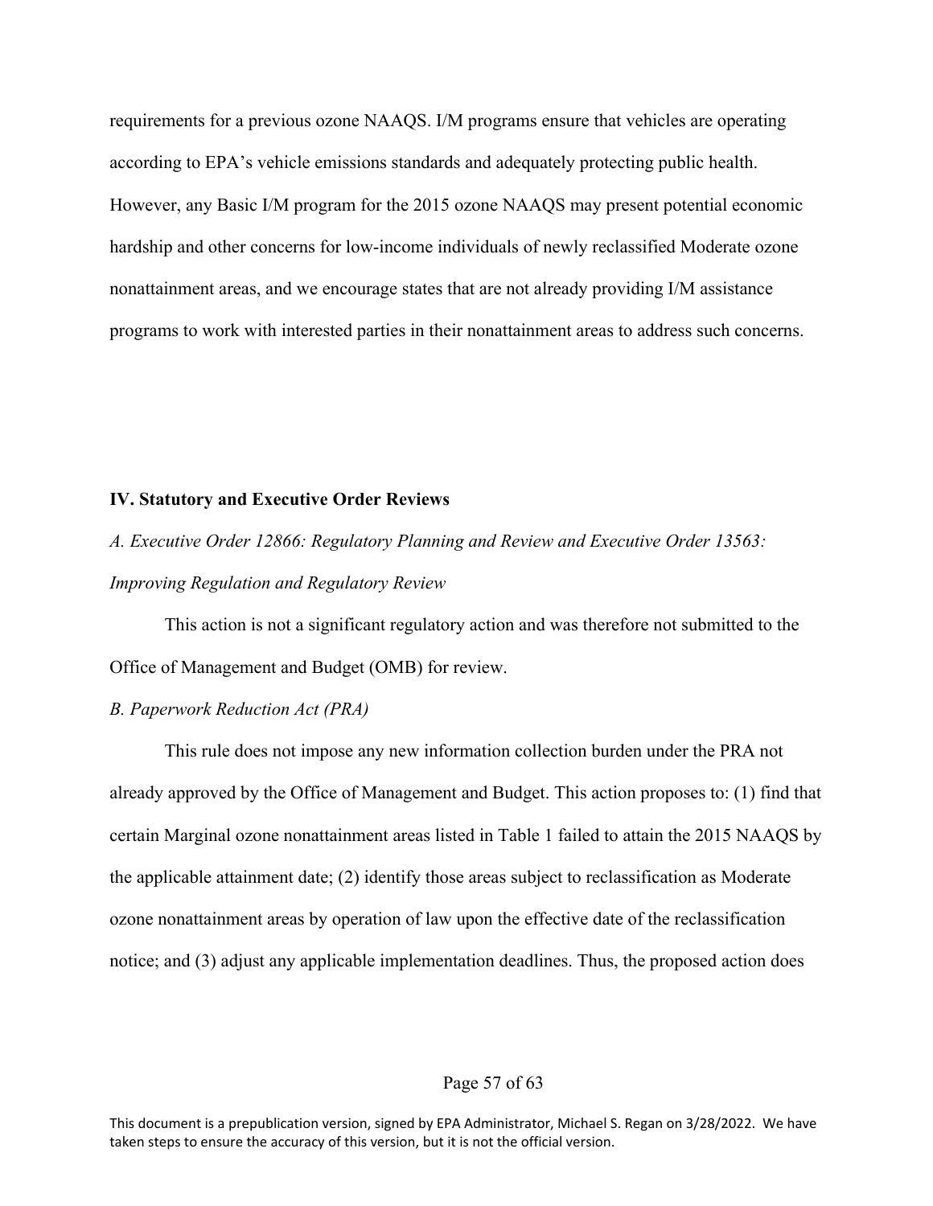requirements for a previous ozone NAAQS. I/M programs ensure that vehicles are operating according to EPA's vehicle emissions standards and adequately protecting public health. However, any Basic I/M program for the 2015 ozone NAAQS may present potential economic hardship and other concerns for low-income individuals of newly reclassified Moderate ozone nonattainment areas, and we encourage states that are not already providing I/M assistance programs to work with interested parties in their nonattainment areas to address such concerns.

## IV. Statutory and Executive Order Reviews

### *A. Executive Order 12866: Regulatory Planning and Review and Executive Order 13563: Improving Regulation and Regulatory Review*

This action is not a significant regulatory action and was therefore not submitted to the Office of Management and Budget (OMB) for review.

### *B. Paperwork Reduction Act (PRA)*

This rule does not impose any new information collection burden under the PRA not already approved by the Office of Management and Budget. This action proposes to: (1) find that certain Marginal ozone nonattainment areas listed in Table 1 failed to attain the 2015 NAAQS by the applicable attainment date; (2) identify those areas subject to reclassification as Moderate ozone nonattainment areas by operation of law upon the effective date of the reclassification notice; and (3) adjust any applicable implementation deadlines. Thus, the proposed action does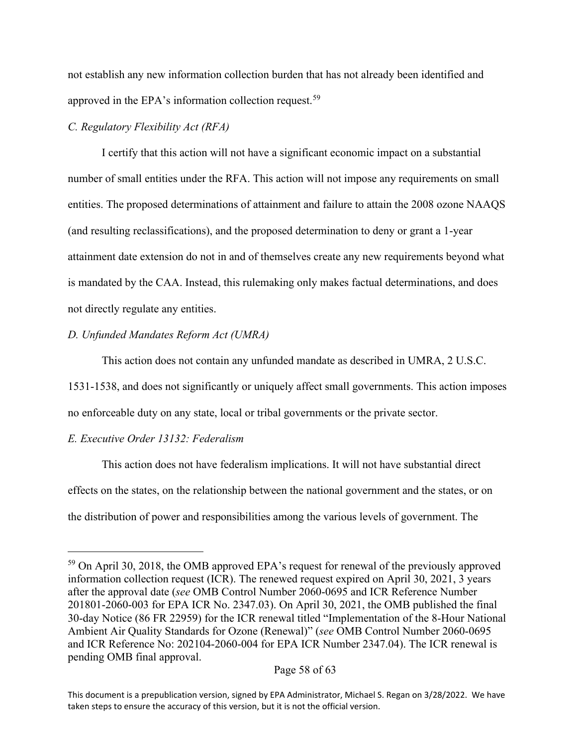not establish any new information collection burden that has not already been identified and approved in the EPA's information collection request.[59]

*C. Regulatory Flexibility Act (RFA)*

I certify that this action will not have a significant economic impact on a substantial number of small entities under the RFA. This action will not impose any requirements on small entities. The proposed determinations of attainment and failure to attain the 2008 ozone NAAQS (and resulting reclassifications), and the proposed determination to deny or grant a 1-year attainment date extension do not in and of themselves create any new requirements beyond what is mandated by the CAA. Instead, this rulemaking only makes factual determinations, and does not directly regulate any entities.

*D. Unfunded Mandates Reform Act (UMRA)*

This action does not contain any unfunded mandate as described in UMRA, 2 U.S.C. 1531-1538, and does not significantly or uniquely affect small governments. This action imposes no enforceable duty on any state, local or tribal governments or the private sector.

*E. Executive Order 13132: Federalism*

This action does not have federalism implications. It will not have substantial direct effects on the states, on the relationship between the national government and the states, or on the distribution of power and responsibilities among the various levels of government. The

---

[59] On April 30, 2018, the OMB approved EPA's request for renewal of the previously approved information collection request (ICR). The renewed request expired on April 30, 2021, 3 years after the approval date (*see* OMB Control Number 2060-0695 and ICR Reference Number 201801-2060-003 for EPA ICR No. 2347.03). On April 30, 2021, the OMB published the final 30-day Notice (86 FR 22959) for the ICR renewal titled "Implementation of the 8-Hour National Ambient Air Quality Standards for Ozone (Renewal)" (*see* OMB Control Number 2060-0695 and ICR Reference No: 202104-2060-004 for EPA ICR Number 2347.04). The ICR renewal is pending OMB final approval.

This document is a prepublication version, signed by EPA Administrator, Michael S. Regan on 3/28/2022. We have taken steps to ensure the accuracy of this version, but it is not the official version.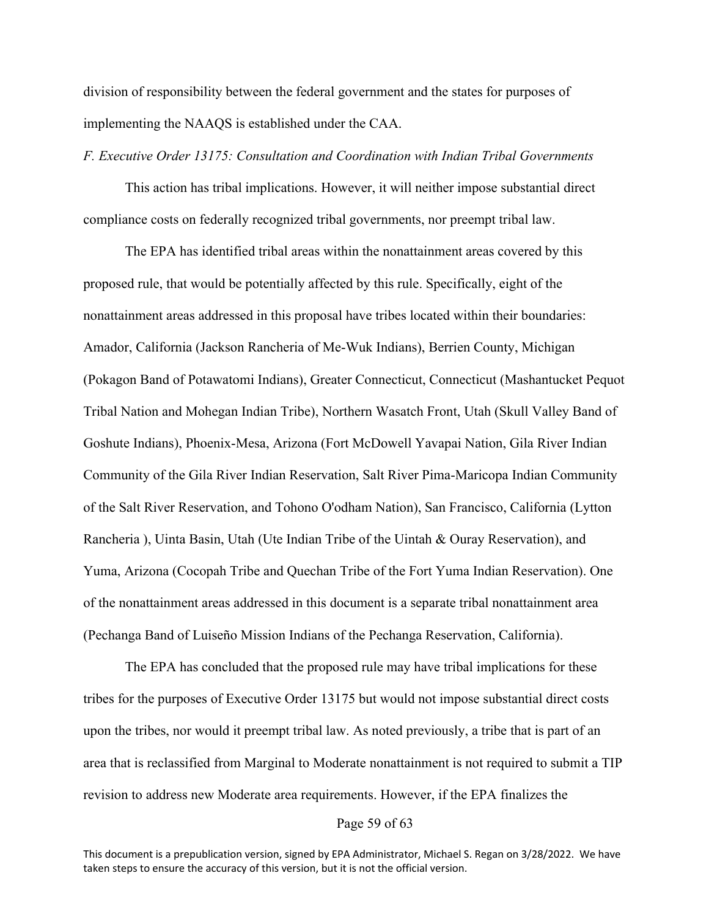division of responsibility between the federal government and the states for purposes of implementing the NAAQS is established under the CAA.

*F. Executive Order 13175: Consultation and Coordination with Indian Tribal Governments*

This action has tribal implications. However, it will neither impose substantial direct compliance costs on federally recognized tribal governments, nor preempt tribal law.

The EPA has identified tribal areas within the nonattainment areas covered by this proposed rule, that would be potentially affected by this rule. Specifically, eight of the nonattainment areas addressed in this proposal have tribes located within their boundaries: Amador, California (Jackson Rancheria of Me-Wuk Indians), Berrien County, Michigan (Pokagon Band of Potawatomi Indians), Greater Connecticut, Connecticut (Mashantucket Pequot Tribal Nation and Mohegan Indian Tribe), Northern Wasatch Front, Utah (Skull Valley Band of Goshute Indians), Phoenix-Mesa, Arizona (Fort McDowell Yavapai Nation, Gila River Indian Community of the Gila River Indian Reservation, Salt River Pima-Maricopa Indian Community of the Salt River Reservation, and Tohono O'odham Nation), San Francisco, California (Lytton Rancheria ), Uinta Basin, Utah (Ute Indian Tribe of the Uintah & Ouray Reservation), and Yuma, Arizona (Cocopah Tribe and Quechan Tribe of the Fort Yuma Indian Reservation). One of the nonattainment areas addressed in this document is a separate tribal nonattainment area (Pechanga Band of Luiseño Mission Indians of the Pechanga Reservation, California).

The EPA has concluded that the proposed rule may have tribal implications for these tribes for the purposes of Executive Order 13175 but would not impose substantial direct costs upon the tribes, nor would it preempt tribal law. As noted previously, a tribe that is part of an area that is reclassified from Marginal to Moderate nonattainment is not required to submit a TIP revision to address new Moderate area requirements. However, if the EPA finalizes the

This document is a prepublication version, signed by EPA Administrator, Michael S. Regan on 3/28/2022. We have taken steps to ensure the accuracy of this version, but it is not the official version.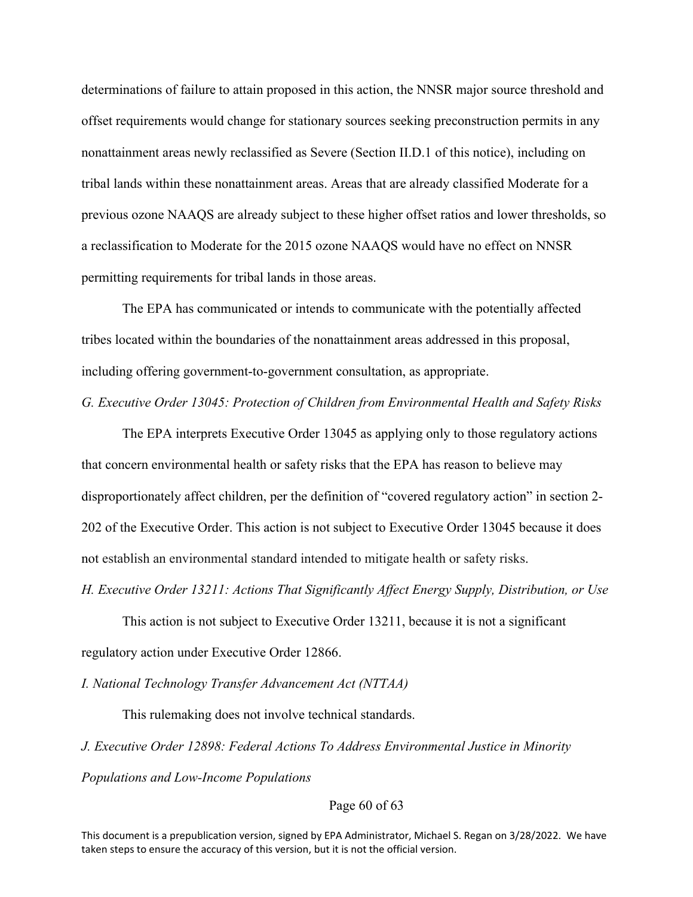determinations of failure to attain proposed in this action, the NNSR major source threshold and offset requirements would change for stationary sources seeking preconstruction permits in any nonattainment areas newly reclassified as Severe (Section II.D.1 of this notice), including on tribal lands within these nonattainment areas. Areas that are already classified Moderate for a previous ozone NAAQS are already subject to these higher offset ratios and lower thresholds, so a reclassification to Moderate for the 2015 ozone NAAQS would have no effect on NNSR permitting requirements for tribal lands in those areas.

The EPA has communicated or intends to communicate with the potentially affected tribes located within the boundaries of the nonattainment areas addressed in this proposal, including offering government-to-government consultation, as appropriate.

*G. Executive Order 13045: Protection of Children from Environmental Health and Safety Risks*

The EPA interprets Executive Order 13045 as applying only to those regulatory actions that concern environmental health or safety risks that the EPA has reason to believe may disproportionately affect children, per the definition of "covered regulatory action" in section 2-202 of the Executive Order. This action is not subject to Executive Order 13045 because it does not establish an environmental standard intended to mitigate health or safety risks.

*H. Executive Order 13211: Actions That Significantly Affect Energy Supply, Distribution, or Use*

This action is not subject to Executive Order 13211, because it is not a significant regulatory action under Executive Order 12866.

*I. National Technology Transfer Advancement Act (NTTAA)*

This rulemaking does not involve technical standards.

*J. Executive Order 12898: Federal Actions To Address Environmental Justice in Minority Populations and Low-Income Populations*

This document is a prepublication version, signed by EPA Administrator, Michael S. Regan on 3/28/2022. We have taken steps to ensure the accuracy of this version, but it is not the official version.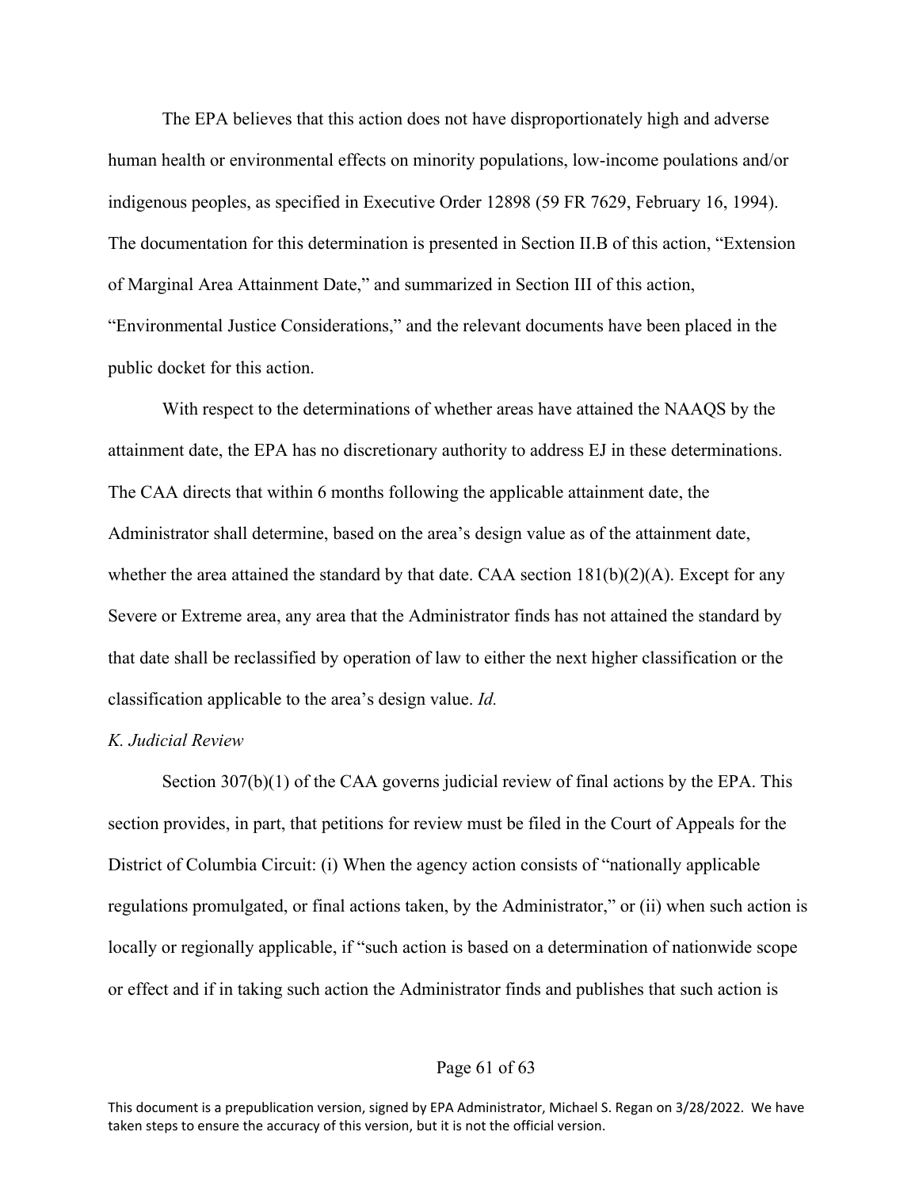The EPA believes that this action does not have disproportionately high and adverse human health or environmental effects on minority populations, low-income poulations and/or indigenous peoples, as specified in Executive Order 12898 (59 FR 7629, February 16, 1994). The documentation for this determination is presented in Section II.B of this action, "Extension of Marginal Area Attainment Date," and summarized in Section III of this action, "Environmental Justice Considerations," and the relevant documents have been placed in the public docket for this action.

With respect to the determinations of whether areas have attained the NAAQS by the attainment date, the EPA has no discretionary authority to address EJ in these determinations. The CAA directs that within 6 months following the applicable attainment date, the Administrator shall determine, based on the area's design value as of the attainment date, whether the area attained the standard by that date. CAA section 181(b)(2)(A). Except for any Severe or Extreme area, any area that the Administrator finds has not attained the standard by that date shall be reclassified by operation of law to either the next higher classification or the classification applicable to the area's design value. *Id.*

*K. Judicial Review*

Section 307(b)(1) of the CAA governs judicial review of final actions by the EPA. This section provides, in part, that petitions for review must be filed in the Court of Appeals for the District of Columbia Circuit: (i) When the agency action consists of "nationally applicable regulations promulgated, or final actions taken, by the Administrator," or (ii) when such action is locally or regionally applicable, if "such action is based on a determination of nationwide scope or effect and if in taking such action the Administrator finds and publishes that such action is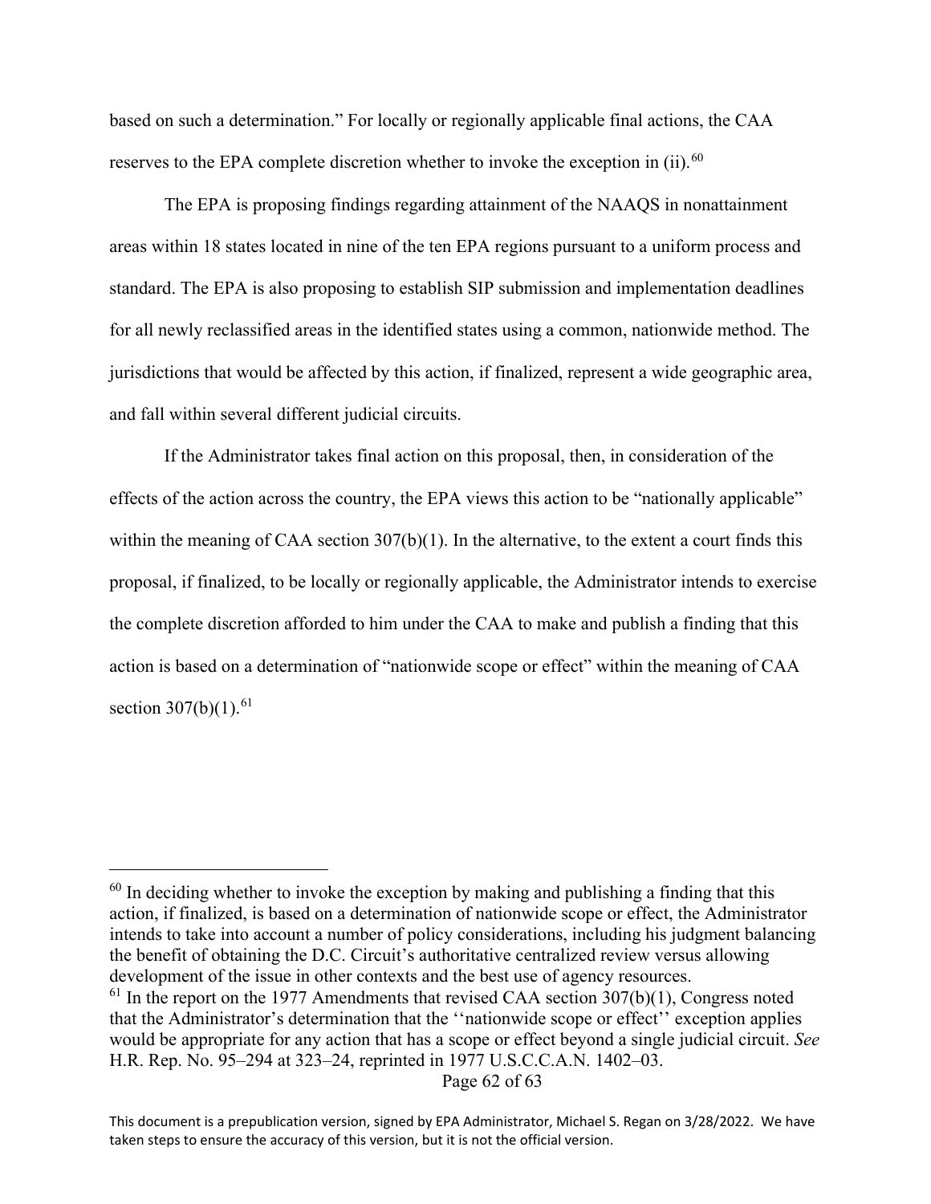based on such a determination." For locally or regionally applicable final actions, the CAA reserves to the EPA complete discretion whether to invoke the exception in (ii).[60]

The EPA is proposing findings regarding attainment of the NAAQS in nonattainment areas within 18 states located in nine of the ten EPA regions pursuant to a uniform process and standard. The EPA is also proposing to establish SIP submission and implementation deadlines for all newly reclassified areas in the identified states using a common, nationwide method. The jurisdictions that would be affected by this action, if finalized, represent a wide geographic area, and fall within several different judicial circuits.

If the Administrator takes final action on this proposal, then, in consideration of the effects of the action across the country, the EPA views this action to be "nationally applicable" within the meaning of CAA section 307(b)(1). In the alternative, to the extent a court finds this proposal, if finalized, to be locally or regionally applicable, the Administrator intends to exercise the complete discretion afforded to him under the CAA to make and publish a finding that this action is based on a determination of "nationwide scope or effect" within the meaning of CAA section 307(b)(1).[61]

---

[60] In deciding whether to invoke the exception by making and publishing a finding that this action, if finalized, is based on a determination of nationwide scope or effect, the Administrator intends to take into account a number of policy considerations, including his judgment balancing the benefit of obtaining the D.C. Circuit's authoritative centralized review versus allowing development of the issue in other contexts and the best use of agency resources.

[61] In the report on the 1977 Amendments that revised CAA section 307(b)(1), Congress noted that the Administrator's determination that the ''nationwide scope or effect'' exception applies would be appropriate for any action that has a scope or effect beyond a single judicial circuit. *See* H.R. Rep. No. 95–294 at 323–24, reprinted in 1977 U.S.C.C.A.N. 1402–03.

This document is a prepublication version, signed by EPA Administrator, Michael S. Regan on 3/28/2022. We have taken steps to ensure the accuracy of this version, but it is not the official version.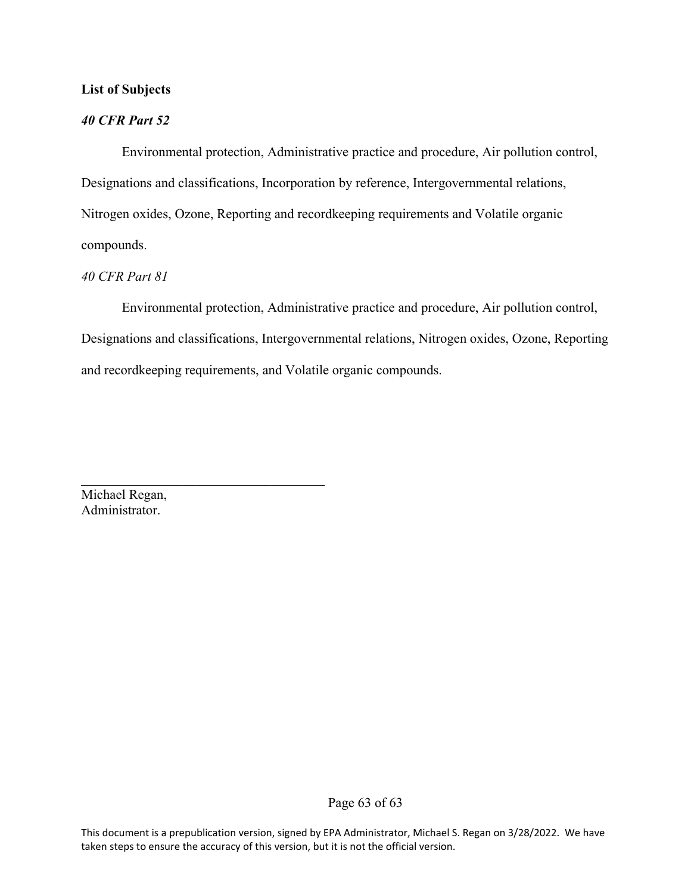**List of Subjects**

*40 CFR Part 52*

Environmental protection, Administrative practice and procedure, Air pollution control, Designations and classifications, Incorporation by reference, Intergovernmental relations, Nitrogen oxides, Ozone, Reporting and recordkeeping requirements and Volatile organic compounds.

*40 CFR Part 81*

Environmental protection, Administrative practice and procedure, Air pollution control, Designations and classifications, Intergovernmental relations, Nitrogen oxides, Ozone, Reporting and recordkeeping requirements, and Volatile organic compounds.

\_\_\_\_\_\_\_\_\_\_\_\_\_\_\_\_\_\_\_\_\_\_\_\_\_\_\_\_\_\_\_\_\_\_\_\_

Michael Regan,
Administrator.

This document is a prepublication version, signed by EPA Administrator, Michael S. Regan on 3/28/2022. We have taken steps to ensure the accuracy of this version, but it is not the official version.